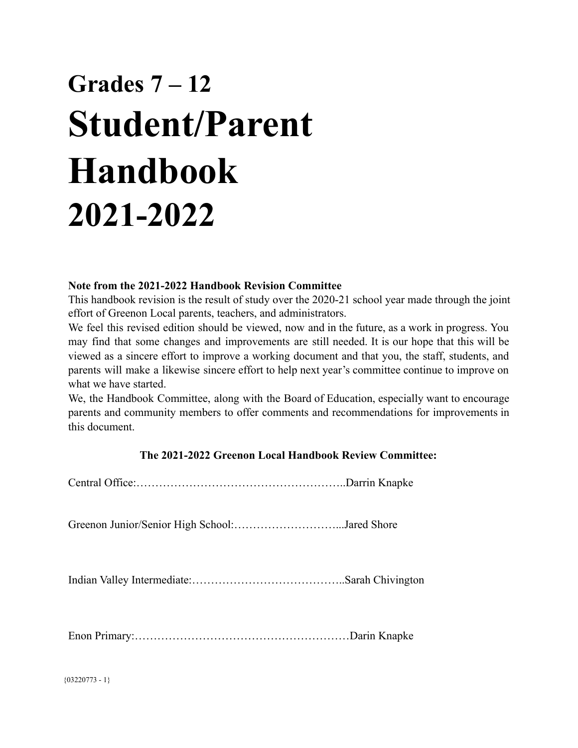# Grades 7 – 12
# Student/Parent Handbook 2021-2022

**Note from the 2021-2022 Handbook Revision Committee**

This handbook revision is the result of study over the 2020-21 school year made through the joint effort of Greenon Local parents, teachers, and administrators.

We feel this revised edition should be viewed, now and in the future, as a work in progress. You may find that some changes and improvements are still needed. It is our hope that this will be viewed as a sincere effort to improve a working document and that you, the staff, students, and parents will make a likewise sincere effort to help next year's committee continue to improve on what we have started.

We, the Handbook Committee, along with the Board of Education, especially want to encourage parents and community members to offer comments and recommendations for improvements in this document.

**The 2021-2022 Greenon Local Handbook Review Committee:**

Central Office:………………………………………………..Darrin Knapke

Greenon Junior/Senior High School:………………………...Jared Shore

Indian Valley Intermediate:…………………………………..Sarah Chivington

Enon Primary:…………………………………………………Darin Knapke

{03220773 - 1}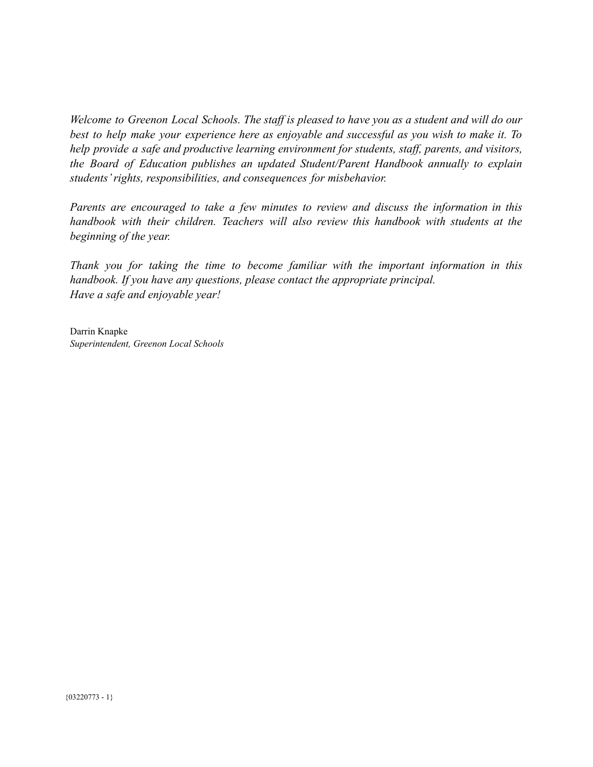*Welcome to Greenon Local Schools. The staff is pleased to have you as a student and will do our best to help make your experience here as enjoyable and successful as you wish to make it. To help provide a safe and productive learning environment for students, staff, parents, and visitors, the Board of Education publishes an updated Student/Parent Handbook annually to explain students' rights, responsibilities, and consequences for misbehavior.*

*Parents are encouraged to take a few minutes to review and discuss the information in this handbook with their children. Teachers will also review this handbook with students at the beginning of the year.*

*Thank you for taking the time to become familiar with the important information in this handbook. If you have any questions, please contact the appropriate principal.*
*Have a safe and enjoyable year!*

Darrin Knapke
*Superintendent, Greenon Local Schools*

{03220773 - 1}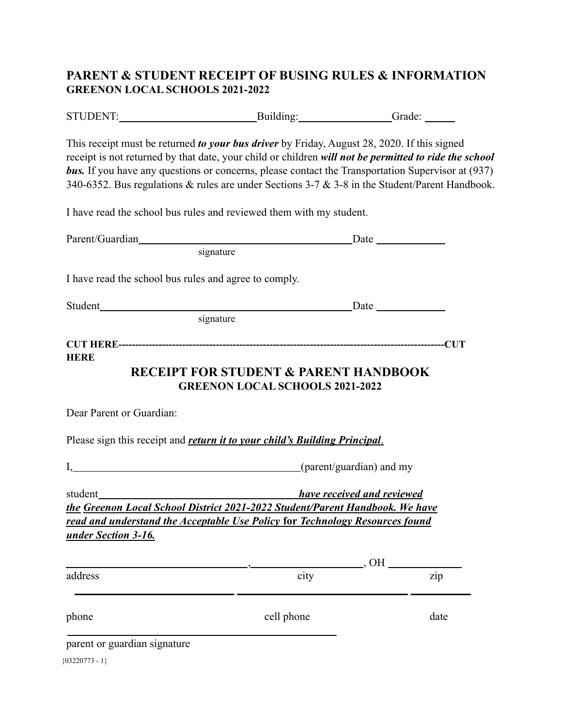## PARENT & STUDENT RECEIPT OF BUSING RULES & INFORMATION
**GREENON LOCAL SCHOOLS 2021-2022**

STUDENT:\_\_\_\_\_\_\_\_\_\_\_\_\_\_\_\_\_\_\_\_\_\_\_\_\_\_Building:\_\_\_\_\_\_\_\_\_\_\_\_\_\_\_\_\_\_Grade: \_\_\_\_\_\_

This receipt must be returned ***to your bus driver*** by Friday, August 28, 2020. If this signed receipt is not returned by that date, your child or children ***will not be permitted to ride the school bus.*** If you have any questions or concerns, please contact the Transportation Supervisor at (937) 340-6352. Bus regulations & rules are under Sections 3-7 & 3-8 in the Student/Parent Handbook.

I have read the school bus rules and reviewed them with my student.

Parent/Guardian\_\_\_\_\_\_\_\_\_\_\_\_\_\_\_\_\_\_\_\_\_\_\_\_\_\_\_\_\_\_\_\_\_\_\_\_\_\_\_\_\_\_\_\_Date \_\_\_\_\_\_\_\_\_\_\_\_\_\_
signature

I have read the school bus rules and agree to comply.

Student\_\_\_\_\_\_\_\_\_\_\_\_\_\_\_\_\_\_\_\_\_\_\_\_\_\_\_\_\_\_\_\_\_\_\_\_\_\_\_\_\_\_\_\_\_\_\_\_\_\_\_\_Date \_\_\_\_\_\_\_\_\_\_\_\_\_\_
signature

**CUT HERE-----------------------------------------------------------------------------------------------CUT HERE**

## RECEIPT FOR STUDENT & PARENT HANDBOOK
**GREENON LOCAL SCHOOLS 2021-2022**

Dear Parent or Guardian:

Please sign this receipt and ***return it to your child's Building Principal***.

I,\_\_\_\_\_\_\_\_\_\_\_\_\_\_\_\_\_\_\_\_\_\_\_\_\_\_\_\_\_\_\_\_\_\_\_\_\_\_\_\_\_\_\_\_(parent/guardian) and my

student\_\_\_\_\_\_\_\_\_\_\_\_\_\_\_\_\_\_\_\_\_\_\_\_\_\_\_\_\_\_\_\_\_\_\_\_\_\_\_\_\_\_ ***have received and reviewed the Greenon Local School District 2021-2022 Student/Parent Handbook. We have read and understand the Acceptable Use Policy* for *Technology Resources found under Section 3-16.***

\_\_\_\_\_\_\_\_\_\_\_\_\_\_\_\_\_\_\_\_\_\_\_\_\_\_\_\_\_\_\_\_\_\_\_\_\_\_, \_\_\_\_\_\_\_\_\_\_\_\_\_\_\_\_\_\_\_\_\_\_\_\_, OH \_\_\_\_\_\_\_\_\_\_\_\_\_\_\_
address city zip

\_\_\_\_\_\_\_\_\_\_\_\_\_\_\_\_\_\_\_\_\_\_\_\_\_\_\_\_\_\_\_\_\_\_\_\_ \_\_\_\_\_\_\_\_\_\_\_\_\_\_\_\_\_\_\_\_\_\_\_\_\_\_\_\_\_\_\_\_\_\_\_\_\_\_\_\_ \_\_\_\_\_\_\_\_\_\_\_\_\_\_

phone cell phone date

\_\_\_\_\_\_\_\_\_\_\_\_\_\_\_\_\_\_\_\_\_\_\_\_\_\_\_\_\_\_\_\_\_\_\_\_\_\_\_\_\_\_\_\_\_\_\_\_\_\_\_\_\_\_\_\_\_\_\_\_\_\_
parent or guardian signature

{03220773 - 1}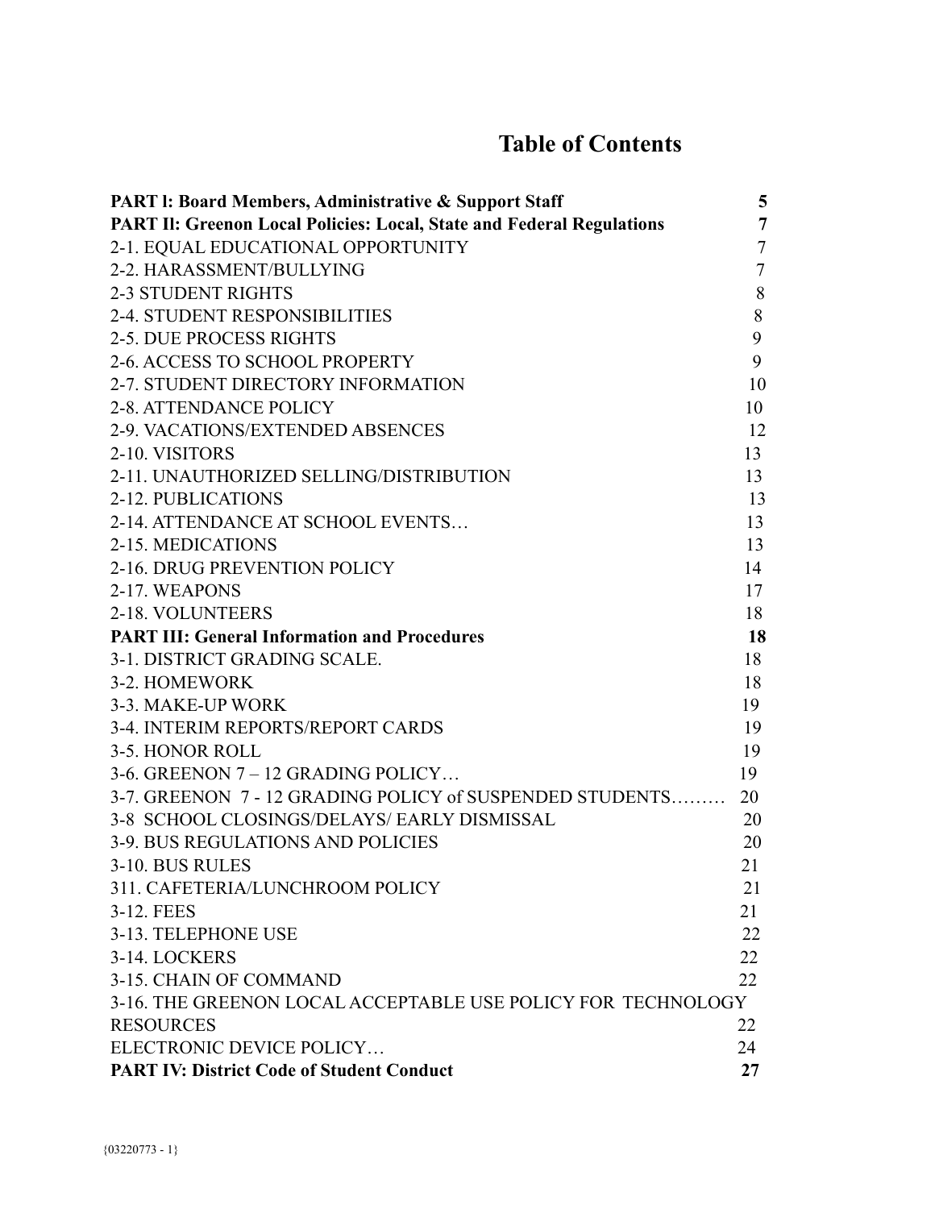# Table of Contents

| | |
|---|---|
| **PART l: Board Members, Administrative & Support Staff** | **5** |
| **PART Il: Greenon Local Policies: Local, State and Federal Regulations** | **7** |
| 2-1. EQUAL EDUCATIONAL OPPORTUNITY | 7 |
| 2-2. HARASSMENT/BULLYING | 7 |
| 2-3 STUDENT RIGHTS | 8 |
| 2-4. STUDENT RESPONSIBILITIES | 8 |
| 2-5. DUE PROCESS RIGHTS | 9 |
| 2-6. ACCESS TO SCHOOL PROPERTY | 9 |
| 2-7. STUDENT DIRECTORY INFORMATION | 10 |
| 2-8. ATTENDANCE POLICY | 10 |
| 2-9. VACATIONS/EXTENDED ABSENCES | 12 |
| 2-10. VISITORS | 13 |
| 2-11. UNAUTHORIZED SELLING/DISTRIBUTION | 13 |
| 2-12. PUBLICATIONS | 13 |
| 2-14. ATTENDANCE AT SCHOOL EVENTS… | 13 |
| 2-15. MEDICATIONS | 13 |
| 2-16. DRUG PREVENTION POLICY | 14 |
| 2-17. WEAPONS | 17 |
| 2-18. VOLUNTEERS | 18 |
| **PART III: General Information and Procedures** | **18** |
| 3-1. DISTRICT GRADING SCALE. | 18 |
| 3-2. HOMEWORK | 18 |
| 3-3. MAKE-UP WORK | 19 |
| 3-4. INTERIM REPORTS/REPORT CARDS | 19 |
| 3-5. HONOR ROLL | 19 |
| 3-6. GREENON 7 – 12 GRADING POLICY… | 19 |
| 3-7. GREENON 7 - 12 GRADING POLICY of SUSPENDED STUDENTS……… | 20 |
| 3-8 SCHOOL CLOSINGS/DELAYS/ EARLY DISMISSAL | 20 |
| 3-9. BUS REGULATIONS AND POLICIES | 20 |
| 3-10. BUS RULES | 21 |
| 311. CAFETERIA/LUNCHROOM POLICY | 21 |
| 3-12. FEES | 21 |
| 3-13. TELEPHONE USE | 22 |
| 3-14. LOCKERS | 22 |
| 3-15. CHAIN OF COMMAND | 22 |
| 3-16. THE GREENON LOCAL ACCEPTABLE USE POLICY FOR TECHNOLOGY RESOURCES | 22 |
| ELECTRONIC DEVICE POLICY… | 24 |
| **PART IV: District Code of Student Conduct** | **27** |

{03220773 - 1}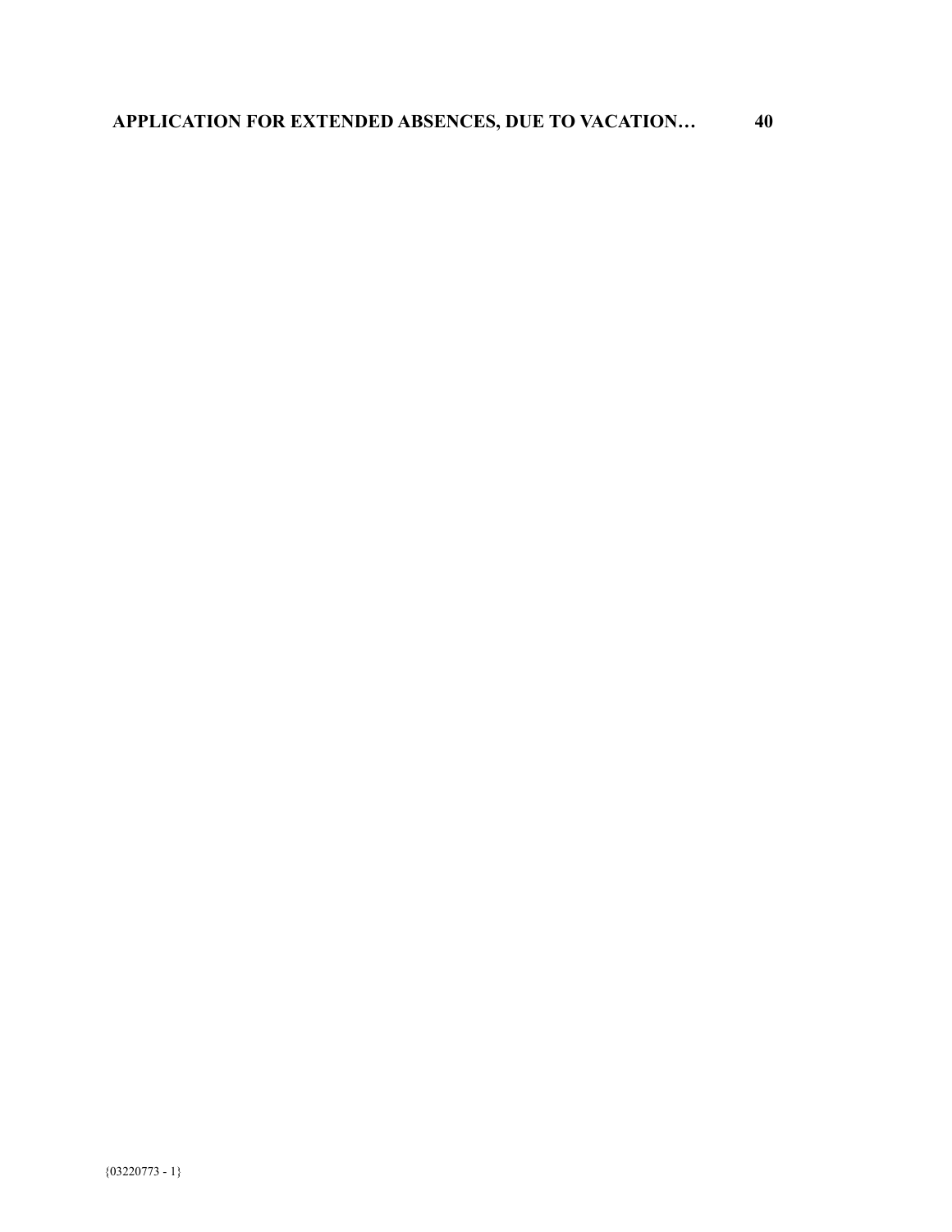**APPLICATION FOR EXTENDED ABSENCES, DUE TO VACATION… 40**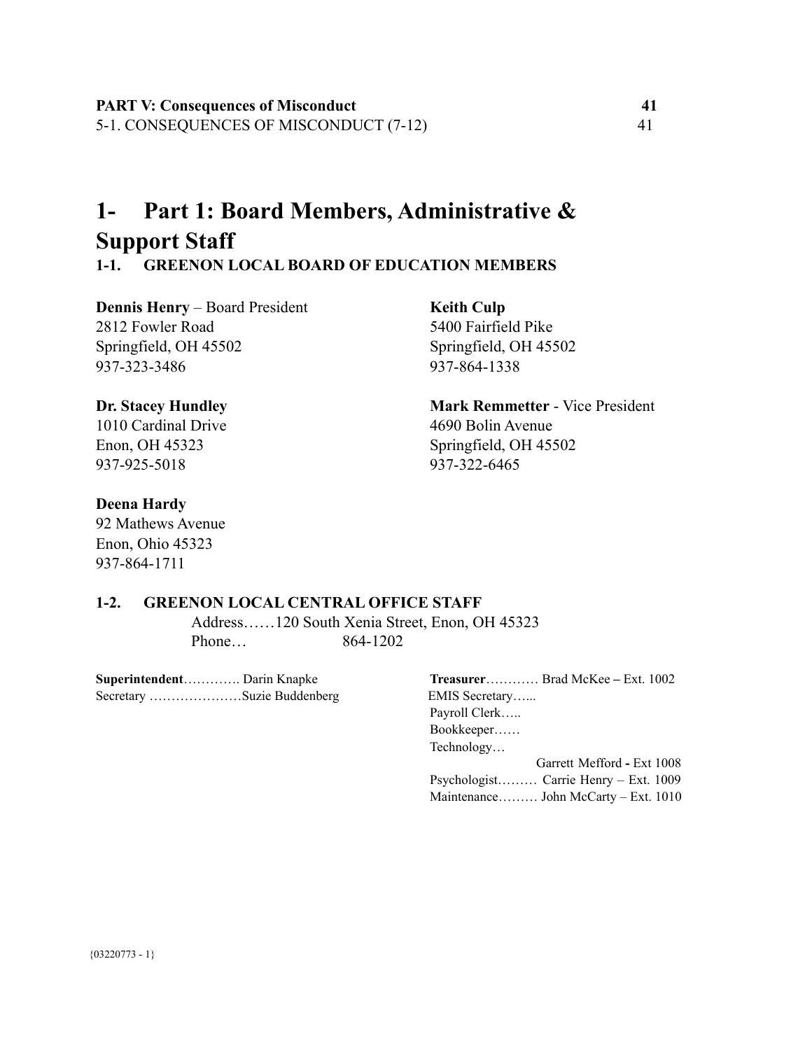**PART V: Consequences of Misconduct** **41**

5-1. CONSEQUENCES OF MISCONDUCT (7-12) 41

# 1- Part 1: Board Members, Administrative & Support Staff

### 1-1. GREENON LOCAL BOARD OF EDUCATION MEMBERS

**Dennis Henry** – Board President
2812 Fowler Road
Springfield, OH 45502
937-323-3486

**Keith Culp**
5400 Fairfield Pike
Springfield, OH 45502
937-864-1338

**Dr. Stacey Hundley**
1010 Cardinal Drive
Enon, OH 45323
937-925-5018

**Mark Remmetter** - Vice President
4690 Bolin Avenue
Springfield, OH 45502
937-322-6465

**Deena Hardy**
92 Mathews Avenue
Enon, Ohio 45323
937-864-1711

### 1-2. GREENON LOCAL CENTRAL OFFICE STAFF

Address……120 South Xenia Street, Enon, OH 45323
Phone… 864-1202

**Superintendent**…………. Darin Knapke
Secretary …………………Suzie Buddenberg

**Treasurer**………… Brad McKee – Ext. 1002
EMIS Secretary…...
Payroll Clerk…..
Bookkeeper……
Technology…
Garrett Mefford - Ext 1008
Psychologist……… Carrie Henry – Ext. 1009
Maintenance……… John McCarty – Ext. 1010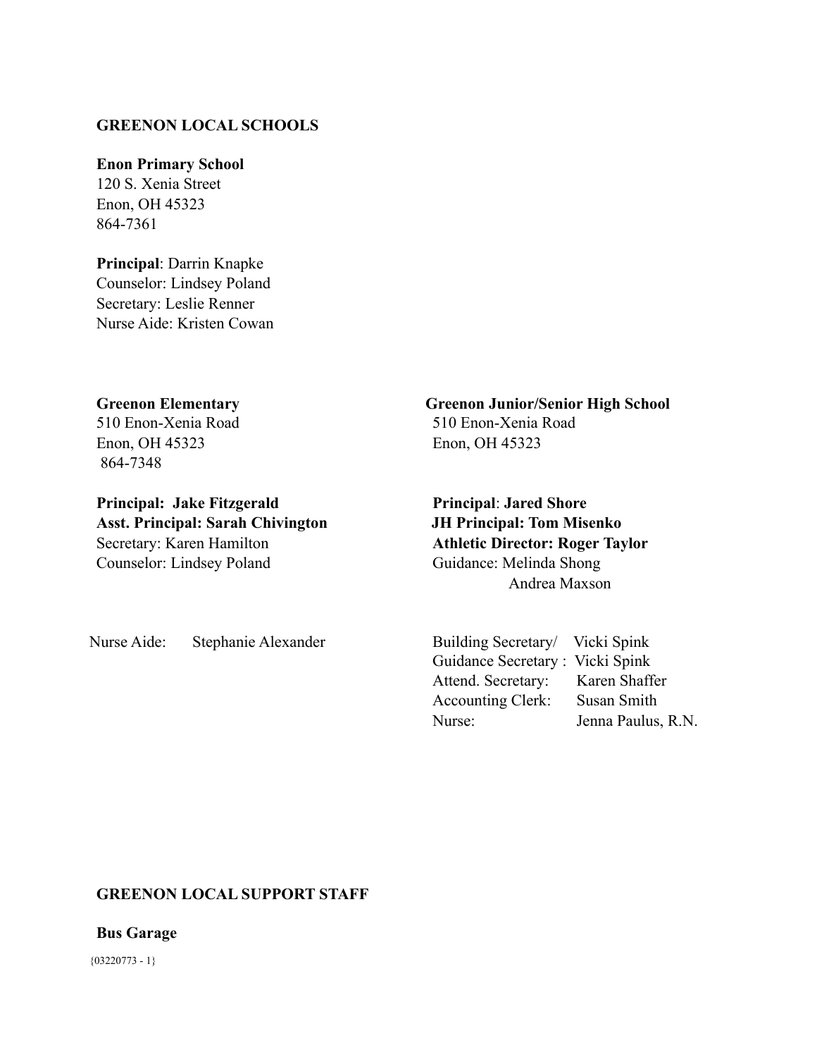**GREENON LOCAL SCHOOLS**

**Enon Primary School**
120 S. Xenia Street
Enon, OH 45323
864-7361

**Principal**: Darrin Knapke
Counselor: Lindsey Poland
Secretary: Leslie Renner
Nurse Aide: Kristen Cowan

**Greenon Elementary**
510 Enon-Xenia Road
Enon, OH 45323
864-7348

**Principal: Jake Fitzgerald**
**Asst. Principal: Sarah Chivington**
Secretary: Karen Hamilton
Counselor: Lindsey Poland

Nurse Aide: Stephanie Alexander

**Greenon Junior/Senior High School**
510 Enon-Xenia Road
Enon, OH 45323

**Principal**: **Jared Shore**
**JH Principal: Tom Misenko**
**Athletic Director: Roger Taylor**
Guidance: Melinda Shong
Andrea Maxson

Building Secretary/ Vicki Spink
Guidance Secretary : Vicki Spink
Attend. Secretary: Karen Shaffer
Accounting Clerk: Susan Smith
Nurse: Jenna Paulus, R.N.

**GREENON LOCAL SUPPORT STAFF**

**Bus Garage**

{03220773 - 1}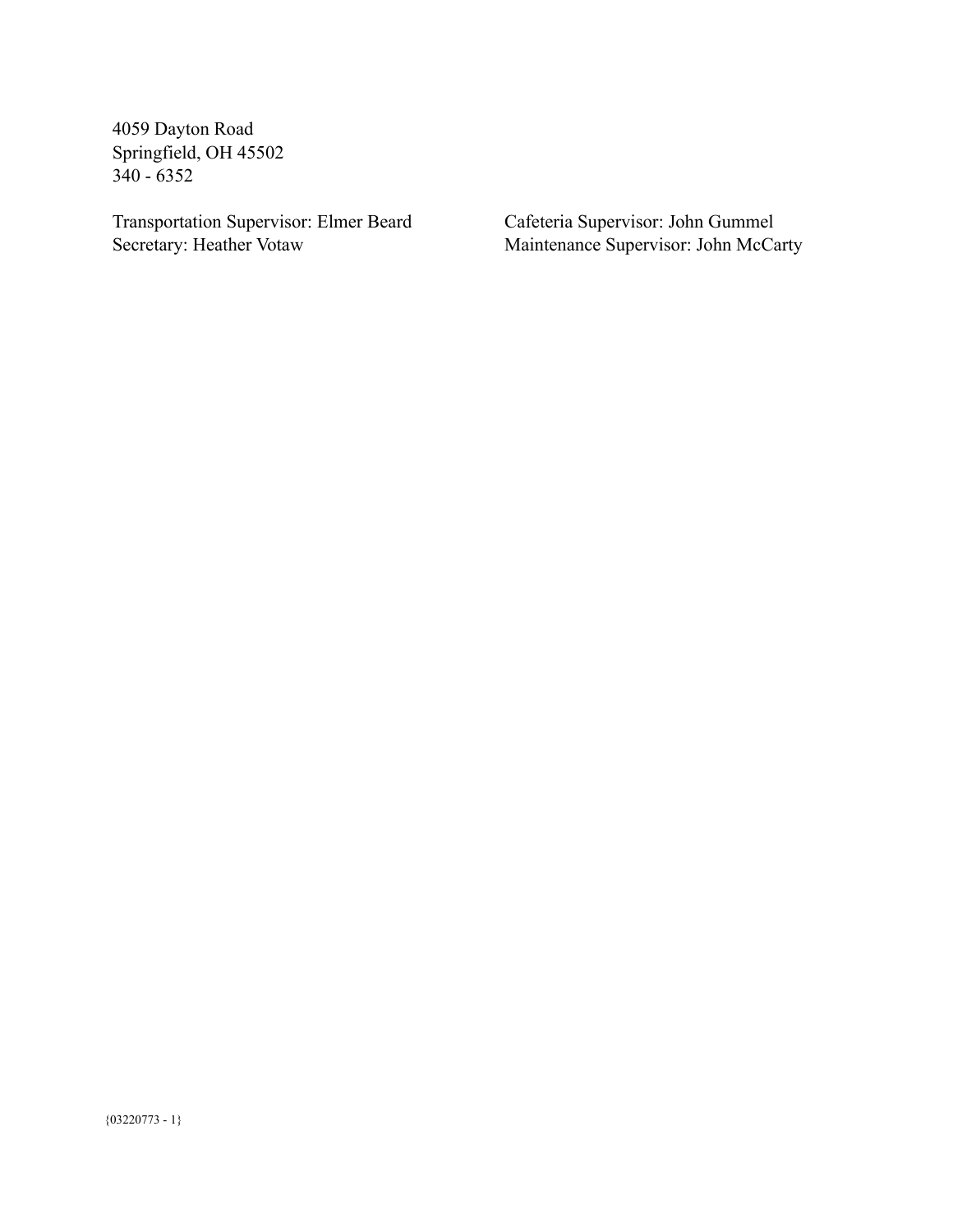4059 Dayton Road
Springfield, OH 45502
340 - 6352

Transportation Supervisor: Elmer Beard
Secretary: Heather Votaw

Cafeteria Supervisor: John Gummel
Maintenance Supervisor: John McCarty

{03220773 - 1}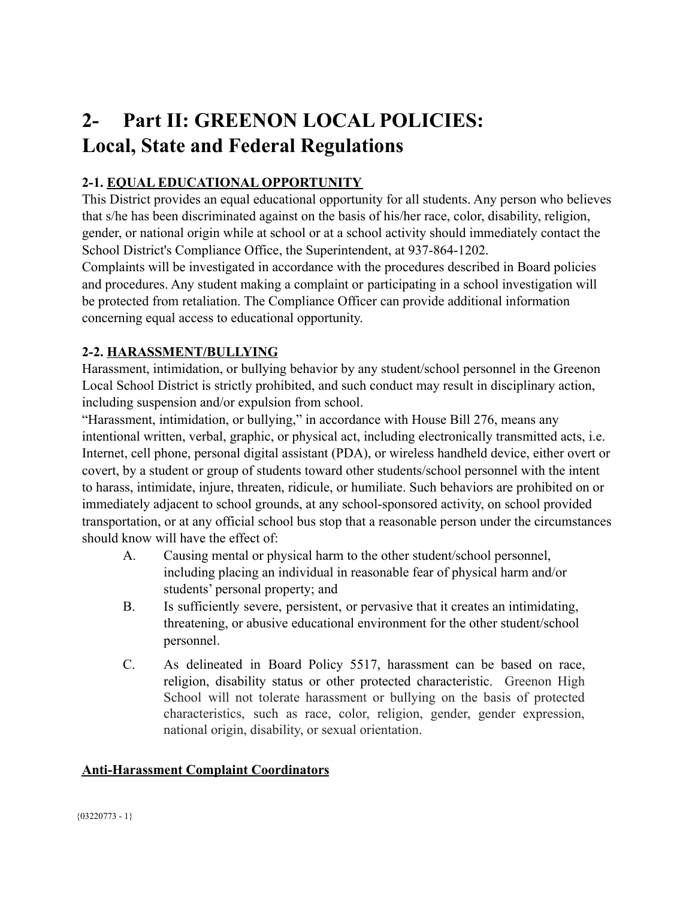# 2- Part II: GREENON LOCAL POLICIES: Local, State and Federal Regulations

### 2-1. <u>EQUAL EDUCATIONAL OPPORTUNITY</u>

This District provides an equal educational opportunity for all students. Any person who believes that s/he has been discriminated against on the basis of his/her race, color, disability, religion, gender, or national origin while at school or at a school activity should immediately contact the School District's Compliance Office, the Superintendent, at 937-864-1202.

Complaints will be investigated in accordance with the procedures described in Board policies and procedures. Any student making a complaint or participating in a school investigation will be protected from retaliation. The Compliance Officer can provide additional information concerning equal access to educational opportunity.

### 2-2. <u>HARASSMENT/BULLYING</u>

Harassment, intimidation, or bullying behavior by any student/school personnel in the Greenon Local School District is strictly prohibited, and such conduct may result in disciplinary action, including suspension and/or expulsion from school.

"Harassment, intimidation, or bullying," in accordance with House Bill 276, means any intentional written, verbal, graphic, or physical act, including electronically transmitted acts, i.e. Internet, cell phone, personal digital assistant (PDA), or wireless handheld device, either overt or covert, by a student or group of students toward other students/school personnel with the intent to harass, intimidate, injure, threaten, ridicule, or humiliate. Such behaviors are prohibited on or immediately adjacent to school grounds, at any school-sponsored activity, on school provided transportation, or at any official school bus stop that a reasonable person under the circumstances should know will have the effect of:

A. Causing mental or physical harm to the other student/school personnel, including placing an individual in reasonable fear of physical harm and/or students' personal property; and

B. Is sufficiently severe, persistent, or pervasive that it creates an intimidating, threatening, or abusive educational environment for the other student/school personnel.

C. As delineated in Board Policy 5517, harassment can be based on race, religion, disability status or other protected characteristic. Greenon High School will not tolerate harassment or bullying on the basis of protected characteristics, such as race, color, religion, gender, gender expression, national origin, disability, or sexual orientation.

**<u>Anti-Harassment Complaint Coordinators</u>**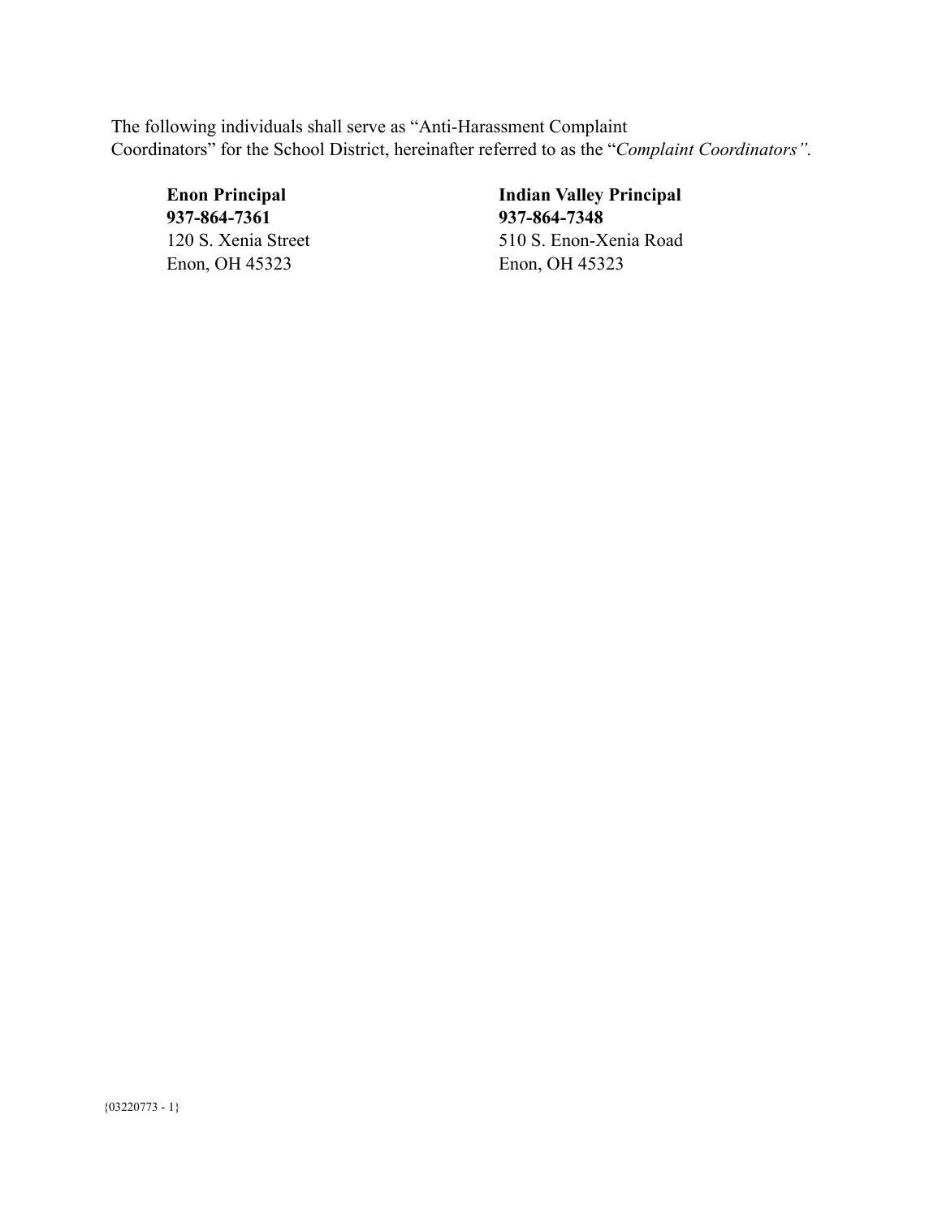The following individuals shall serve as "Anti-Harassment Complaint Coordinators" for the School District, hereinafter referred to as the "*Complaint Coordinators"*.

**Enon Principal**
**937-864-7361**
120 S. Xenia Street
Enon, OH 45323

**Indian Valley Principal**
**937-864-7348**
510 S. Enon-Xenia Road
Enon, OH 45323

{03220773 - 1}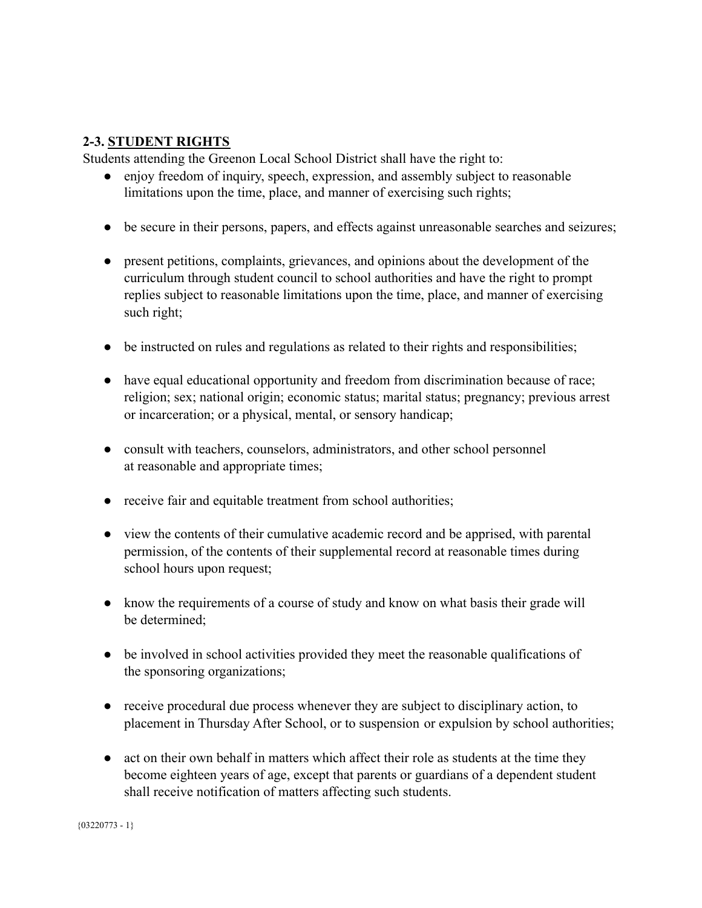## 2-3. STUDENT RIGHTS

Students attending the Greenon Local School District shall have the right to:

- enjoy freedom of inquiry, speech, expression, and assembly subject to reasonable limitations upon the time, place, and manner of exercising such rights;
- be secure in their persons, papers, and effects against unreasonable searches and seizures;
- present petitions, complaints, grievances, and opinions about the development of the curriculum through student council to school authorities and have the right to prompt replies subject to reasonable limitations upon the time, place, and manner of exercising such right;
- be instructed on rules and regulations as related to their rights and responsibilities;
- have equal educational opportunity and freedom from discrimination because of race; religion; sex; national origin; economic status; marital status; pregnancy; previous arrest or incarceration; or a physical, mental, or sensory handicap;
- consult with teachers, counselors, administrators, and other school personnel at reasonable and appropriate times;
- receive fair and equitable treatment from school authorities;
- view the contents of their cumulative academic record and be apprised, with parental permission, of the contents of their supplemental record at reasonable times during school hours upon request;
- know the requirements of a course of study and know on what basis their grade will be determined;
- be involved in school activities provided they meet the reasonable qualifications of the sponsoring organizations;
- receive procedural due process whenever they are subject to disciplinary action, to placement in Thursday After School, or to suspension or expulsion by school authorities;
- act on their own behalf in matters which affect their role as students at the time they become eighteen years of age, except that parents or guardians of a dependent student shall receive notification of matters affecting such students.

{03220773 - 1}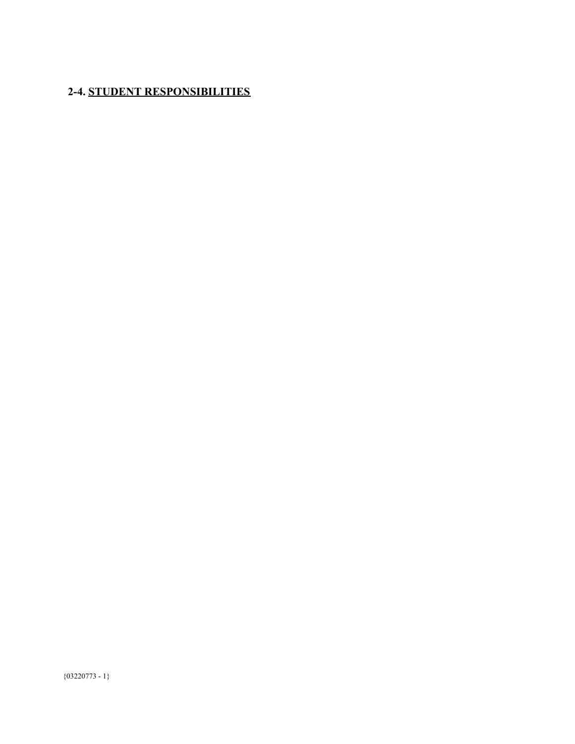## 2-4. STUDENT RESPONSIBILITIES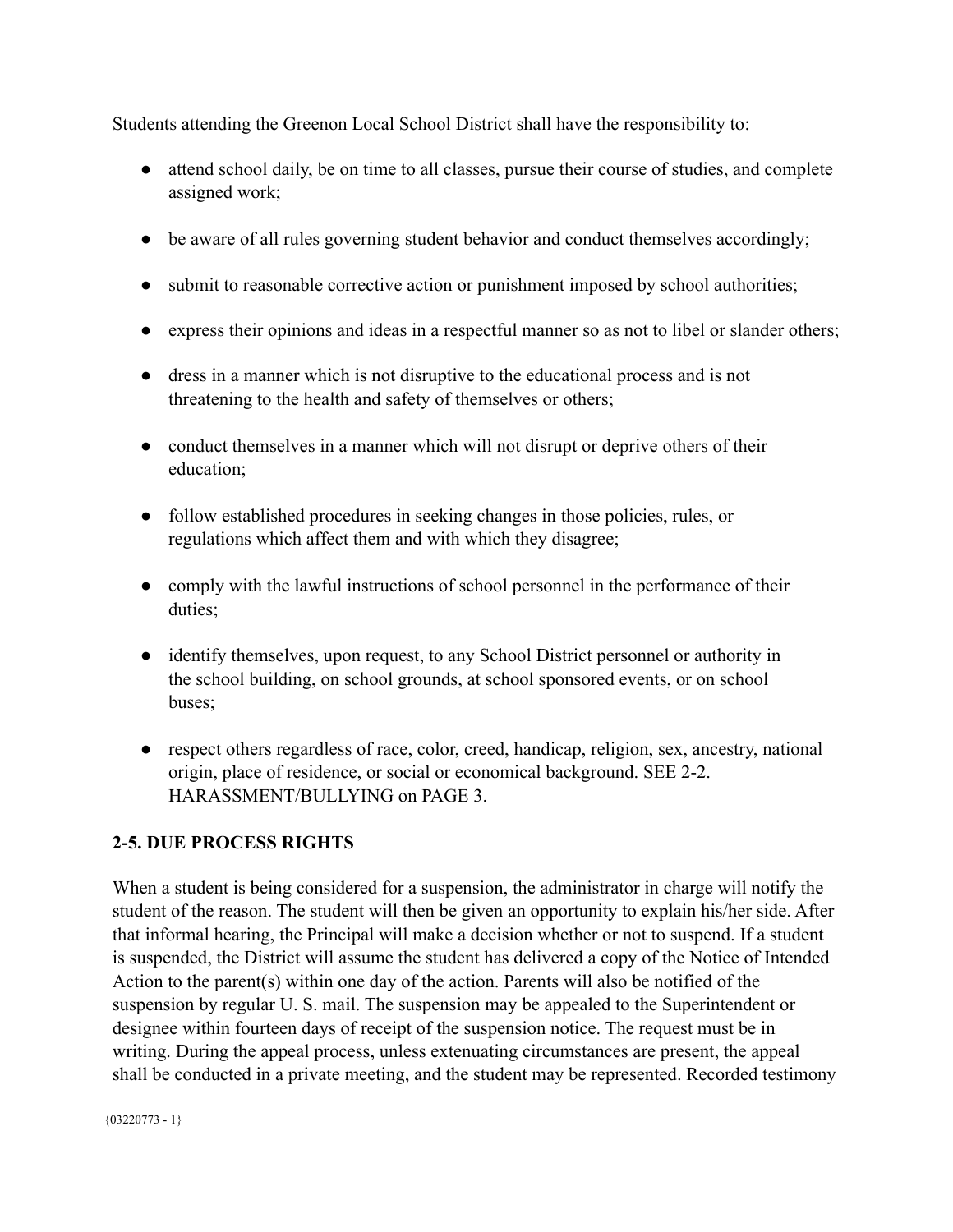Students attending the Greenon Local School District shall have the responsibility to:

- attend school daily, be on time to all classes, pursue their course of studies, and complete assigned work;
- be aware of all rules governing student behavior and conduct themselves accordingly;
- submit to reasonable corrective action or punishment imposed by school authorities;
- express their opinions and ideas in a respectful manner so as not to libel or slander others;
- dress in a manner which is not disruptive to the educational process and is not threatening to the health and safety of themselves or others;
- conduct themselves in a manner which will not disrupt or deprive others of their education;
- follow established procedures in seeking changes in those policies, rules, or regulations which affect them and with which they disagree;
- comply with the lawful instructions of school personnel in the performance of their duties;
- identify themselves, upon request, to any School District personnel or authority in the school building, on school grounds, at school sponsored events, or on school buses;
- respect others regardless of race, color, creed, handicap, religion, sex, ancestry, national origin, place of residence, or social or economical background. SEE 2-2. HARASSMENT/BULLYING on PAGE 3.

## 2-5. DUE PROCESS RIGHTS

When a student is being considered for a suspension, the administrator in charge will notify the student of the reason. The student will then be given an opportunity to explain his/her side. After that informal hearing, the Principal will make a decision whether or not to suspend. If a student is suspended, the District will assume the student has delivered a copy of the Notice of Intended Action to the parent(s) within one day of the action. Parents will also be notified of the suspension by regular U. S. mail. The suspension may be appealed to the Superintendent or designee within fourteen days of receipt of the suspension notice. The request must be in writing. During the appeal process, unless extenuating circumstances are present, the appeal shall be conducted in a private meeting, and the student may be represented. Recorded testimony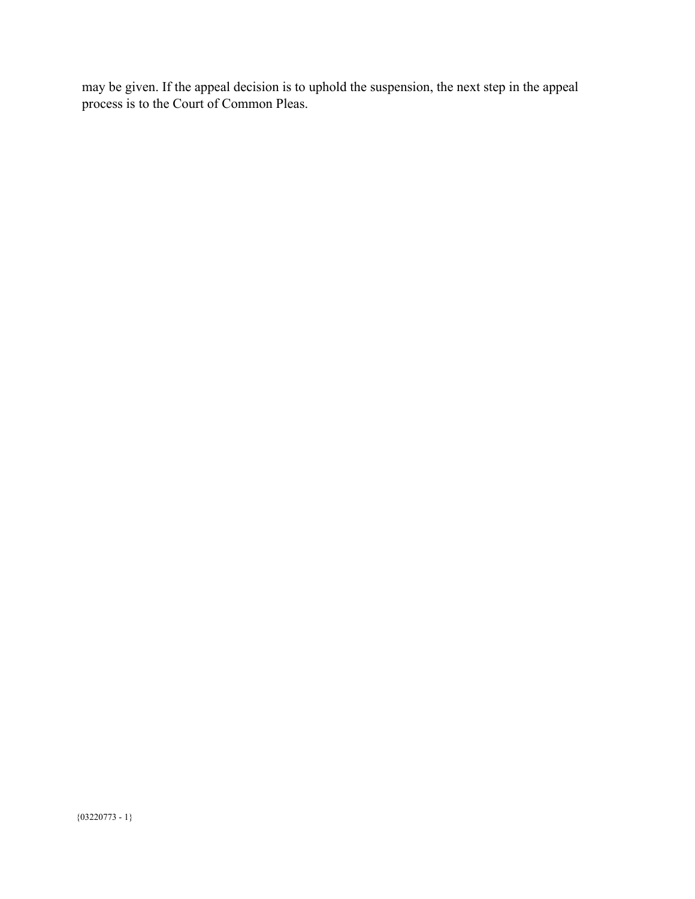may be given. If the appeal decision is to uphold the suspension, the next step in the appeal process is to the Court of Common Pleas.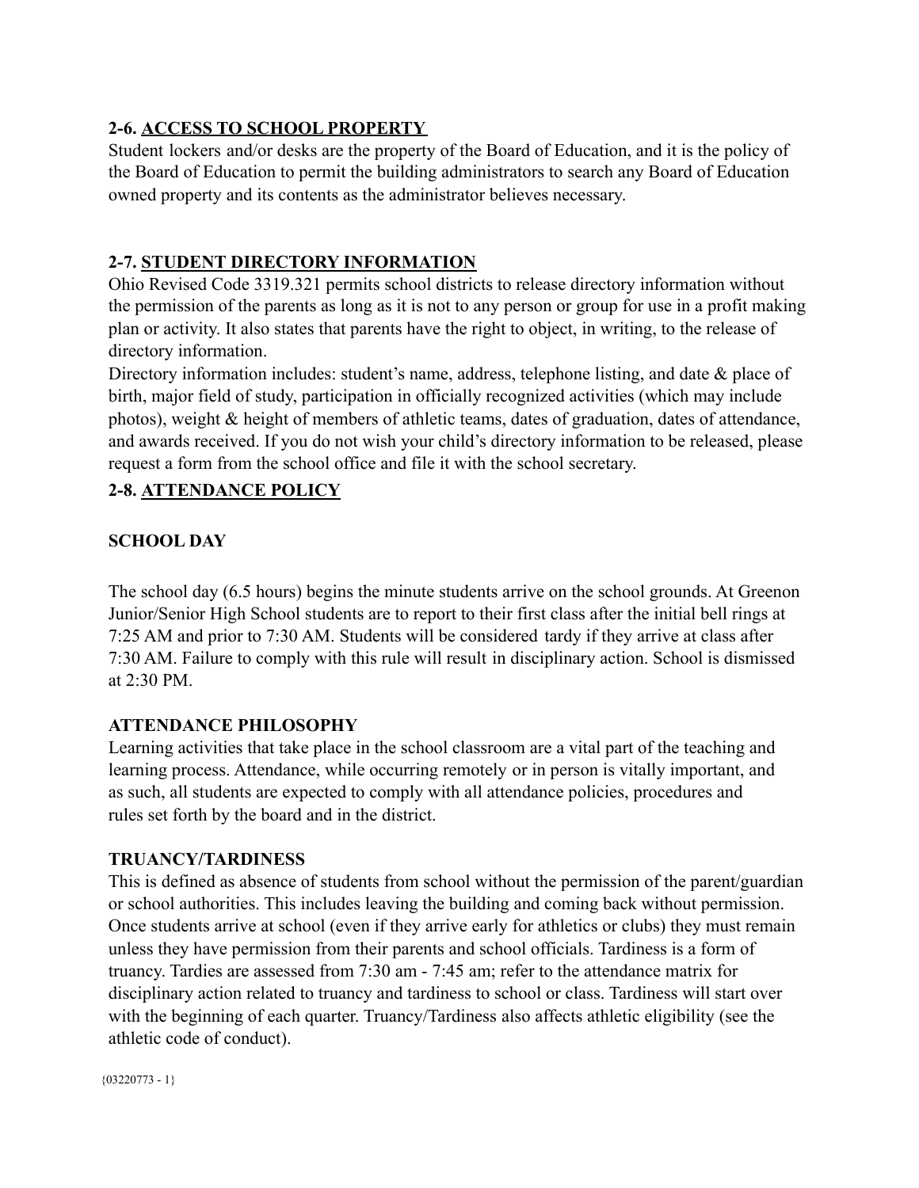## 2-6. <u>ACCESS TO SCHOOL PROPERTY</u>

Student lockers and/or desks are the property of the Board of Education, and it is the policy of the Board of Education to permit the building administrators to search any Board of Education owned property and its contents as the administrator believes necessary.

## 2-7. <u>STUDENT DIRECTORY INFORMATION</u>

Ohio Revised Code 3319.321 permits school districts to release directory information without the permission of the parents as long as it is not to any person or group for use in a profit making plan or activity. It also states that parents have the right to object, in writing, to the release of directory information.

Directory information includes: student's name, address, telephone listing, and date & place of birth, major field of study, participation in officially recognized activities (which may include photos), weight & height of members of athletic teams, dates of graduation, dates of attendance, and awards received. If you do not wish your child's directory information to be released, please request a form from the school office and file it with the school secretary.

## 2-8. <u>ATTENDANCE POLICY</u>

### SCHOOL DAY

The school day (6.5 hours) begins the minute students arrive on the school grounds. At Greenon Junior/Senior High School students are to report to their first class after the initial bell rings at 7:25 AM and prior to 7:30 AM. Students will be considered tardy if they arrive at class after 7:30 AM. Failure to comply with this rule will result in disciplinary action. School is dismissed at 2:30 PM.

### ATTENDANCE PHILOSOPHY

Learning activities that take place in the school classroom are a vital part of the teaching and learning process. Attendance, while occurring remotely or in person is vitally important, and as such, all students are expected to comply with all attendance policies, procedures and rules set forth by the board and in the district.

### TRUANCY/TARDINESS

This is defined as absence of students from school without the permission of the parent/guardian or school authorities. This includes leaving the building and coming back without permission. Once students arrive at school (even if they arrive early for athletics or clubs) they must remain unless they have permission from their parents and school officials. Tardiness is a form of truancy. Tardies are assessed from 7:30 am - 7:45 am; refer to the attendance matrix for disciplinary action related to truancy and tardiness to school or class. Tardiness will start over with the beginning of each quarter. Truancy/Tardiness also affects athletic eligibility (see the athletic code of conduct).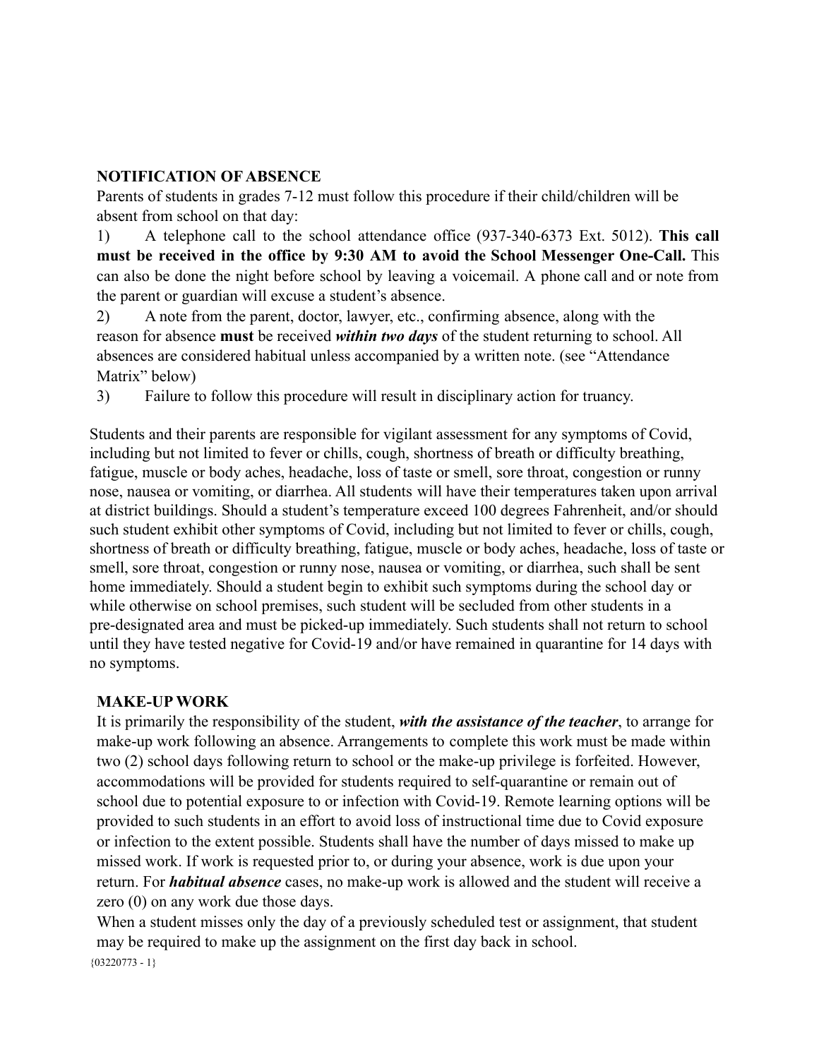## NOTIFICATION OF ABSENCE

Parents of students in grades 7-12 must follow this procedure if their child/children will be absent from school on that day:

1) A telephone call to the school attendance office (937-340-6373 Ext. 5012). **This call must be received in the office by 9:30 AM to avoid the School Messenger One-Call.** This can also be done the night before school by leaving a voicemail. A phone call and or note from the parent or guardian will excuse a student's absence.

2) A note from the parent, doctor, lawyer, etc., confirming absence, along with the reason for absence **must** be received ***within two days*** of the student returning to school. All absences are considered habitual unless accompanied by a written note. (see "Attendance Matrix" below)

3) Failure to follow this procedure will result in disciplinary action for truancy.

Students and their parents are responsible for vigilant assessment for any symptoms of Covid, including but not limited to fever or chills, cough, shortness of breath or difficulty breathing, fatigue, muscle or body aches, headache, loss of taste or smell, sore throat, congestion or runny nose, nausea or vomiting, or diarrhea. All students will have their temperatures taken upon arrival at district buildings. Should a student's temperature exceed 100 degrees Fahrenheit, and/or should such student exhibit other symptoms of Covid, including but not limited to fever or chills, cough, shortness of breath or difficulty breathing, fatigue, muscle or body aches, headache, loss of taste or smell, sore throat, congestion or runny nose, nausea or vomiting, or diarrhea, such shall be sent home immediately. Should a student begin to exhibit such symptoms during the school day or while otherwise on school premises, such student will be secluded from other students in a pre-designated area and must be picked-up immediately. Such students shall not return to school until they have tested negative for Covid-19 and/or have remained in quarantine for 14 days with no symptoms.

## MAKE-UP WORK

It is primarily the responsibility of the student, ***with the assistance of the teacher***, to arrange for make-up work following an absence. Arrangements to complete this work must be made within two (2) school days following return to school or the make-up privilege is forfeited. However, accommodations will be provided for students required to self-quarantine or remain out of school due to potential exposure to or infection with Covid-19. Remote learning options will be provided to such students in an effort to avoid loss of instructional time due to Covid exposure or infection to the extent possible. Students shall have the number of days missed to make up missed work. If work is requested prior to, or during your absence, work is due upon your return. For ***habitual absence*** cases, no make-up work is allowed and the student will receive a zero (0) on any work due those days.

When a student misses only the day of a previously scheduled test or assignment, that student may be required to make up the assignment on the first day back in school.

{03220773 - 1}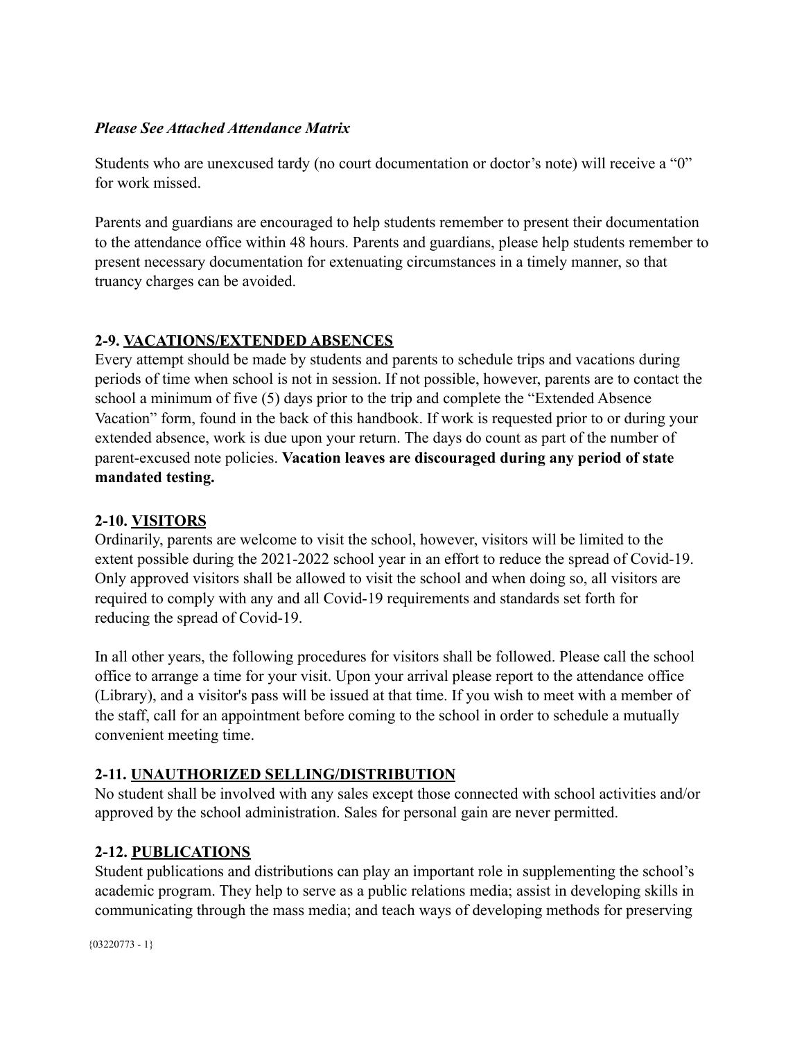***Please See Attached Attendance Matrix***

Students who are unexcused tardy (no court documentation or doctor's note) will receive a "0" for work missed.

Parents and guardians are encouraged to help students remember to present their documentation to the attendance office within 48 hours. Parents and guardians, please help students remember to present necessary documentation for extenuating circumstances in a timely manner, so that truancy charges can be avoided.

### 2-9. VACATIONS/EXTENDED ABSENCES

Every attempt should be made by students and parents to schedule trips and vacations during periods of time when school is not in session. If not possible, however, parents are to contact the school a minimum of five (5) days prior to the trip and complete the "Extended Absence Vacation" form, found in the back of this handbook. If work is requested prior to or during your extended absence, work is due upon your return. The days do count as part of the number of parent-excused note policies. **Vacation leaves are discouraged during any period of state mandated testing.**

### 2-10. VISITORS

Ordinarily, parents are welcome to visit the school, however, visitors will be limited to the extent possible during the 2021-2022 school year in an effort to reduce the spread of Covid-19. Only approved visitors shall be allowed to visit the school and when doing so, all visitors are required to comply with any and all Covid-19 requirements and standards set forth for reducing the spread of Covid-19.

In all other years, the following procedures for visitors shall be followed. Please call the school office to arrange a time for your visit. Upon your arrival please report to the attendance office (Library), and a visitor's pass will be issued at that time. If you wish to meet with a member of the staff, call for an appointment before coming to the school in order to schedule a mutually convenient meeting time.

### 2-11. UNAUTHORIZED SELLING/DISTRIBUTION

No student shall be involved with any sales except those connected with school activities and/or approved by the school administration. Sales for personal gain are never permitted.

### 2-12. PUBLICATIONS

Student publications and distributions can play an important role in supplementing the school's academic program. They help to serve as a public relations media; assist in developing skills in communicating through the mass media; and teach ways of developing methods for preserving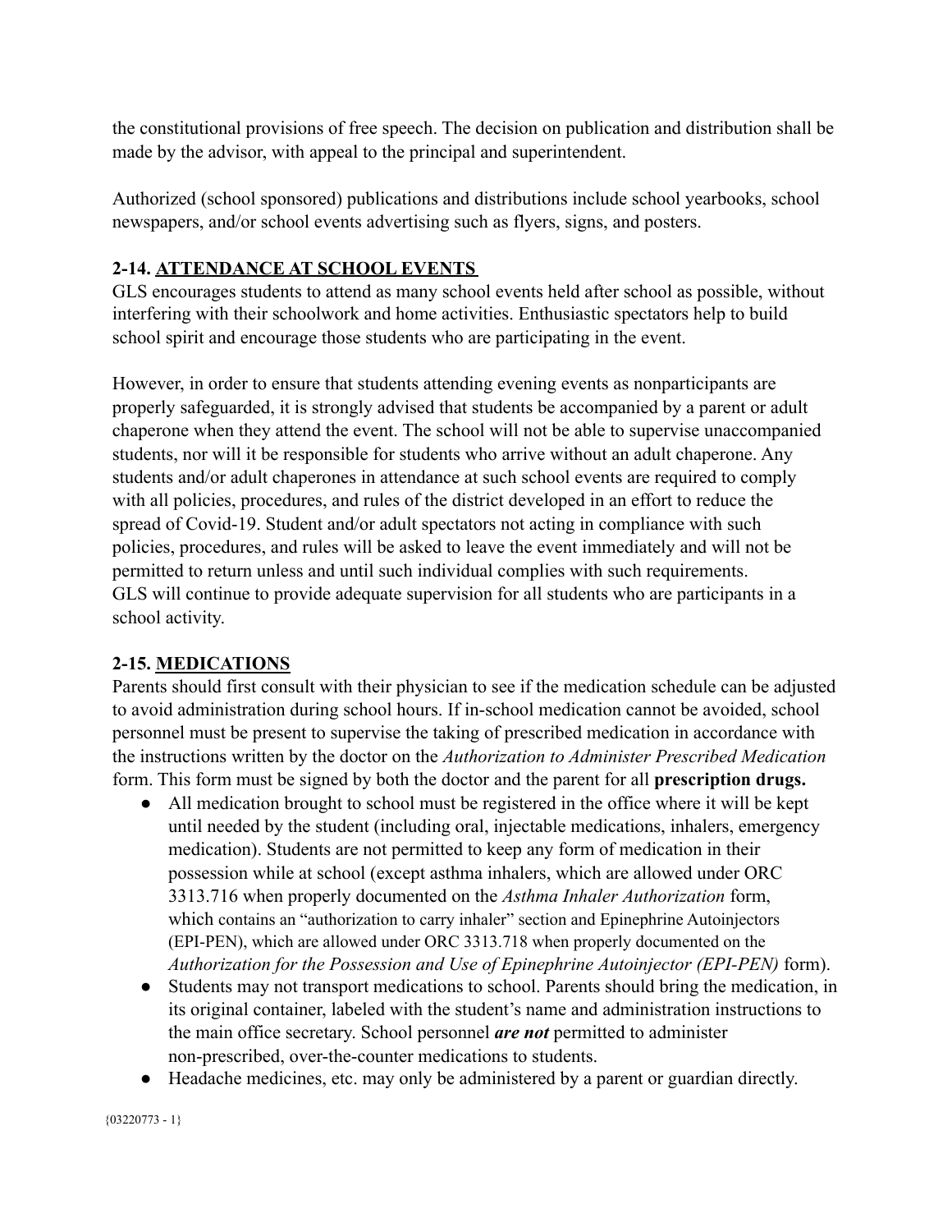the constitutional provisions of free speech. The decision on publication and distribution shall be made by the advisor, with appeal to the principal and superintendent.

Authorized (school sponsored) publications and distributions include school yearbooks, school newspapers, and/or school events advertising such as flyers, signs, and posters.

### 2-14. ATTENDANCE AT SCHOOL EVENTS

GLS encourages students to attend as many school events held after school as possible, without interfering with their schoolwork and home activities. Enthusiastic spectators help to build school spirit and encourage those students who are participating in the event.

However, in order to ensure that students attending evening events as nonparticipants are properly safeguarded, it is strongly advised that students be accompanied by a parent or adult chaperone when they attend the event. The school will not be able to supervise unaccompanied students, nor will it be responsible for students who arrive without an adult chaperone. Any students and/or adult chaperones in attendance at such school events are required to comply with all policies, procedures, and rules of the district developed in an effort to reduce the spread of Covid-19. Student and/or adult spectators not acting in compliance with such policies, procedures, and rules will be asked to leave the event immediately and will not be permitted to return unless and until such individual complies with such requirements. GLS will continue to provide adequate supervision for all students who are participants in a school activity.

### 2-15. MEDICATIONS

Parents should first consult with their physician to see if the medication schedule can be adjusted to avoid administration during school hours. If in-school medication cannot be avoided, school personnel must be present to supervise the taking of prescribed medication in accordance with the instructions written by the doctor on the *Authorization to Administer Prescribed Medication* form. This form must be signed by both the doctor and the parent for all **prescription drugs.**

- All medication brought to school must be registered in the office where it will be kept until needed by the student (including oral, injectable medications, inhalers, emergency medication). Students are not permitted to keep any form of medication in their possession while at school (except asthma inhalers, which are allowed under ORC 3313.716 when properly documented on the *Asthma Inhaler Authorization* form, which contains an "authorization to carry inhaler" section and Epinephrine Autoinjectors (EPI-PEN), which are allowed under ORC 3313.718 when properly documented on the *Authorization for the Possession and Use of Epinephrine Autoinjector (EPI-PEN)* form).
- Students may not transport medications to school. Parents should bring the medication, in its original container, labeled with the student's name and administration instructions to the main office secretary. School personnel ***are not*** permitted to administer non-prescribed, over-the-counter medications to students.
- Headache medicines, etc. may only be administered by a parent or guardian directly.

{03220773 - 1}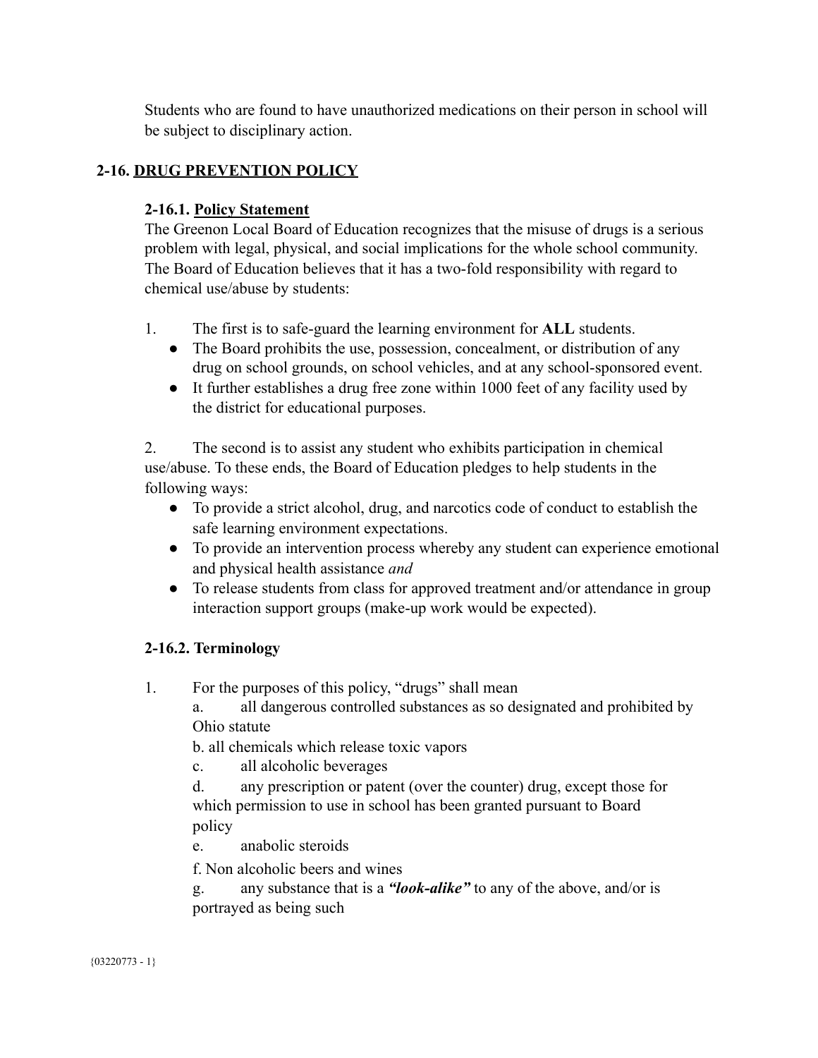Students who are found to have unauthorized medications on their person in school will be subject to disciplinary action.

## 2-16. DRUG PREVENTION POLICY

### 2-16.1. Policy Statement

The Greenon Local Board of Education recognizes that the misuse of drugs is a serious problem with legal, physical, and social implications for the whole school community. The Board of Education believes that it has a two-fold responsibility with regard to chemical use/abuse by students:

1. The first is to safe-guard the learning environment for **ALL** students.
   - The Board prohibits the use, possession, concealment, or distribution of any drug on school grounds, on school vehicles, and at any school-sponsored event.
   - It further establishes a drug free zone within 1000 feet of any facility used by the district for educational purposes.

2. The second is to assist any student who exhibits participation in chemical use/abuse. To these ends, the Board of Education pledges to help students in the following ways:
   - To provide a strict alcohol, drug, and narcotics code of conduct to establish the safe learning environment expectations.
   - To provide an intervention process whereby any student can experience emotional and physical health assistance *and*
   - To release students from class for approved treatment and/or attendance in group interaction support groups (make-up work would be expected).

### 2-16.2. Terminology

1. For the purposes of this policy, "drugs" shall mean
   a. all dangerous controlled substances as so designated and prohibited by Ohio statute
   b. all chemicals which release toxic vapors
   c. all alcoholic beverages
   d. any prescription or patent (over the counter) drug, except those for which permission to use in school has been granted pursuant to Board policy
   e. anabolic steroids
   f. Non alcoholic beers and wines
   g. any substance that is a ***"look-alike"*** to any of the above, and/or is portrayed as being such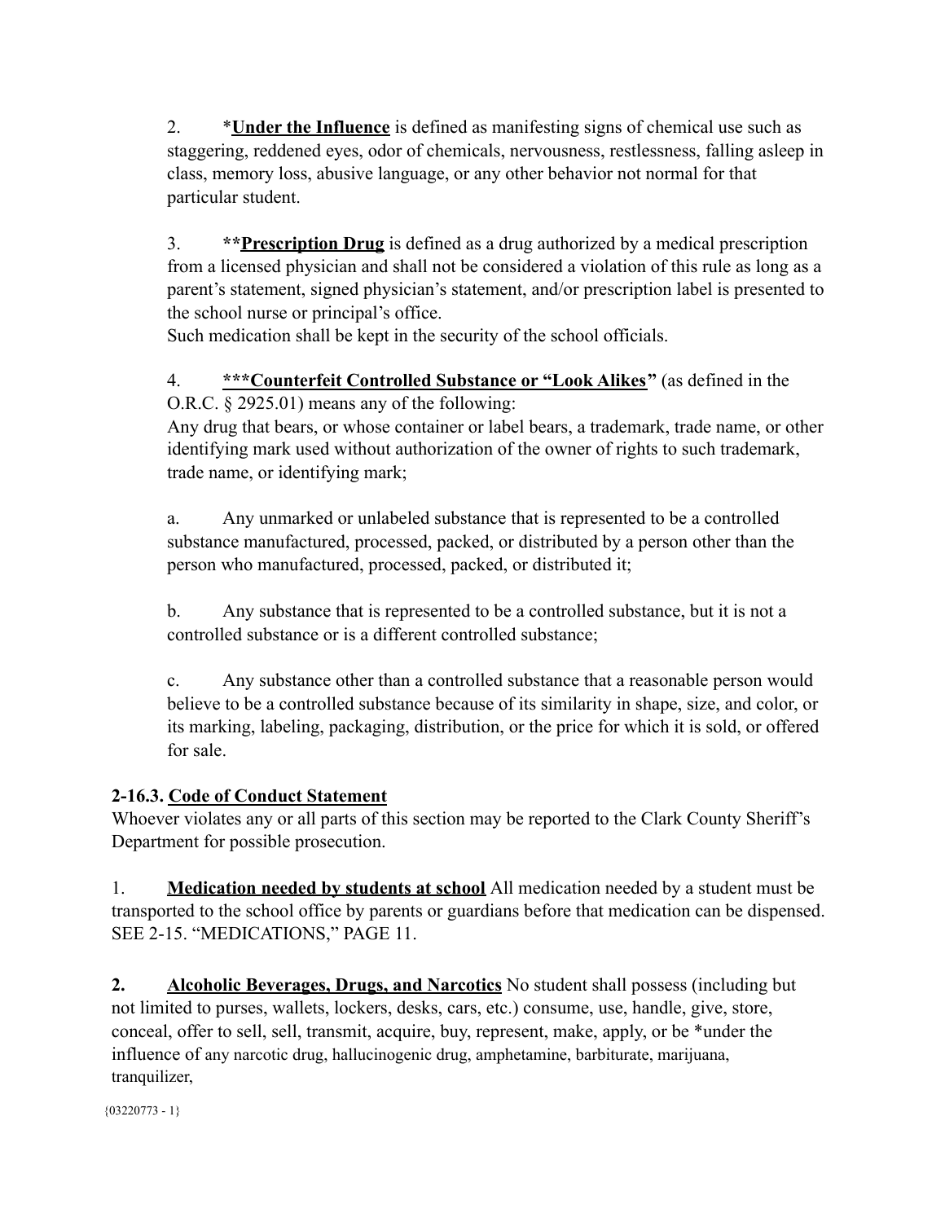2. *__Under the Influence__ is defined as manifesting signs of chemical use such as staggering, reddened eyes, odor of chemicals, nervousness, restlessness, falling asleep in class, memory loss, abusive language, or any other behavior not normal for that particular student.

3. **__Prescription Drug__** is defined as a drug authorized by a medical prescription from a licensed physician and shall not be considered a violation of this rule as long as a parent's statement, signed physician's statement, and/or prescription label is presented to the school nurse or principal's office.
Such medication shall be kept in the security of the school officials.

4. **__***Counterfeit Controlled Substance or "Look Alikes"__** (as defined in the O.R.C. § 2925.01) means any of the following:
Any drug that bears, or whose container or label bears, a trademark, trade name, or other identifying mark used without authorization of the owner of rights to such trademark, trade name, or identifying mark;

a. Any unmarked or unlabeled substance that is represented to be a controlled substance manufactured, processed, packed, or distributed by a person other than the person who manufactured, processed, packed, or distributed it;

b. Any substance that is represented to be a controlled substance, but it is not a controlled substance or is a different controlled substance;

c. Any substance other than a controlled substance that a reasonable person would believe to be a controlled substance because of its similarity in shape, size, and color, or its marking, labeling, packaging, distribution, or the price for which it is sold, or offered for sale.

### 2-16.3. __Code of Conduct Statement__

Whoever violates any or all parts of this section may be reported to the Clark County Sheriff's Department for possible prosecution.

1. **__Medication needed by students at school__** All medication needed by a student must be transported to the school office by parents or guardians before that medication can be dispensed. SEE 2-15. "MEDICATIONS," PAGE 11.

**2. __Alcoholic Beverages, Drugs, and Narcotics__** No student shall possess (including but not limited to purses, wallets, lockers, desks, cars, etc.) consume, use, handle, give, store, conceal, offer to sell, sell, transmit, acquire, buy, represent, make, apply, or be *under the influence of any narcotic drug, hallucinogenic drug, amphetamine, barbiturate, marijuana, tranquilizer,

{03220773 - 1}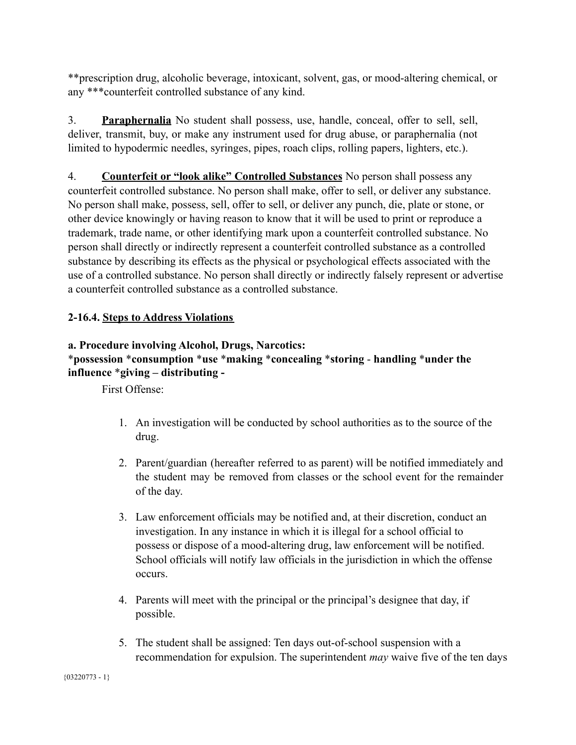**prescription drug, alcoholic beverage, intoxicant, solvent, gas, or mood-altering chemical, or any ***counterfeit controlled substance of any kind.

3. **Paraphernalia** No student shall possess, use, handle, conceal, offer to sell, sell, deliver, transmit, buy, or make any instrument used for drug abuse, or paraphernalia (not limited to hypodermic needles, syringes, pipes, roach clips, rolling papers, lighters, etc.).

4. **Counterfeit or "look alike" Controlled Substances** No person shall possess any counterfeit controlled substance. No person shall make, offer to sell, or deliver any substance. No person shall make, possess, sell, offer to sell, or deliver any punch, die, plate or stone, or other device knowingly or having reason to know that it will be used to print or reproduce a trademark, trade name, or other identifying mark upon a counterfeit controlled substance. No person shall directly or indirectly represent a counterfeit controlled substance as a controlled substance by describing its effects as the physical or psychological effects associated with the use of a controlled substance. No person shall directly or indirectly falsely represent or advertise a counterfeit controlled substance as a controlled substance.

**2-16.4. Steps to Address Violations**

**a. Procedure involving Alcohol, Drugs, Narcotics:**
*possession *consumption *use *making *concealing *storing - handling *under the influence *giving – distributing -**

First Offense:

1. An investigation will be conducted by school authorities as to the source of the drug.

2. Parent/guardian (hereafter referred to as parent) will be notified immediately and the student may be removed from classes or the school event for the remainder of the day.

3. Law enforcement officials may be notified and, at their discretion, conduct an investigation. In any instance in which it is illegal for a school official to possess or dispose of a mood-altering drug, law enforcement will be notified. School officials will notify law officials in the jurisdiction in which the offense occurs.

4. Parents will meet with the principal or the principal's designee that day, if possible.

5. The student shall be assigned: Ten days out-of-school suspension with a recommendation for expulsion. The superintendent *may* waive five of the ten days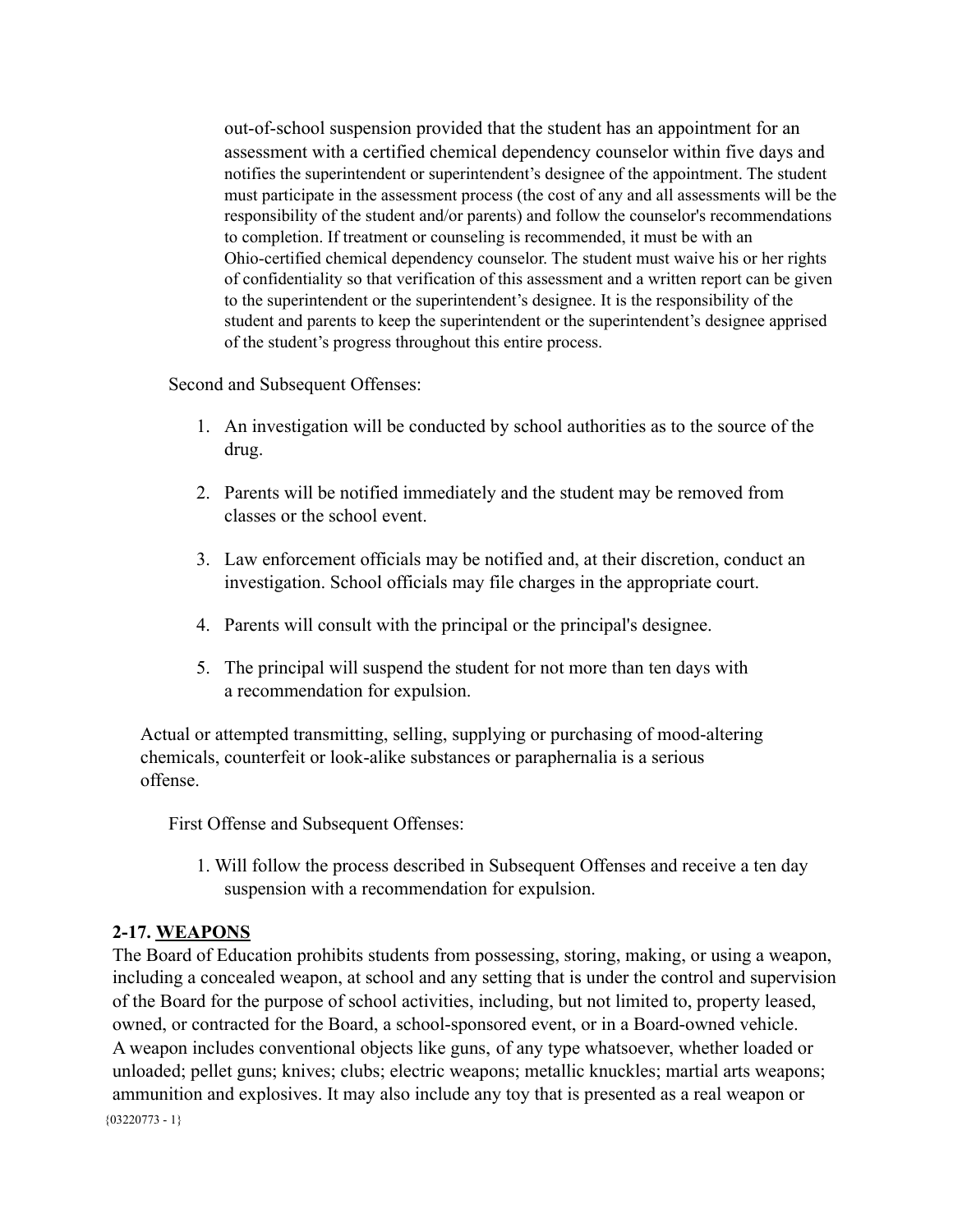out-of-school suspension provided that the student has an appointment for an assessment with a certified chemical dependency counselor within five days and notifies the superintendent or superintendent's designee of the appointment. The student must participate in the assessment process (the cost of any and all assessments will be the responsibility of the student and/or parents) and follow the counselor's recommendations to completion. If treatment or counseling is recommended, it must be with an Ohio-certified chemical dependency counselor. The student must waive his or her rights of confidentiality so that verification of this assessment and a written report can be given to the superintendent or the superintendent's designee. It is the responsibility of the student and parents to keep the superintendent or the superintendent's designee apprised of the student's progress throughout this entire process.

Second and Subsequent Offenses:

1. An investigation will be conducted by school authorities as to the source of the drug.
2. Parents will be notified immediately and the student may be removed from classes or the school event.
3. Law enforcement officials may be notified and, at their discretion, conduct an investigation. School officials may file charges in the appropriate court.
4. Parents will consult with the principal or the principal's designee.
5. The principal will suspend the student for not more than ten days with a recommendation for expulsion.

Actual or attempted transmitting, selling, supplying or purchasing of mood-altering chemicals, counterfeit or look-alike substances or paraphernalia is a serious offense.

First Offense and Subsequent Offenses:

1. Will follow the process described in Subsequent Offenses and receive a ten day suspension with a recommendation for expulsion.

### 2-17. WEAPONS

The Board of Education prohibits students from possessing, storing, making, or using a weapon, including a concealed weapon, at school and any setting that is under the control and supervision of the Board for the purpose of school activities, including, but not limited to, property leased, owned, or contracted for the Board, a school-sponsored event, or in a Board-owned vehicle. A weapon includes conventional objects like guns, of any type whatsoever, whether loaded or unloaded; pellet guns; knives; clubs; electric weapons; metallic knuckles; martial arts weapons; ammunition and explosives. It may also include any toy that is presented as a real weapon or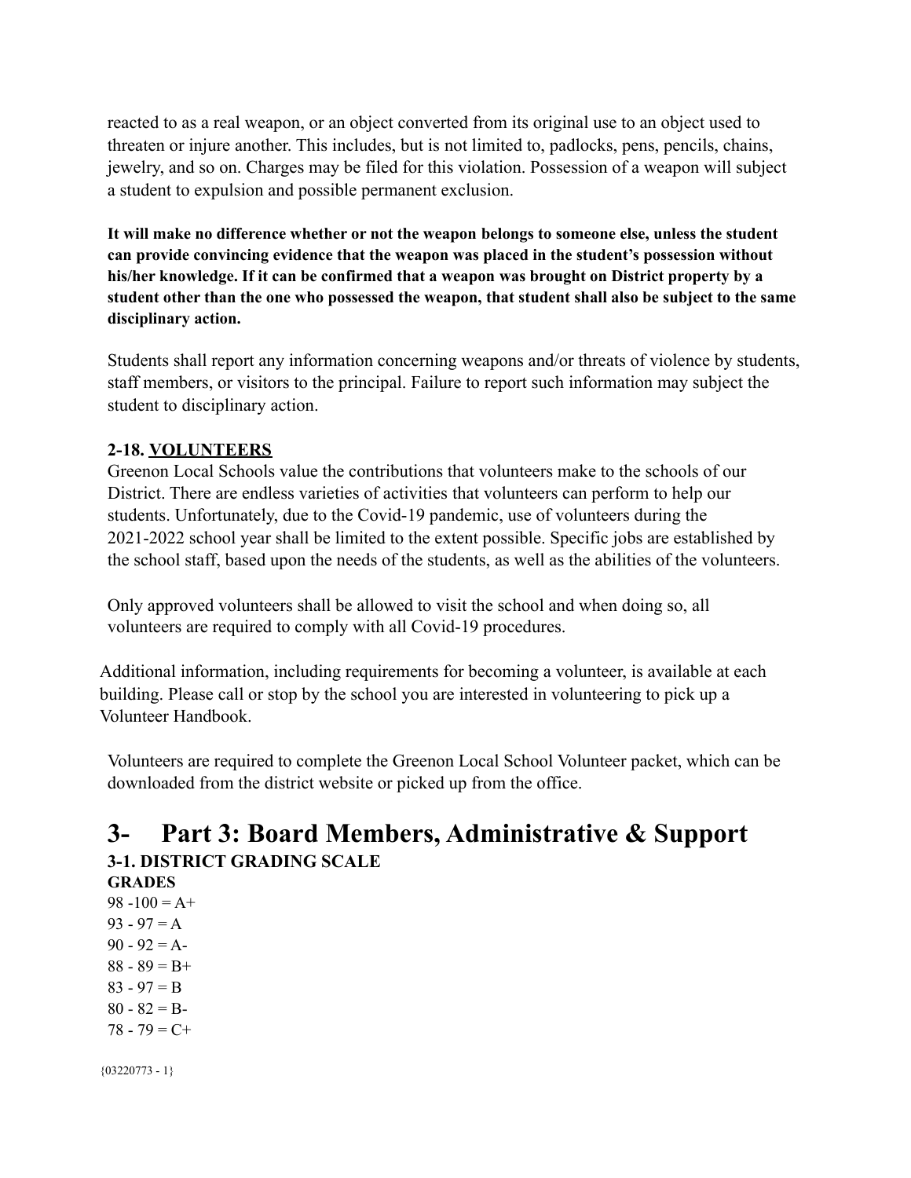reacted to as a real weapon, or an object converted from its original use to an object used to threaten or injure another. This includes, but is not limited to, padlocks, pens, pencils, chains, jewelry, and so on. Charges may be filed for this violation. Possession of a weapon will subject a student to expulsion and possible permanent exclusion.

**It will make no difference whether or not the weapon belongs to someone else, unless the student can provide convincing evidence that the weapon was placed in the student's possession without his/her knowledge. If it can be confirmed that a weapon was brought on District property by a student other than the one who possessed the weapon, that student shall also be subject to the same disciplinary action.**

Students shall report any information concerning weapons and/or threats of violence by students, staff members, or visitors to the principal. Failure to report such information may subject the student to disciplinary action.

### 2-18. VOLUNTEERS

Greenon Local Schools value the contributions that volunteers make to the schools of our District. There are endless varieties of activities that volunteers can perform to help our students. Unfortunately, due to the Covid-19 pandemic, use of volunteers during the 2021-2022 school year shall be limited to the extent possible. Specific jobs are established by the school staff, based upon the needs of the students, as well as the abilities of the volunteers.

Only approved volunteers shall be allowed to visit the school and when doing so, all volunteers are required to comply with all Covid-19 procedures.

Additional information, including requirements for becoming a volunteer, is available at each building. Please call or stop by the school you are interested in volunteering to pick up a Volunteer Handbook.

Volunteers are required to complete the Greenon Local School Volunteer packet, which can be downloaded from the district website or picked up from the office.

# 3- Part 3: Board Members, Administrative & Support

### 3-1. DISTRICT GRADING SCALE

**GRADES**

98 -100 = A+
93 - 97 = A
90 - 92 = A-
88 - 89 = B+
83 - 97 = B
80 - 82 = B-
78 - 79 = C+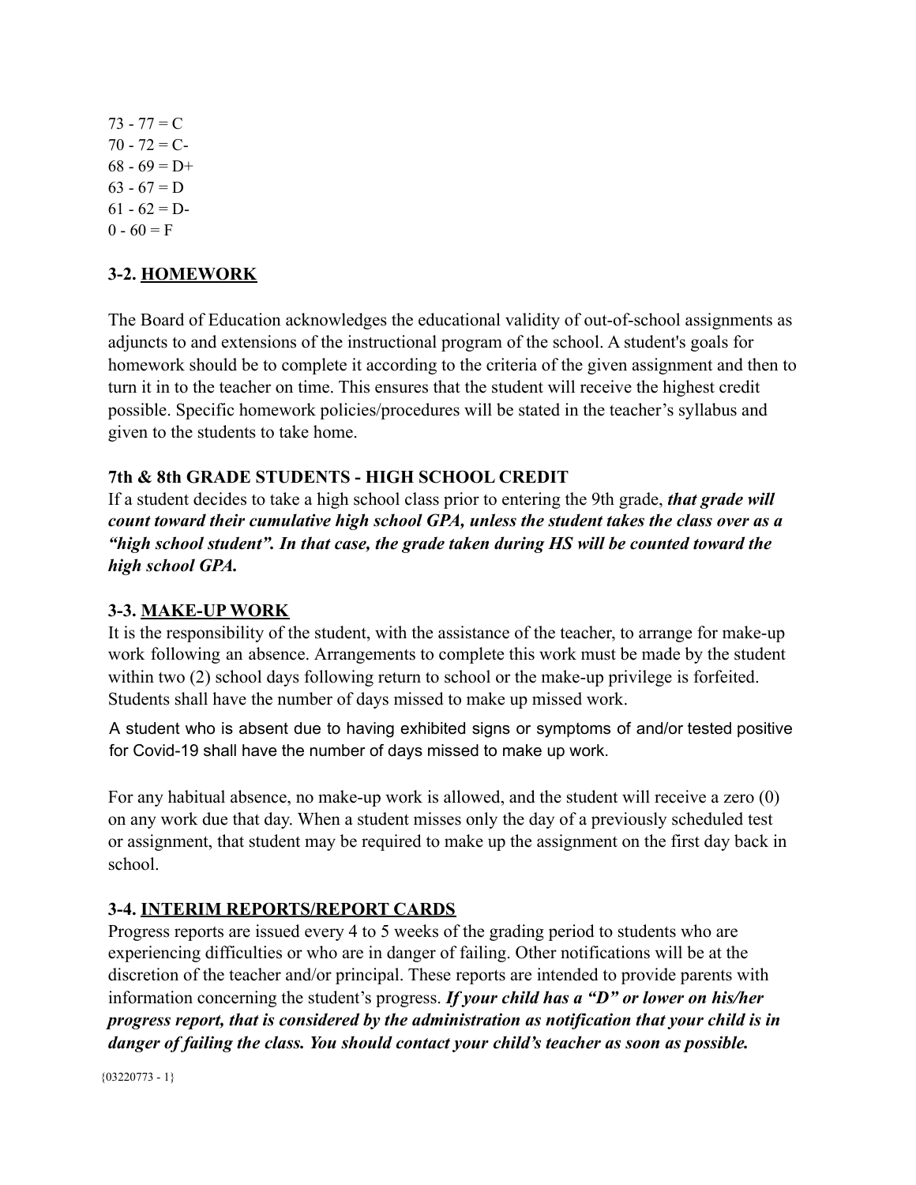73 - 77 = C
70 - 72 = C-
68 - 69 = D+
63 - 67 = D
61 - 62 = D-
0 - 60 = F

### 3-2. HOMEWORK

The Board of Education acknowledges the educational validity of out-of-school assignments as adjuncts to and extensions of the instructional program of the school. A student's goals for homework should be to complete it according to the criteria of the given assignment and then to turn it in to the teacher on time. This ensures that the student will receive the highest credit possible. Specific homework policies/procedures will be stated in the teacher's syllabus and given to the students to take home.

**7th & 8th GRADE STUDENTS - HIGH SCHOOL CREDIT**

If a student decides to take a high school class prior to entering the 9th grade, ***that grade will count toward their cumulative high school GPA, unless the student takes the class over as a "high school student". In that case, the grade taken during HS will be counted toward the high school GPA.***

### 3-3. MAKE-UP WORK

It is the responsibility of the student, with the assistance of the teacher, to arrange for make-up work following an absence. Arrangements to complete this work must be made by the student within two (2) school days following return to school or the make-up privilege is forfeited. Students shall have the number of days missed to make up missed work.

A student who is absent due to having exhibited signs or symptoms of and/or tested positive for Covid-19 shall have the number of days missed to make up work.

For any habitual absence, no make-up work is allowed, and the student will receive a zero (0) on any work due that day. When a student misses only the day of a previously scheduled test or assignment, that student may be required to make up the assignment on the first day back in school.

### 3-4. INTERIM REPORTS/REPORT CARDS

Progress reports are issued every 4 to 5 weeks of the grading period to students who are experiencing difficulties or who are in danger of failing. Other notifications will be at the discretion of the teacher and/or principal. These reports are intended to provide parents with information concerning the student's progress. ***If your child has a "D" or lower on his/her progress report, that is considered by the administration as notification that your child is in danger of failing the class. You should contact your child's teacher as soon as possible.***

{03220773 - 1}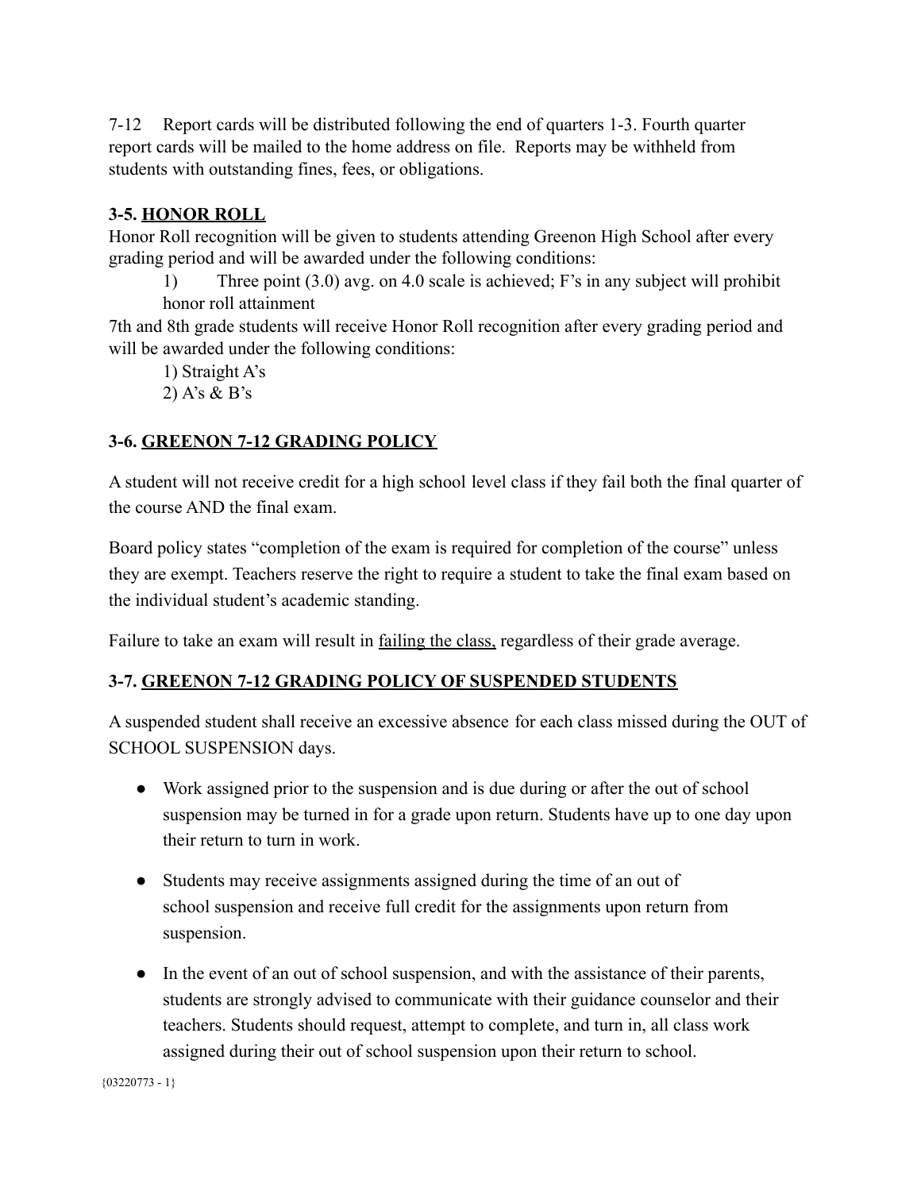7-12 Report cards will be distributed following the end of quarters 1-3. Fourth quarter report cards will be mailed to the home address on file. Reports may be withheld from students with outstanding fines, fees, or obligations.

### 3-5. <u>HONOR ROLL</u>

Honor Roll recognition will be given to students attending Greenon High School after every grading period and will be awarded under the following conditions:

1) Three point (3.0) avg. on 4.0 scale is achieved; F's in any subject will prohibit honor roll attainment

7th and 8th grade students will receive Honor Roll recognition after every grading period and will be awarded under the following conditions:

1) Straight A's
2) A's & B's

### 3-6. <u>GREENON 7-12 GRADING POLICY</u>

A student will not receive credit for a high school level class if they fail both the final quarter of the course AND the final exam.

Board policy states "completion of the exam is required for completion of the course" unless they are exempt. Teachers reserve the right to require a student to take the final exam based on the individual student's academic standing.

Failure to take an exam will result in <u>failing the class,</u> regardless of their grade average.

### 3-7. <u>GREENON 7-12 GRADING POLICY OF SUSPENDED STUDENTS</u>

A suspended student shall receive an excessive absence for each class missed during the OUT of SCHOOL SUSPENSION days.

- Work assigned prior to the suspension and is due during or after the out of school suspension may be turned in for a grade upon return. Students have up to one day upon their return to turn in work.
- Students may receive assignments assigned during the time of an out of school suspension and receive full credit for the assignments upon return from suspension.
- In the event of an out of school suspension, and with the assistance of their parents, students are strongly advised to communicate with their guidance counselor and their teachers. Students should request, attempt to complete, and turn in, all class work assigned during their out of school suspension upon their return to school.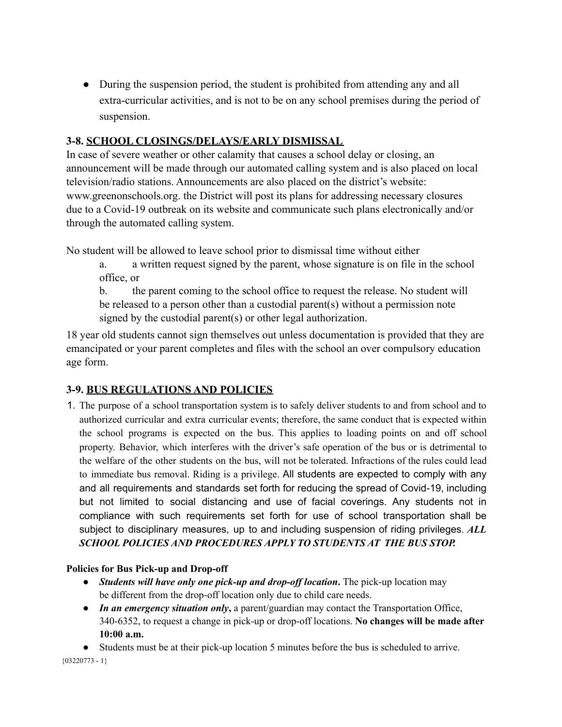- During the suspension period, the student is prohibited from attending any and all extra-curricular activities, and is not to be on any school premises during the period of suspension.

### 3-8. SCHOOL CLOSINGS/DELAYS/EARLY DISMISSAL

In case of severe weather or other calamity that causes a school delay or closing, an announcement will be made through our automated calling system and is also placed on local television/radio stations. Announcements are also placed on the district's website: www.greenonschools.org. the District will post its plans for addressing necessary closures due to a Covid-19 outbreak on its website and communicate such plans electronically and/or through the automated calling system.

No student will be allowed to leave school prior to dismissal time without either

a. a written request signed by the parent, whose signature is on file in the school office, or

b. the parent coming to the school office to request the release. No student will be released to a person other than a custodial parent(s) without a permission note signed by the custodial parent(s) or other legal authorization.

18 year old students cannot sign themselves out unless documentation is provided that they are emancipated or your parent completes and files with the school an over compulsory education age form.

### 3-9. BUS REGULATIONS AND POLICIES

1. The purpose of a school transportation system is to safely deliver students to and from school and to authorized curricular and extra curricular events; therefore, the same conduct that is expected within the school programs is expected on the bus. This applies to loading points on and off school property. Behavior, which interferes with the driver's safe operation of the bus or is detrimental to the welfare of the other students on the bus, will not be tolerated. Infractions of the rules could lead to immediate bus removal. Riding is a privilege. All students are expected to comply with any and all requirements and standards set forth for reducing the spread of Covid-19, including but not limited to social distancing and use of facial coverings. Any students not in compliance with such requirements set forth for use of school transportation shall be subject to disciplinary measures, up to and including suspension of riding privileges. ***ALL SCHOOL POLICIES AND PROCEDURES APPLY TO STUDENTS AT THE BUS STOP.***

**Policies for Bus Pick-up and Drop-off**

- ***Students will have only one pick-up and drop-off location*.** The pick-up location may be different from the drop-off location only due to child care needs.
- ***In an emergency situation only*,** a parent/guardian may contact the Transportation Office, 340-6352, to request a change in pick-up or drop-off locations. **No changes will be made after 10:00 a.m.**
- Students must be at their pick-up location 5 minutes before the bus is scheduled to arrive.

{03220773 - 1}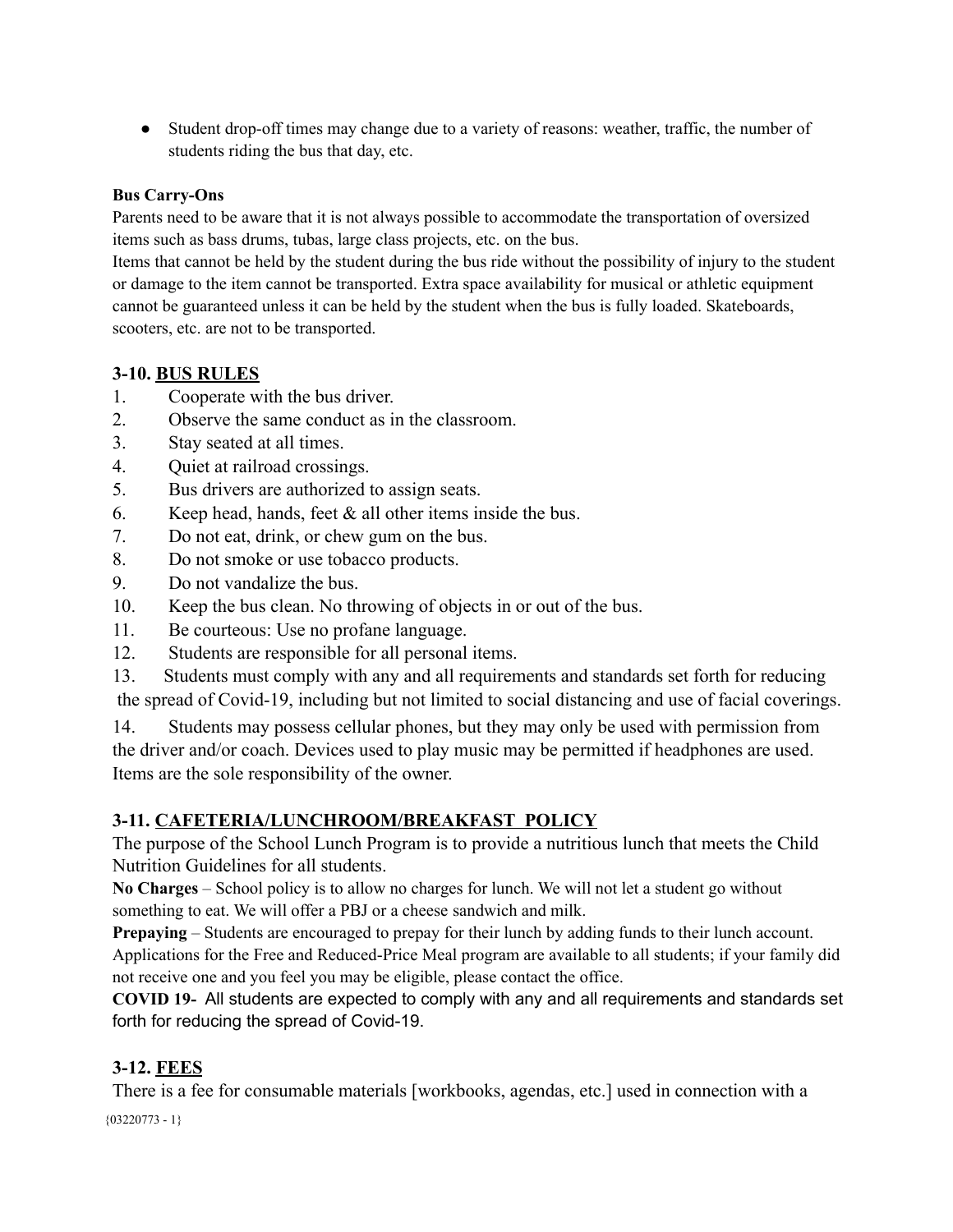- Student drop-off times may change due to a variety of reasons: weather, traffic, the number of students riding the bus that day, etc.

**Bus Carry-Ons**

Parents need to be aware that it is not always possible to accommodate the transportation of oversized items such as bass drums, tubas, large class projects, etc. on the bus.

Items that cannot be held by the student during the bus ride without the possibility of injury to the student or damage to the item cannot be transported. Extra space availability for musical or athletic equipment cannot be guaranteed unless it can be held by the student when the bus is fully loaded. Skateboards, scooters, etc. are not to be transported.

## 3-10. BUS RULES

1. Cooperate with the bus driver.
2. Observe the same conduct as in the classroom.
3. Stay seated at all times.
4. Quiet at railroad crossings.
5. Bus drivers are authorized to assign seats.
6. Keep head, hands, feet & all other items inside the bus.
7. Do not eat, drink, or chew gum on the bus.
8. Do not smoke or use tobacco products.
9. Do not vandalize the bus.
10. Keep the bus clean. No throwing of objects in or out of the bus.
11. Be courteous: Use no profane language.
12. Students are responsible for all personal items.
13. Students must comply with any and all requirements and standards set forth for reducing the spread of Covid-19, including but not limited to social distancing and use of facial coverings.
14. Students may possess cellular phones, but they may only be used with permission from the driver and/or coach. Devices used to play music may be permitted if headphones are used. Items are the sole responsibility of the owner.

## 3-11. CAFETERIA/LUNCHROOM/BREAKFAST POLICY

The purpose of the School Lunch Program is to provide a nutritious lunch that meets the Child Nutrition Guidelines for all students.

**No Charges** – School policy is to allow no charges for lunch. We will not let a student go without something to eat. We will offer a PBJ or a cheese sandwich and milk.

**Prepaying** – Students are encouraged to prepay for their lunch by adding funds to their lunch account. Applications for the Free and Reduced-Price Meal program are available to all students; if your family did not receive one and you feel you may be eligible, please contact the office.

**COVID 19-** All students are expected to comply with any and all requirements and standards set forth for reducing the spread of Covid-19.

## 3-12. FEES

There is a fee for consumable materials [workbooks, agendas, etc.] used in connection with a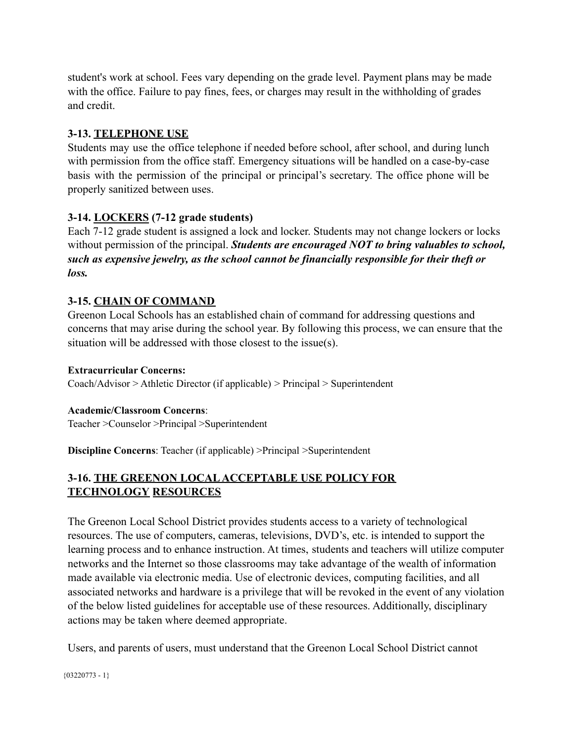student's work at school. Fees vary depending on the grade level. Payment plans may be made with the office. Failure to pay fines, fees, or charges may result in the withholding of grades and credit.

### 3-13. TELEPHONE USE

Students may use the office telephone if needed before school, after school, and during lunch with permission from the office staff. Emergency situations will be handled on a case-by-case basis with the permission of the principal or principal's secretary. The office phone will be properly sanitized between uses.

### 3-14. LOCKERS (7-12 grade students)

Each 7-12 grade student is assigned a lock and locker. Students may not change lockers or locks without permission of the principal. ***Students are encouraged NOT to bring valuables to school, such as expensive jewelry, as the school cannot be financially responsible for their theft or loss.***

### 3-15. CHAIN OF COMMAND

Greenon Local Schools has an established chain of command for addressing questions and concerns that may arise during the school year. By following this process, we can ensure that the situation will be addressed with those closest to the issue(s).

**Extracurricular Concerns:**
Coach/Advisor > Athletic Director (if applicable) > Principal > Superintendent

**Academic/Classroom Concerns**:
Teacher >Counselor >Principal >Superintendent

**Discipline Concerns**: Teacher (if applicable) >Principal >Superintendent

### 3-16. THE GREENON LOCAL ACCEPTABLE USE POLICY FOR TECHNOLOGY RESOURCES

The Greenon Local School District provides students access to a variety of technological resources. The use of computers, cameras, televisions, DVD's, etc. is intended to support the learning process and to enhance instruction. At times, students and teachers will utilize computer networks and the Internet so those classrooms may take advantage of the wealth of information made available via electronic media. Use of electronic devices, computing facilities, and all associated networks and hardware is a privilege that will be revoked in the event of any violation of the below listed guidelines for acceptable use of these resources. Additionally, disciplinary actions may be taken where deemed appropriate.

Users, and parents of users, must understand that the Greenon Local School District cannot

{03220773 - 1}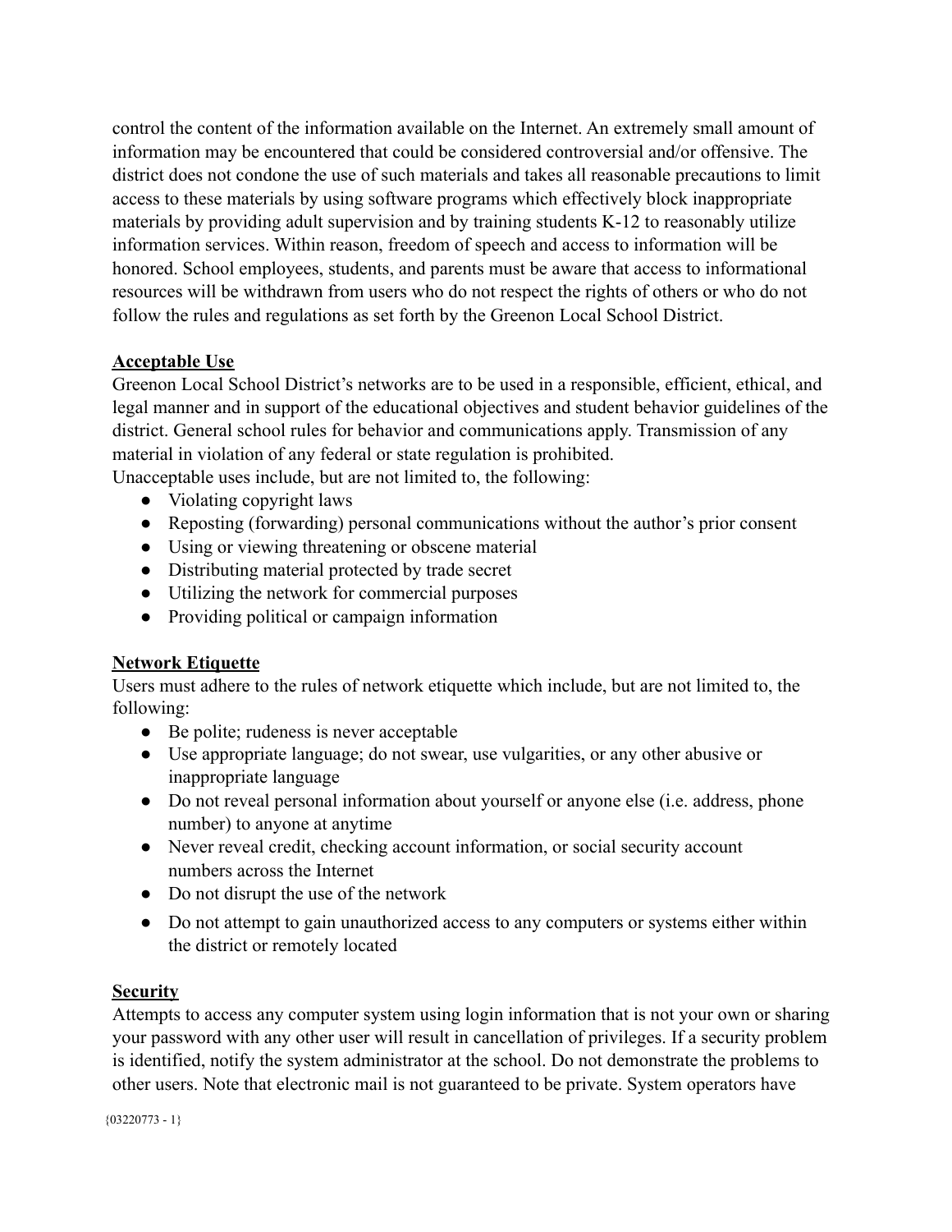control the content of the information available on the Internet. An extremely small amount of information may be encountered that could be considered controversial and/or offensive. The district does not condone the use of such materials and takes all reasonable precautions to limit access to these materials by using software programs which effectively block inappropriate materials by providing adult supervision and by training students K-12 to reasonably utilize information services. Within reason, freedom of speech and access to information will be honored. School employees, students, and parents must be aware that access to informational resources will be withdrawn from users who do not respect the rights of others or who do not follow the rules and regulations as set forth by the Greenon Local School District.

**Acceptable Use**

Greenon Local School District's networks are to be used in a responsible, efficient, ethical, and legal manner and in support of the educational objectives and student behavior guidelines of the district. General school rules for behavior and communications apply. Transmission of any material in violation of any federal or state regulation is prohibited.

Unacceptable uses include, but are not limited to, the following:

- Violating copyright laws
- Reposting (forwarding) personal communications without the author's prior consent
- Using or viewing threatening or obscene material
- Distributing material protected by trade secret
- Utilizing the network for commercial purposes
- Providing political or campaign information

**Network Etiquette**

Users must adhere to the rules of network etiquette which include, but are not limited to, the following:

- Be polite; rudeness is never acceptable
- Use appropriate language; do not swear, use vulgarities, or any other abusive or inappropriate language
- Do not reveal personal information about yourself or anyone else (i.e. address, phone number) to anyone at anytime
- Never reveal credit, checking account information, or social security account numbers across the Internet
- Do not disrupt the use of the network
- Do not attempt to gain unauthorized access to any computers or systems either within the district or remotely located

**Security**

Attempts to access any computer system using login information that is not your own or sharing your password with any other user will result in cancellation of privileges. If a security problem is identified, notify the system administrator at the school. Do not demonstrate the problems to other users. Note that electronic mail is not guaranteed to be private. System operators have

{03220773 - 1}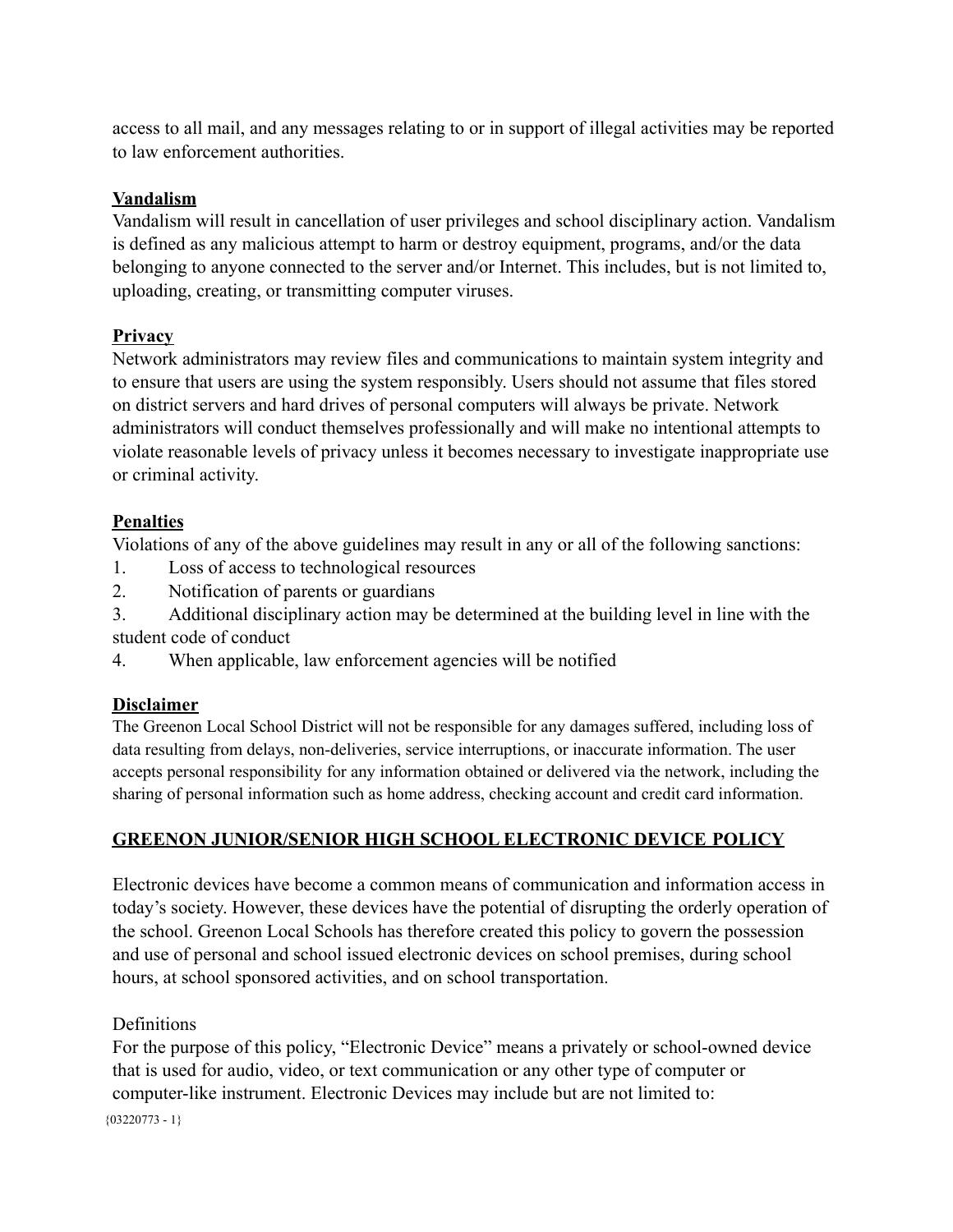access to all mail, and any messages relating to or in support of illegal activities may be reported to law enforcement authorities.

**Vandalism**

Vandalism will result in cancellation of user privileges and school disciplinary action. Vandalism is defined as any malicious attempt to harm or destroy equipment, programs, and/or the data belonging to anyone connected to the server and/or Internet. This includes, but is not limited to, uploading, creating, or transmitting computer viruses.

**Privacy**

Network administrators may review files and communications to maintain system integrity and to ensure that users are using the system responsibly. Users should not assume that files stored on district servers and hard drives of personal computers will always be private. Network administrators will conduct themselves professionally and will make no intentional attempts to violate reasonable levels of privacy unless it becomes necessary to investigate inappropriate use or criminal activity.

**Penalties**

Violations of any of the above guidelines may result in any or all of the following sanctions:

1. Loss of access to technological resources
2. Notification of parents or guardians
3. Additional disciplinary action may be determined at the building level in line with the student code of conduct
4. When applicable, law enforcement agencies will be notified

**Disclaimer**

The Greenon Local School District will not be responsible for any damages suffered, including loss of data resulting from delays, non-deliveries, service interruptions, or inaccurate information. The user accepts personal responsibility for any information obtained or delivered via the network, including the sharing of personal information such as home address, checking account and credit card information.

## GREENON JUNIOR/SENIOR HIGH SCHOOL ELECTRONIC DEVICE POLICY

Electronic devices have become a common means of communication and information access in today's society. However, these devices have the potential of disrupting the orderly operation of the school. Greenon Local Schools has therefore created this policy to govern the possession and use of personal and school issued electronic devices on school premises, during school hours, at school sponsored activities, and on school transportation.

Definitions

For the purpose of this policy, "Electronic Device" means a privately or school-owned device that is used for audio, video, or text communication or any other type of computer or computer-like instrument. Electronic Devices may include but are not limited to: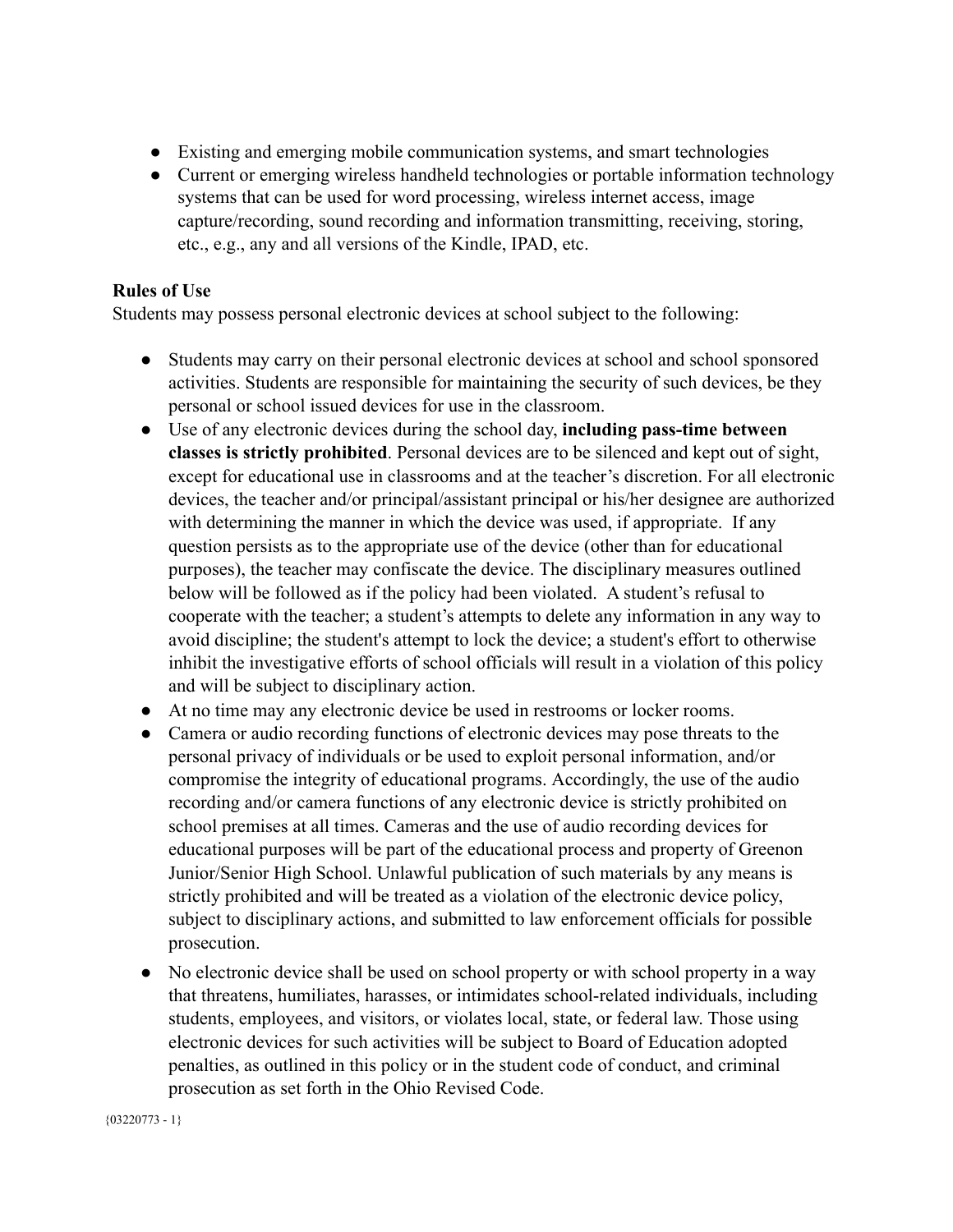- Existing and emerging mobile communication systems, and smart technologies
- Current or emerging wireless handheld technologies or portable information technology systems that can be used for word processing, wireless internet access, image capture/recording, sound recording and information transmitting, receiving, storing, etc., e.g., any and all versions of the Kindle, IPAD, etc.

**Rules of Use**

Students may possess personal electronic devices at school subject to the following:

- Students may carry on their personal electronic devices at school and school sponsored activities. Students are responsible for maintaining the security of such devices, be they personal or school issued devices for use in the classroom.
- Use of any electronic devices during the school day, **including pass-time between classes is strictly prohibited**. Personal devices are to be silenced and kept out of sight, except for educational use in classrooms and at the teacher's discretion. For all electronic devices, the teacher and/or principal/assistant principal or his/her designee are authorized with determining the manner in which the device was used, if appropriate. If any question persists as to the appropriate use of the device (other than for educational purposes), the teacher may confiscate the device. The disciplinary measures outlined below will be followed as if the policy had been violated. A student's refusal to cooperate with the teacher; a student's attempts to delete any information in any way to avoid discipline; the student's attempt to lock the device; a student's effort to otherwise inhibit the investigative efforts of school officials will result in a violation of this policy and will be subject to disciplinary action.
- At no time may any electronic device be used in restrooms or locker rooms.
- Camera or audio recording functions of electronic devices may pose threats to the personal privacy of individuals or be used to exploit personal information, and/or compromise the integrity of educational programs. Accordingly, the use of the audio recording and/or camera functions of any electronic device is strictly prohibited on school premises at all times. Cameras and the use of audio recording devices for educational purposes will be part of the educational process and property of Greenon Junior/Senior High School. Unlawful publication of such materials by any means is strictly prohibited and will be treated as a violation of the electronic device policy, subject to disciplinary actions, and submitted to law enforcement officials for possible prosecution.
- No electronic device shall be used on school property or with school property in a way that threatens, humiliates, harasses, or intimidates school-related individuals, including students, employees, and visitors, or violates local, state, or federal law. Those using electronic devices for such activities will be subject to Board of Education adopted penalties, as outlined in this policy or in the student code of conduct, and criminal prosecution as set forth in the Ohio Revised Code.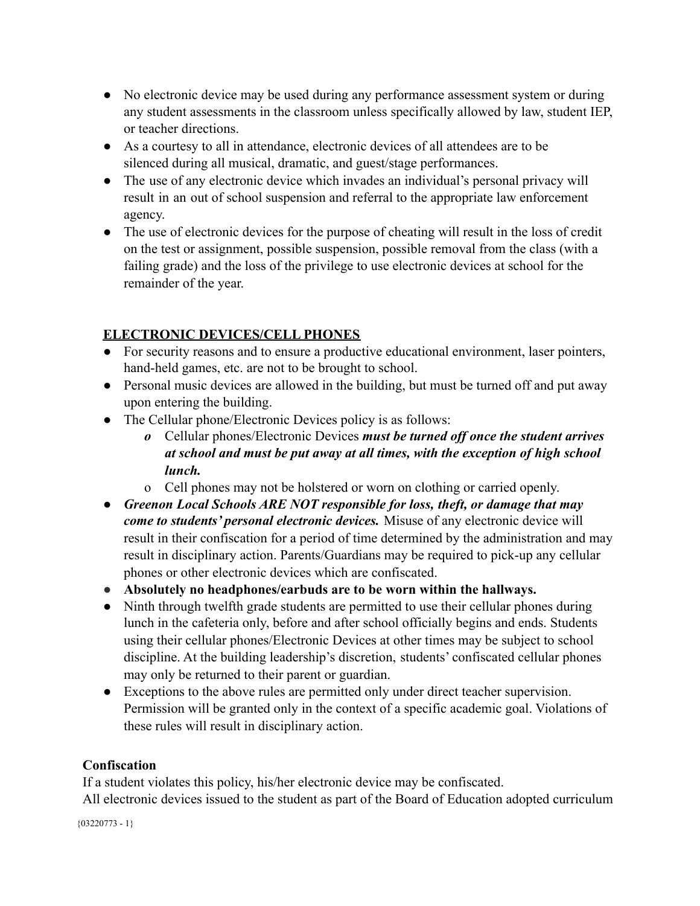- No electronic device may be used during any performance assessment system or during any student assessments in the classroom unless specifically allowed by law, student IEP, or teacher directions.
- As a courtesy to all in attendance, electronic devices of all attendees are to be silenced during all musical, dramatic, and guest/stage performances.
- The use of any electronic device which invades an individual's personal privacy will result in an out of school suspension and referral to the appropriate law enforcement agency.
- The use of electronic devices for the purpose of cheating will result in the loss of credit on the test or assignment, possible suspension, possible removal from the class (with a failing grade) and the loss of the privilege to use electronic devices at school for the remainder of the year.

## ELECTRONIC DEVICES/CELL PHONES

- For security reasons and to ensure a productive educational environment, laser pointers, hand-held games, etc. are not to be brought to school.
- Personal music devices are allowed in the building, but must be turned off and put away upon entering the building.
- The Cellular phone/Electronic Devices policy is as follows:
  - Cellular phones/Electronic Devices ***must be turned off once the student arrives at school and must be put away at all times, with the exception of high school lunch.***
  - Cell phones may not be holstered or worn on clothing or carried openly.
- ***Greenon Local Schools ARE NOT responsible for loss, theft, or damage that may come to students' personal electronic devices.*** Misuse of any electronic device will result in their confiscation for a period of time determined by the administration and may result in disciplinary action. Parents/Guardians may be required to pick-up any cellular phones or other electronic devices which are confiscated.
- **Absolutely no headphones/earbuds are to be worn within the hallways.**
- Ninth through twelfth grade students are permitted to use their cellular phones during lunch in the cafeteria only, before and after school officially begins and ends. Students using their cellular phones/Electronic Devices at other times may be subject to school discipline. At the building leadership's discretion, students' confiscated cellular phones may only be returned to their parent or guardian.
- Exceptions to the above rules are permitted only under direct teacher supervision. Permission will be granted only in the context of a specific academic goal. Violations of these rules will result in disciplinary action.

### Confiscation

If a student violates this policy, his/her electronic device may be confiscated.
All electronic devices issued to the student as part of the Board of Education adopted curriculum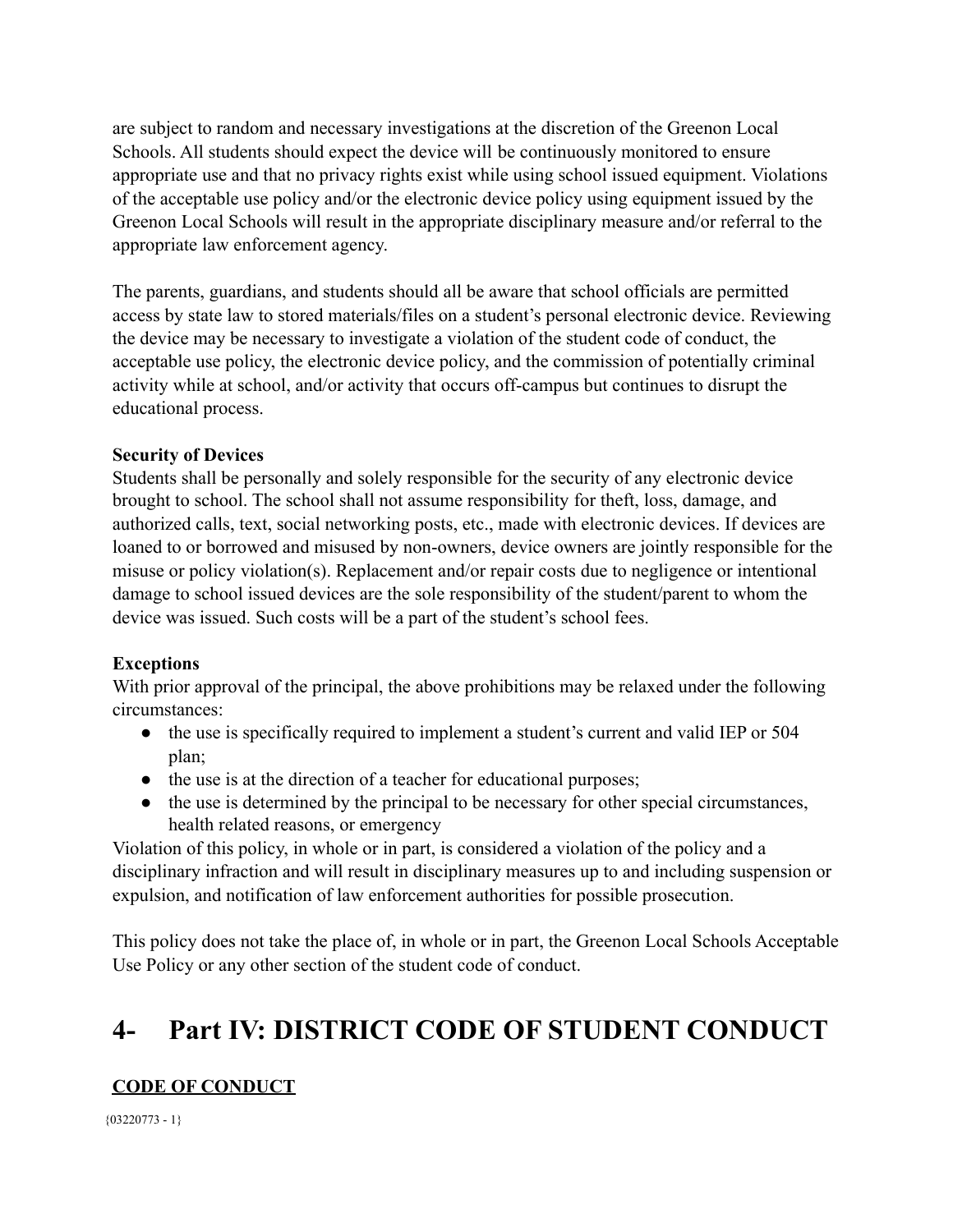are subject to random and necessary investigations at the discretion of the Greenon Local Schools. All students should expect the device will be continuously monitored to ensure appropriate use and that no privacy rights exist while using school issued equipment. Violations of the acceptable use policy and/or the electronic device policy using equipment issued by the Greenon Local Schools will result in the appropriate disciplinary measure and/or referral to the appropriate law enforcement agency.

The parents, guardians, and students should all be aware that school officials are permitted access by state law to stored materials/files on a student's personal electronic device. Reviewing the device may be necessary to investigate a violation of the student code of conduct, the acceptable use policy, the electronic device policy, and the commission of potentially criminal activity while at school, and/or activity that occurs off-campus but continues to disrupt the educational process.

**Security of Devices**

Students shall be personally and solely responsible for the security of any electronic device brought to school. The school shall not assume responsibility for theft, loss, damage, and authorized calls, text, social networking posts, etc., made with electronic devices. If devices are loaned to or borrowed and misused by non-owners, device owners are jointly responsible for the misuse or policy violation(s). Replacement and/or repair costs due to negligence or intentional damage to school issued devices are the sole responsibility of the student/parent to whom the device was issued. Such costs will be a part of the student's school fees.

**Exceptions**

With prior approval of the principal, the above prohibitions may be relaxed under the following circumstances:

- the use is specifically required to implement a student's current and valid IEP or 504 plan;
- the use is at the direction of a teacher for educational purposes;
- the use is determined by the principal to be necessary for other special circumstances, health related reasons, or emergency

Violation of this policy, in whole or in part, is considered a violation of the policy and a disciplinary infraction and will result in disciplinary measures up to and including suspension or expulsion, and notification of law enforcement authorities for possible prosecution.

This policy does not take the place of, in whole or in part, the Greenon Local Schools Acceptable Use Policy or any other section of the student code of conduct.

# 4- Part IV: DISTRICT CODE OF STUDENT CONDUCT

**CODE OF CONDUCT**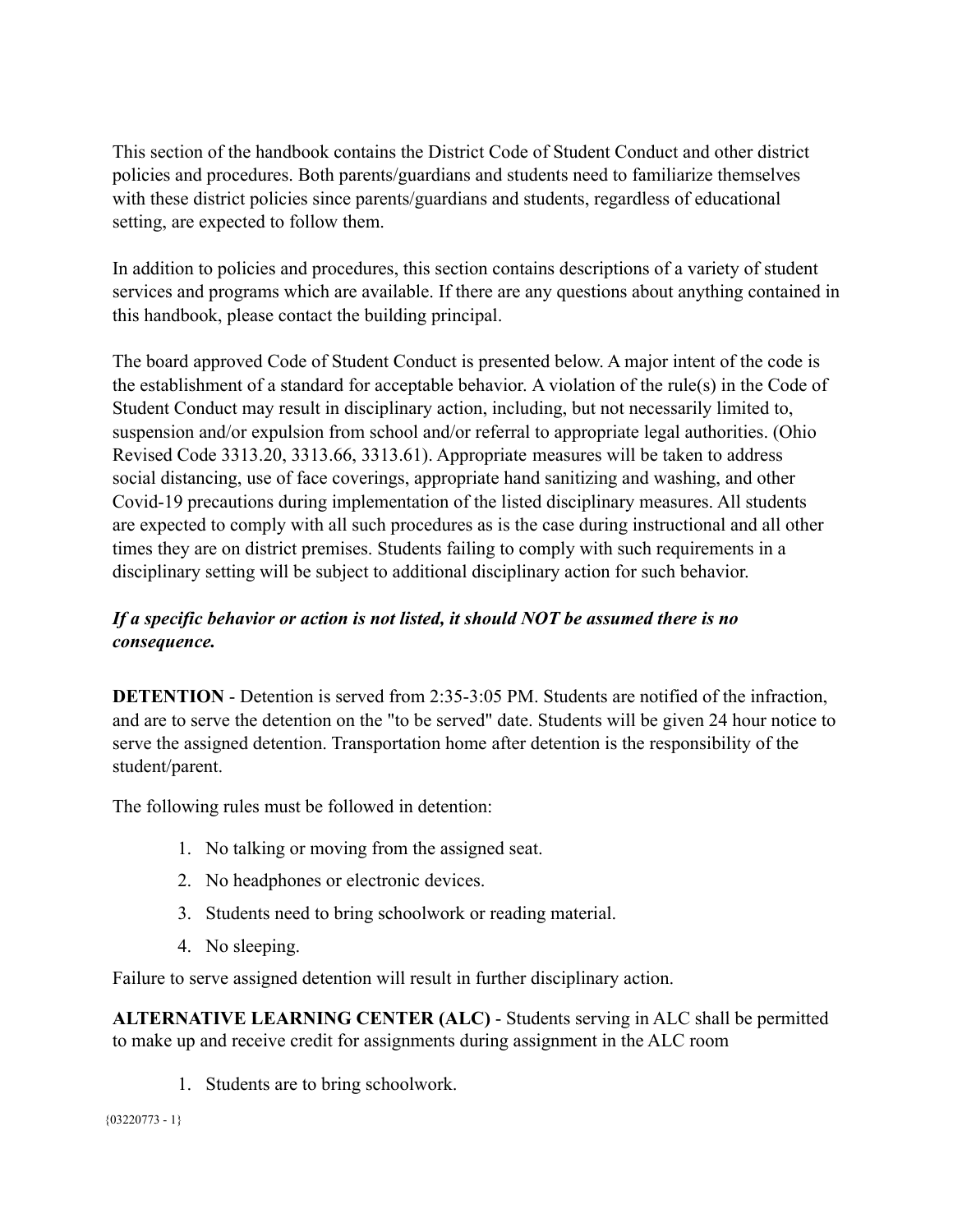This section of the handbook contains the District Code of Student Conduct and other district policies and procedures. Both parents/guardians and students need to familiarize themselves with these district policies since parents/guardians and students, regardless of educational setting, are expected to follow them.

In addition to policies and procedures, this section contains descriptions of a variety of student services and programs which are available. If there are any questions about anything contained in this handbook, please contact the building principal.

The board approved Code of Student Conduct is presented below. A major intent of the code is the establishment of a standard for acceptable behavior. A violation of the rule(s) in the Code of Student Conduct may result in disciplinary action, including, but not necessarily limited to, suspension and/or expulsion from school and/or referral to appropriate legal authorities. (Ohio Revised Code 3313.20, 3313.66, 3313.61). Appropriate measures will be taken to address social distancing, use of face coverings, appropriate hand sanitizing and washing, and other Covid-19 precautions during implementation of the listed disciplinary measures. All students are expected to comply with all such procedures as is the case during instructional and all other times they are on district premises. Students failing to comply with such requirements in a disciplinary setting will be subject to additional disciplinary action for such behavior.

***If a specific behavior or action is not listed, it should NOT be assumed there is no consequence.***

**DETENTION** - Detention is served from 2:35-3:05 PM. Students are notified of the infraction, and are to serve the detention on the "to be served" date. Students will be given 24 hour notice to serve the assigned detention. Transportation home after detention is the responsibility of the student/parent.

The following rules must be followed in detention:

1. No talking or moving from the assigned seat.
2. No headphones or electronic devices.
3. Students need to bring schoolwork or reading material.
4. No sleeping.

Failure to serve assigned detention will result in further disciplinary action.

**ALTERNATIVE LEARNING CENTER (ALC)** - Students serving in ALC shall be permitted to make up and receive credit for assignments during assignment in the ALC room

1. Students are to bring schoolwork.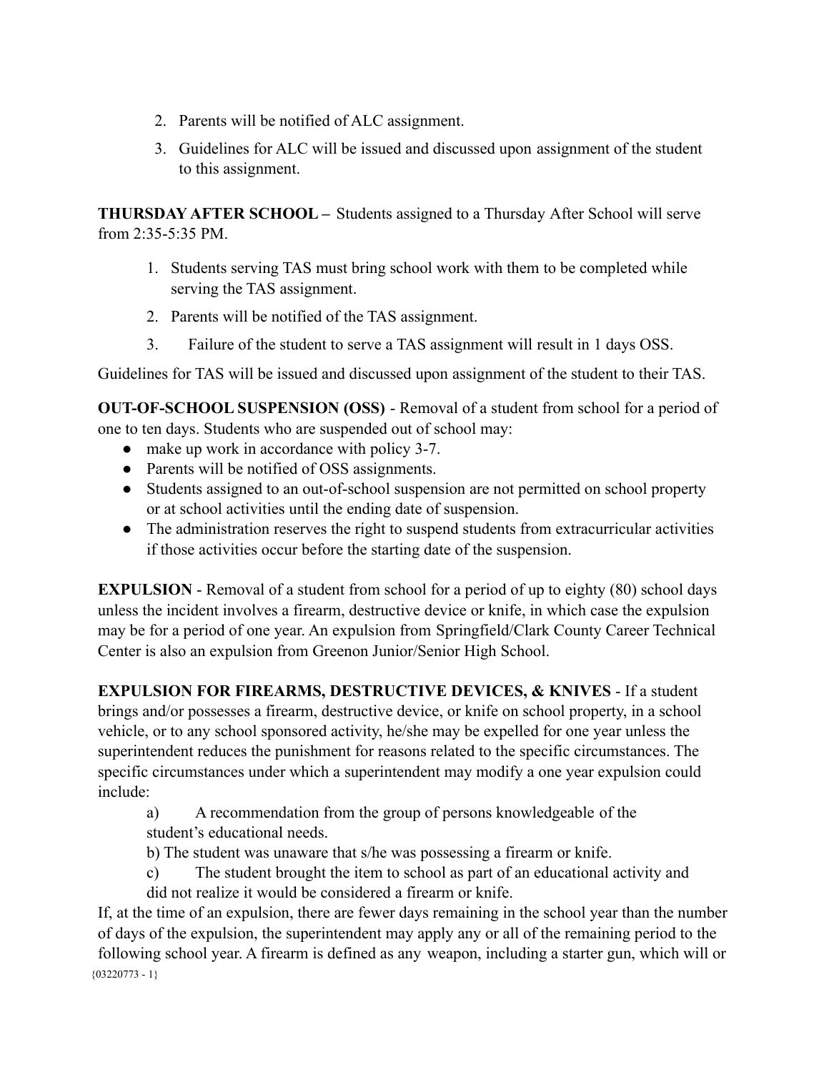2. Parents will be notified of ALC assignment.
3. Guidelines for ALC will be issued and discussed upon assignment of the student to this assignment.

**THURSDAY AFTER SCHOOL –** Students assigned to a Thursday After School will serve from 2:35-5:35 PM.

1. Students serving TAS must bring school work with them to be completed while serving the TAS assignment.
2. Parents will be notified of the TAS assignment.
3. Failure of the student to serve a TAS assignment will result in 1 days OSS.

Guidelines for TAS will be issued and discussed upon assignment of the student to their TAS.

**OUT-OF-SCHOOL SUSPENSION (OSS)** - Removal of a student from school for a period of one to ten days. Students who are suspended out of school may:

- make up work in accordance with policy 3-7.
- Parents will be notified of OSS assignments.
- Students assigned to an out-of-school suspension are not permitted on school property or at school activities until the ending date of suspension.
- The administration reserves the right to suspend students from extracurricular activities if those activities occur before the starting date of the suspension.

**EXPULSION** - Removal of a student from school for a period of up to eighty (80) school days unless the incident involves a firearm, destructive device or knife, in which case the expulsion may be for a period of one year. An expulsion from Springfield/Clark County Career Technical Center is also an expulsion from Greenon Junior/Senior High School.

**EXPULSION FOR FIREARMS, DESTRUCTIVE DEVICES, & KNIVES** - If a student brings and/or possesses a firearm, destructive device, or knife on school property, in a school vehicle, or to any school sponsored activity, he/she may be expelled for one year unless the superintendent reduces the punishment for reasons related to the specific circumstances. The specific circumstances under which a superintendent may modify a one year expulsion could include:

a) A recommendation from the group of persons knowledgeable of the student's educational needs.

b) The student was unaware that s/he was possessing a firearm or knife.

c) The student brought the item to school as part of an educational activity and did not realize it would be considered a firearm or knife.

If, at the time of an expulsion, there are fewer days remaining in the school year than the number of days of the expulsion, the superintendent may apply any or all of the remaining period to the following school year. A firearm is defined as any weapon, including a starter gun, which will or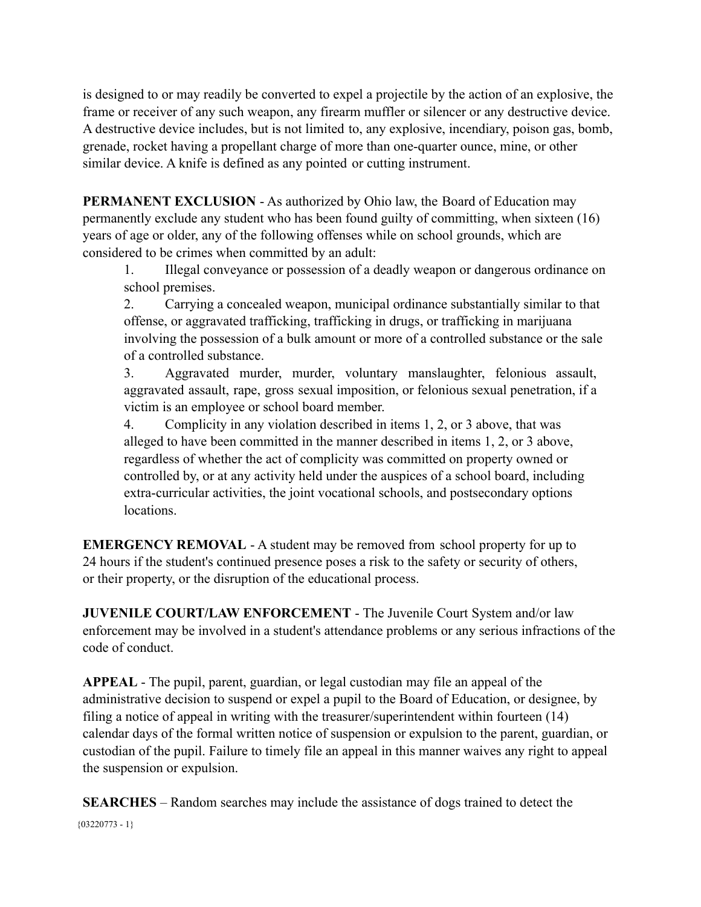is designed to or may readily be converted to expel a projectile by the action of an explosive, the frame or receiver of any such weapon, any firearm muffler or silencer or any destructive device. A destructive device includes, but is not limited to, any explosive, incendiary, poison gas, bomb, grenade, rocket having a propellant charge of more than one-quarter ounce, mine, or other similar device. A knife is defined as any pointed or cutting instrument.

**PERMANENT EXCLUSION** - As authorized by Ohio law, the Board of Education may permanently exclude any student who has been found guilty of committing, when sixteen (16) years of age or older, any of the following offenses while on school grounds, which are considered to be crimes when committed by an adult:

1. Illegal conveyance or possession of a deadly weapon or dangerous ordinance on school premises.
2. Carrying a concealed weapon, municipal ordinance substantially similar to that offense, or aggravated trafficking, trafficking in drugs, or trafficking in marijuana involving the possession of a bulk amount or more of a controlled substance or the sale of a controlled substance.
3. Aggravated murder, murder, voluntary manslaughter, felonious assault, aggravated assault, rape, gross sexual imposition, or felonious sexual penetration, if a victim is an employee or school board member.
4. Complicity in any violation described in items 1, 2, or 3 above, that was alleged to have been committed in the manner described in items 1, 2, or 3 above, regardless of whether the act of complicity was committed on property owned or controlled by, or at any activity held under the auspices of a school board, including extra-curricular activities, the joint vocational schools, and postsecondary options locations.

**EMERGENCY REMOVAL** - A student may be removed from school property for up to 24 hours if the student's continued presence poses a risk to the safety or security of others, or their property, or the disruption of the educational process.

**JUVENILE COURT/LAW ENFORCEMENT** - The Juvenile Court System and/or law enforcement may be involved in a student's attendance problems or any serious infractions of the code of conduct.

**APPEAL** - The pupil, parent, guardian, or legal custodian may file an appeal of the administrative decision to suspend or expel a pupil to the Board of Education, or designee, by filing a notice of appeal in writing with the treasurer/superintendent within fourteen (14) calendar days of the formal written notice of suspension or expulsion to the parent, guardian, or custodian of the pupil. Failure to timely file an appeal in this manner waives any right to appeal the suspension or expulsion.

**SEARCHES** – Random searches may include the assistance of dogs trained to detect the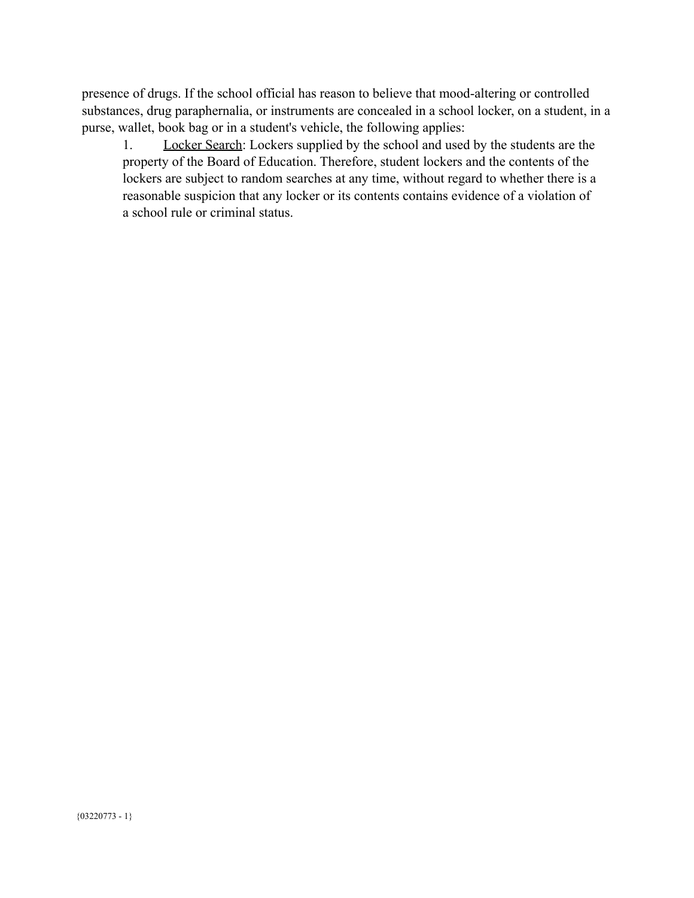presence of drugs. If the school official has reason to believe that mood-altering or controlled substances, drug paraphernalia, or instruments are concealed in a school locker, on a student, in a purse, wallet, book bag or in a student's vehicle, the following applies:

1. Locker Search: Lockers supplied by the school and used by the students are the property of the Board of Education. Therefore, student lockers and the contents of the lockers are subject to random searches at any time, without regard to whether there is a reasonable suspicion that any locker or its contents contains evidence of a violation of a school rule or criminal status.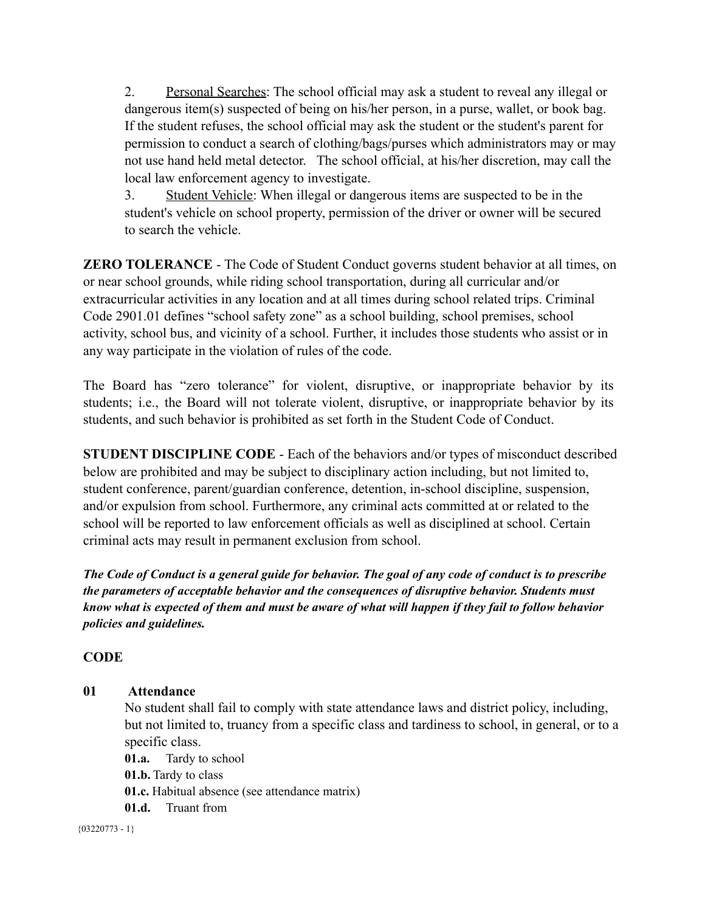2. Personal Searches: The school official may ask a student to reveal any illegal or dangerous item(s) suspected of being on his/her person, in a purse, wallet, or book bag. If the student refuses, the school official may ask the student or the student's parent for permission to conduct a search of clothing/bags/purses which administrators may or may not use hand held metal detector. The school official, at his/her discretion, may call the local law enforcement agency to investigate.

3. Student Vehicle: When illegal or dangerous items are suspected to be in the student's vehicle on school property, permission of the driver or owner will be secured to search the vehicle.

**ZERO TOLERANCE** - The Code of Student Conduct governs student behavior at all times, on or near school grounds, while riding school transportation, during all curricular and/or extracurricular activities in any location and at all times during school related trips. Criminal Code 2901.01 defines "school safety zone" as a school building, school premises, school activity, school bus, and vicinity of a school. Further, it includes those students who assist or in any way participate in the violation of rules of the code.

The Board has "zero tolerance" for violent, disruptive, or inappropriate behavior by its students; i.e., the Board will not tolerate violent, disruptive, or inappropriate behavior by its students, and such behavior is prohibited as set forth in the Student Code of Conduct.

**STUDENT DISCIPLINE CODE** - Each of the behaviors and/or types of misconduct described below are prohibited and may be subject to disciplinary action including, but not limited to, student conference, parent/guardian conference, detention, in-school discipline, suspension, and/or expulsion from school. Furthermore, any criminal acts committed at or related to the school will be reported to law enforcement officials as well as disciplined at school. Certain criminal acts may result in permanent exclusion from school.

***The Code of Conduct is a general guide for behavior. The goal of any code of conduct is to prescribe the parameters of acceptable behavior and the consequences of disruptive behavior. Students must know what is expected of them and must be aware of what will happen if they fail to follow behavior policies and guidelines.***

## CODE

**01 Attendance**

No student shall fail to comply with state attendance laws and district policy, including, but not limited to, truancy from a specific class and tardiness to school, in general, or to a specific class.

**01.a.** Tardy to school
**01.b.** Tardy to class
**01.c.** Habitual absence (see attendance matrix)
**01.d.** Truant from

{03220773 - 1}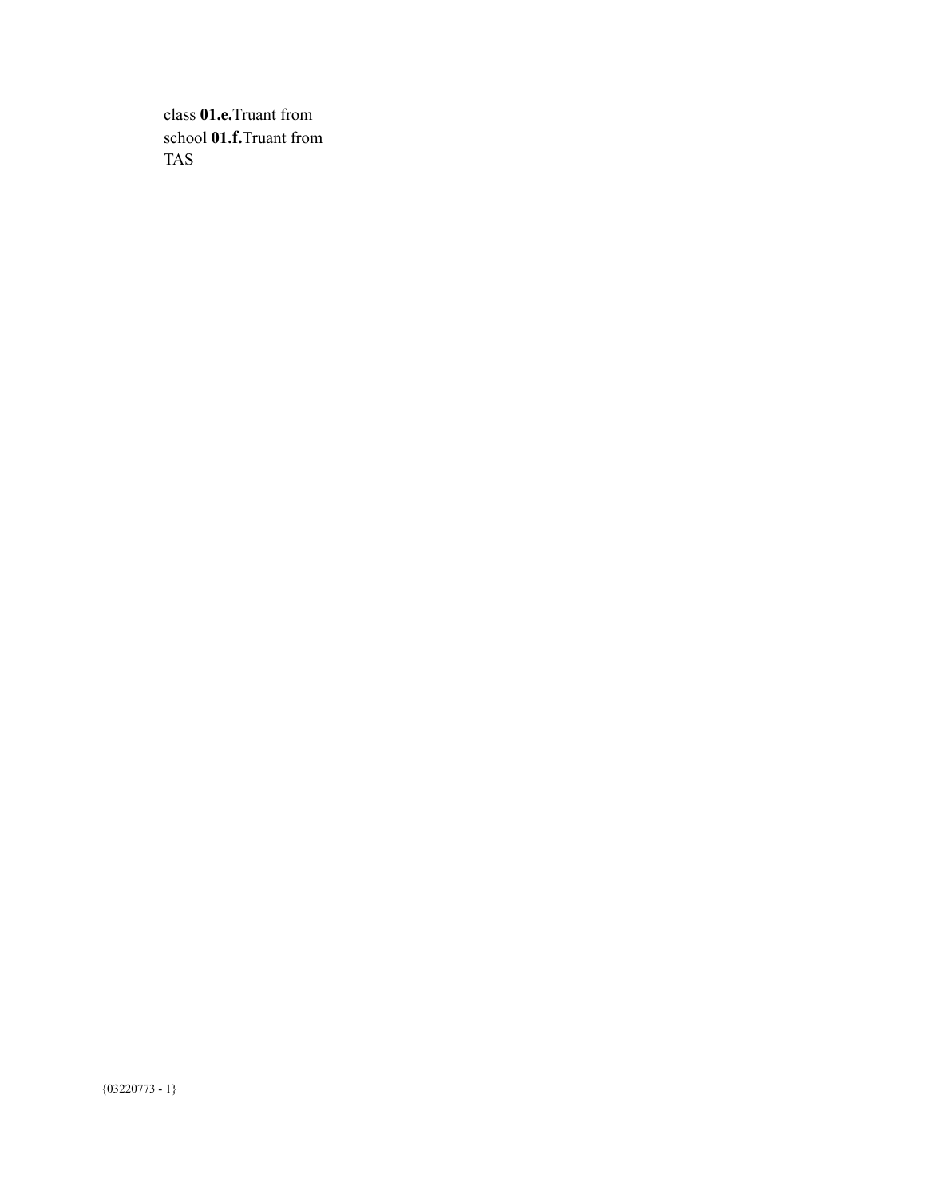class **01.e.**Truant from school **01.f.**Truant from TAS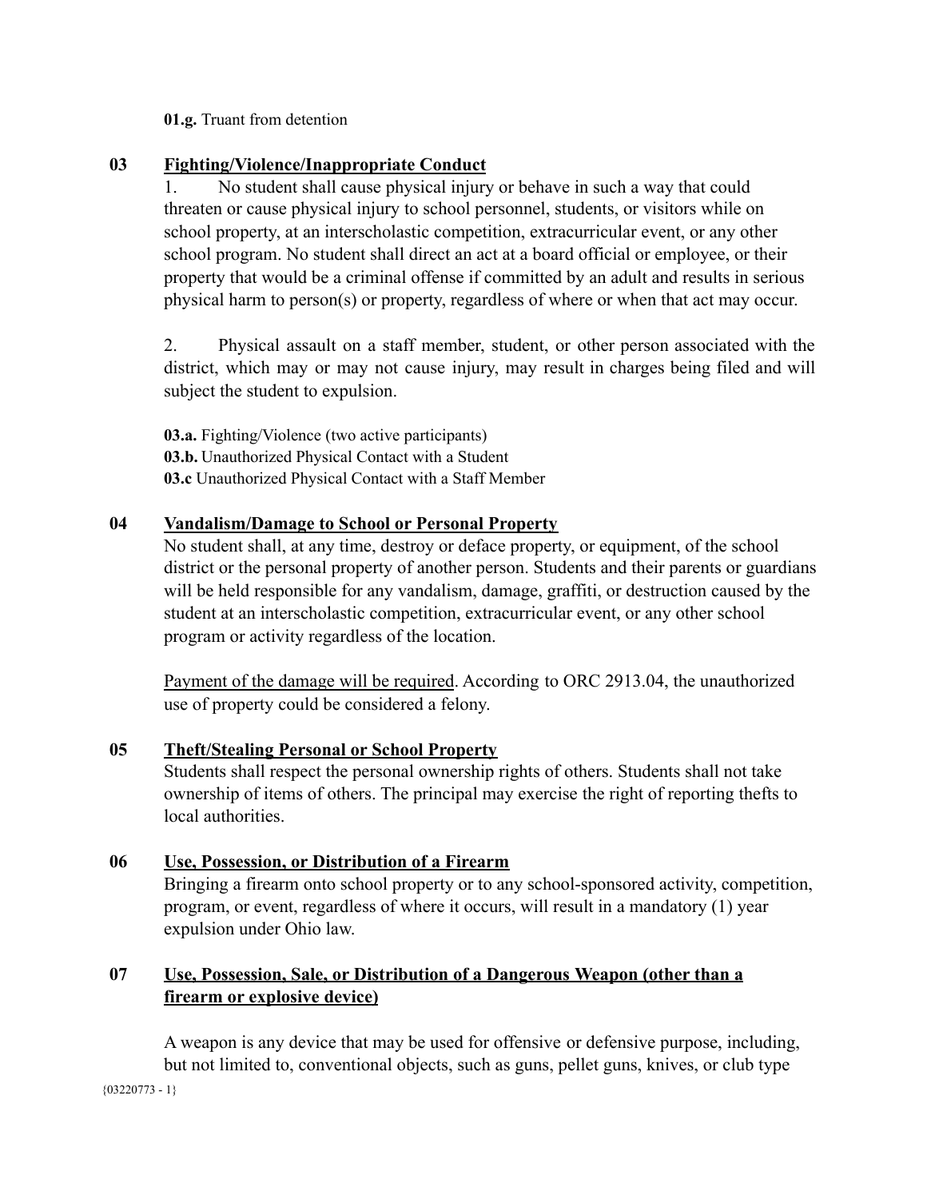**01.g.** Truant from detention

**03 Fighting/Violence/Inappropriate Conduct**

1. No student shall cause physical injury or behave in such a way that could threaten or cause physical injury to school personnel, students, or visitors while on school property, at an interscholastic competition, extracurricular event, or any other school program. No student shall direct an act at a board official or employee, or their property that would be a criminal offense if committed by an adult and results in serious physical harm to person(s) or property, regardless of where or when that act may occur.

2. Physical assault on a staff member, student, or other person associated with the district, which may or may not cause injury, may result in charges being filed and will subject the student to expulsion.

**03.a.** Fighting/Violence (two active participants)
**03.b.** Unauthorized Physical Contact with a Student
**03.c** Unauthorized Physical Contact with a Staff Member

**04 Vandalism/Damage to School or Personal Property**

No student shall, at any time, destroy or deface property, or equipment, of the school district or the personal property of another person. Students and their parents or guardians will be held responsible for any vandalism, damage, graffiti, or destruction caused by the student at an interscholastic competition, extracurricular event, or any other school program or activity regardless of the location.

Payment of the damage will be required. According to ORC 2913.04, the unauthorized use of property could be considered a felony.

**05 Theft/Stealing Personal or School Property**

Students shall respect the personal ownership rights of others. Students shall not take ownership of items of others. The principal may exercise the right of reporting thefts to local authorities.

**06 Use, Possession, or Distribution of a Firearm**

Bringing a firearm onto school property or to any school-sponsored activity, competition, program, or event, regardless of where it occurs, will result in a mandatory (1) year expulsion under Ohio law.

**07 Use, Possession, Sale, or Distribution of a Dangerous Weapon (other than a firearm or explosive device)**

A weapon is any device that may be used for offensive or defensive purpose, including, but not limited to, conventional objects, such as guns, pellet guns, knives, or club type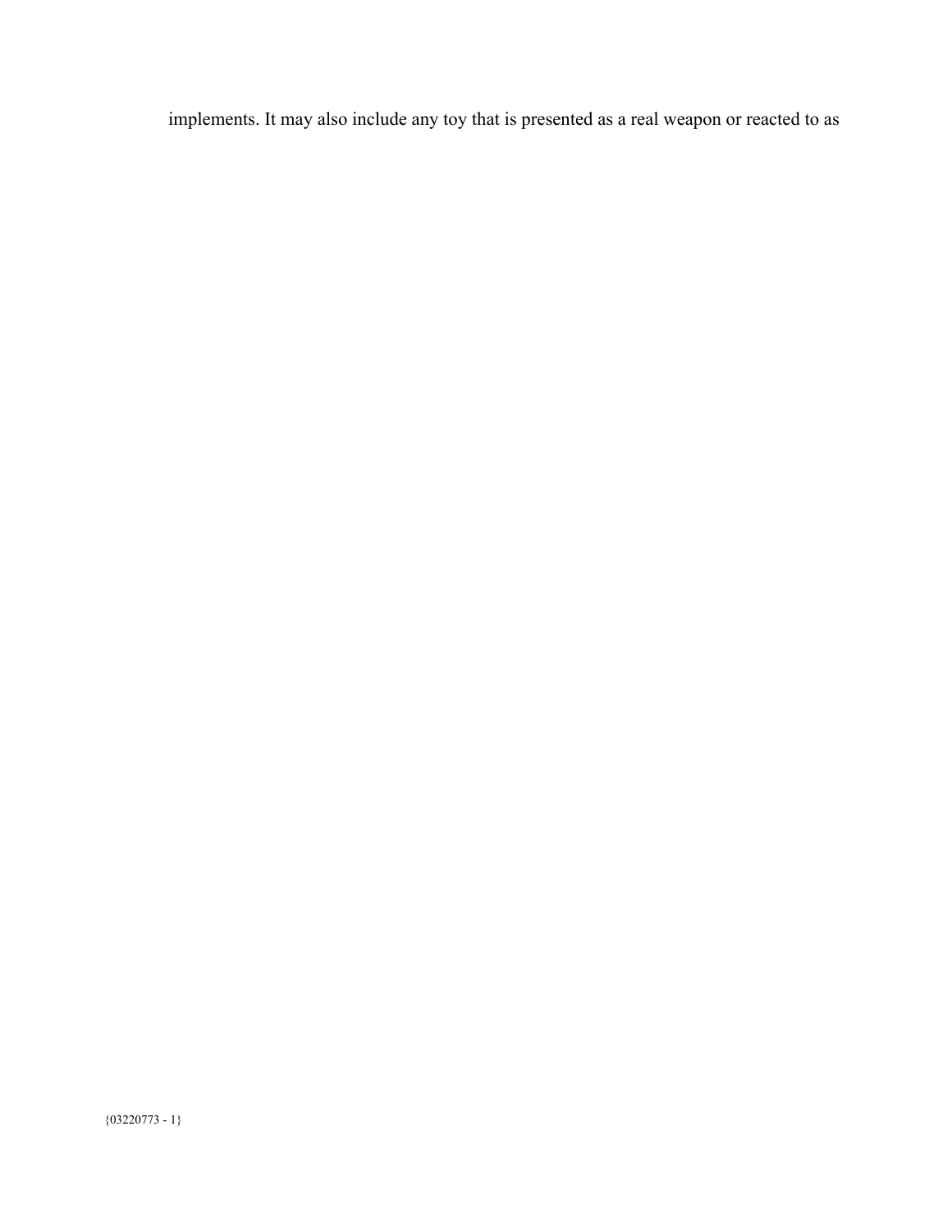implements. It may also include any toy that is presented as a real weapon or reacted to as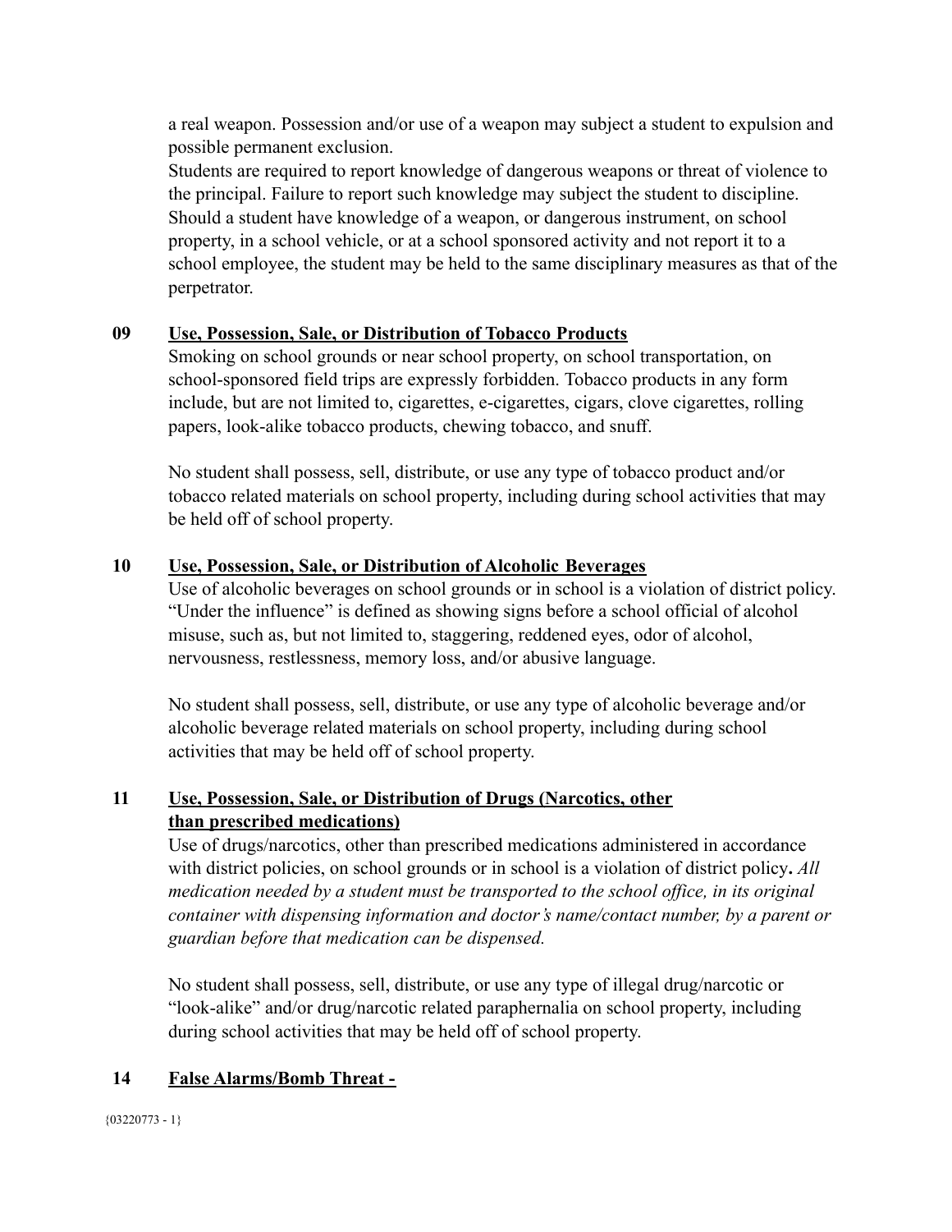a real weapon. Possession and/or use of a weapon may subject a student to expulsion and possible permanent exclusion.
Students are required to report knowledge of dangerous weapons or threat of violence to the principal. Failure to report such knowledge may subject the student to discipline. Should a student have knowledge of a weapon, or dangerous instrument, on school property, in a school vehicle, or at a school sponsored activity and not report it to a school employee, the student may be held to the same disciplinary measures as that of the perpetrator.

**09 <u>Use, Possession, Sale, or Distribution of Tobacco Products</u>**

Smoking on school grounds or near school property, on school transportation, on school-sponsored field trips are expressly forbidden. Tobacco products in any form include, but are not limited to, cigarettes, e-cigarettes, cigars, clove cigarettes, rolling papers, look-alike tobacco products, chewing tobacco, and snuff.

No student shall possess, sell, distribute, or use any type of tobacco product and/or tobacco related materials on school property, including during school activities that may be held off of school property.

**10 <u>Use, Possession, Sale, or Distribution of Alcoholic Beverages</u>**

Use of alcoholic beverages on school grounds or in school is a violation of district policy. "Under the influence" is defined as showing signs before a school official of alcohol misuse, such as, but not limited to, staggering, reddened eyes, odor of alcohol, nervousness, restlessness, memory loss, and/or abusive language.

No student shall possess, sell, distribute, or use any type of alcoholic beverage and/or alcoholic beverage related materials on school property, including during school activities that may be held off of school property.

**11 <u>Use, Possession, Sale, or Distribution of Drugs (Narcotics, other than prescribed medications)</u>**

Use of drugs/narcotics, other than prescribed medications administered in accordance with district policies, on school grounds or in school is a violation of district policy**.** *All medication needed by a student must be transported to the school office, in its original container with dispensing information and doctor's name/contact number, by a parent or guardian before that medication can be dispensed.*

No student shall possess, sell, distribute, or use any type of illegal drug/narcotic or "look-alike" and/or drug/narcotic related paraphernalia on school property, including during school activities that may be held off of school property.

**14 <u>False Alarms/Bomb Threat -</u>**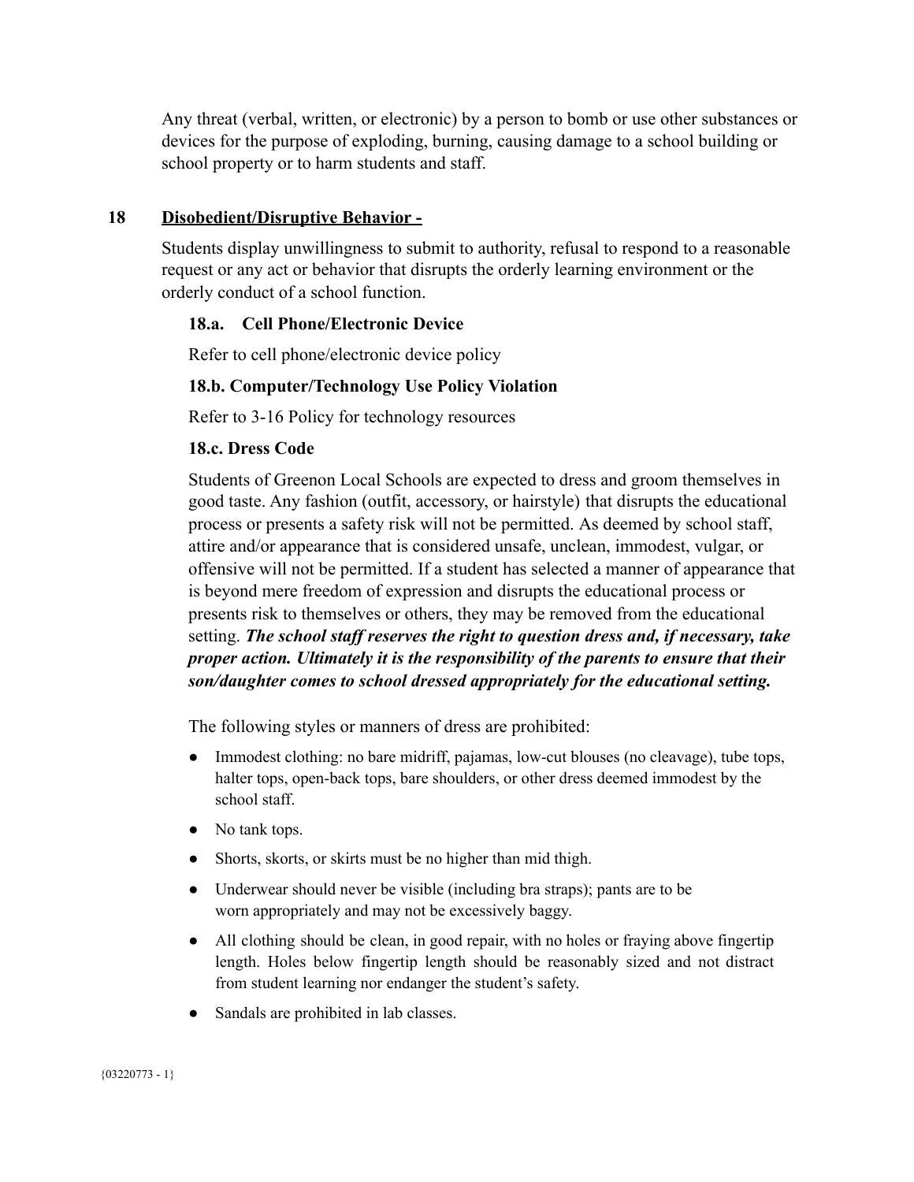Any threat (verbal, written, or electronic) by a person to bomb or use other substances or devices for the purpose of exploding, burning, causing damage to a school building or school property or to harm students and staff.

## 18 Disobedient/Disruptive Behavior -

Students display unwillingness to submit to authority, refusal to respond to a reasonable request or any act or behavior that disrupts the orderly learning environment or the orderly conduct of a school function.

### 18.a. Cell Phone/Electronic Device

Refer to cell phone/electronic device policy

### 18.b. Computer/Technology Use Policy Violation

Refer to 3-16 Policy for technology resources

### 18.c. Dress Code

Students of Greenon Local Schools are expected to dress and groom themselves in good taste. Any fashion (outfit, accessory, or hairstyle) that disrupts the educational process or presents a safety risk will not be permitted. As deemed by school staff, attire and/or appearance that is considered unsafe, unclean, immodest, vulgar, or offensive will not be permitted. If a student has selected a manner of appearance that is beyond mere freedom of expression and disrupts the educational process or presents risk to themselves or others, they may be removed from the educational setting. ***The school staff reserves the right to question dress and, if necessary, take proper action. Ultimately it is the responsibility of the parents to ensure that their son/daughter comes to school dressed appropriately for the educational setting.***

The following styles or manners of dress are prohibited:

- Immodest clothing: no bare midriff, pajamas, low-cut blouses (no cleavage), tube tops, halter tops, open-back tops, bare shoulders, or other dress deemed immodest by the school staff.
- No tank tops.
- Shorts, skorts, or skirts must be no higher than mid thigh.
- Underwear should never be visible (including bra straps); pants are to be worn appropriately and may not be excessively baggy.
- All clothing should be clean, in good repair, with no holes or fraying above fingertip length. Holes below fingertip length should be reasonably sized and not distract from student learning nor endanger the student's safety.
- Sandals are prohibited in lab classes.

{03220773 - 1}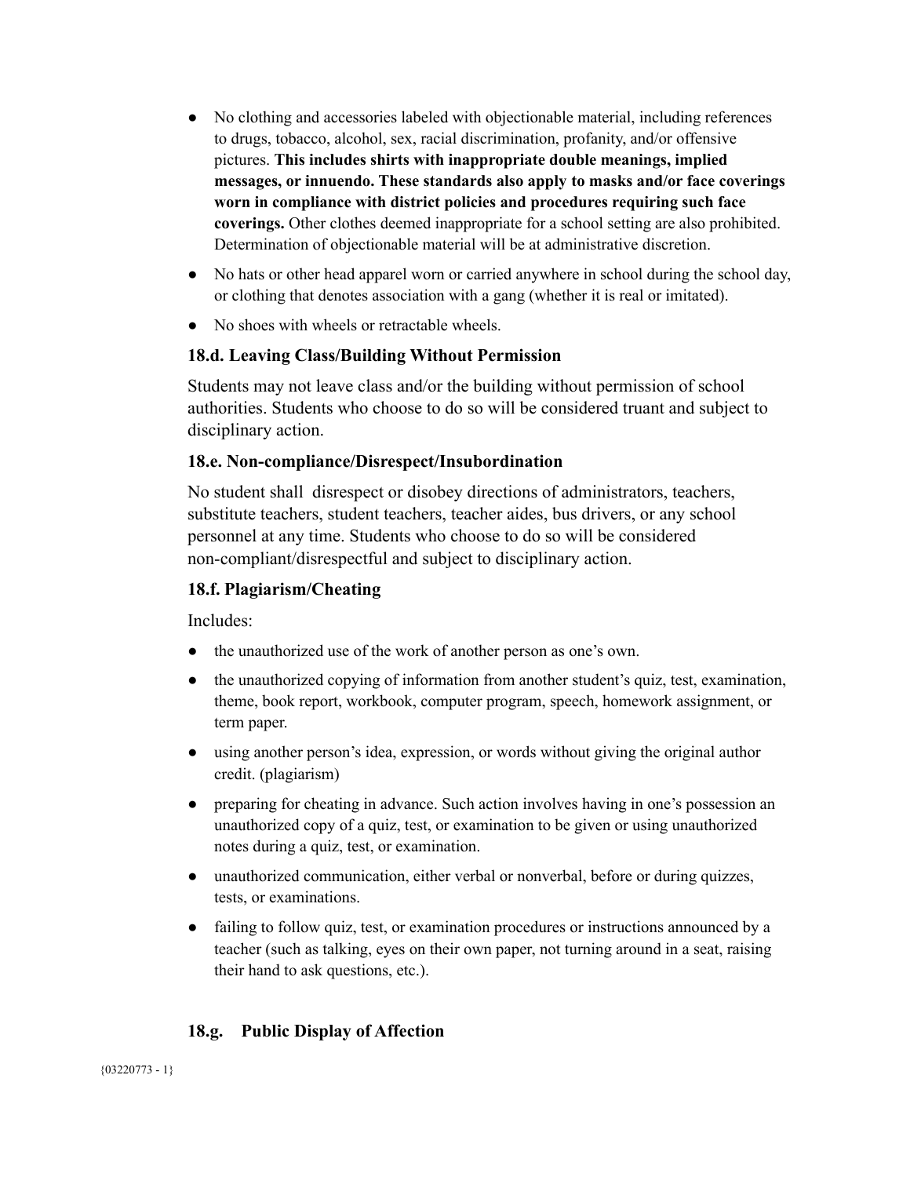- No clothing and accessories labeled with objectionable material, including references to drugs, tobacco, alcohol, sex, racial discrimination, profanity, and/or offensive pictures. **This includes shirts with inappropriate double meanings, implied messages, or innuendo. These standards also apply to masks and/or face coverings worn in compliance with district policies and procedures requiring such face coverings.** Other clothes deemed inappropriate for a school setting are also prohibited. Determination of objectionable material will be at administrative discretion.
- No hats or other head apparel worn or carried anywhere in school during the school day, or clothing that denotes association with a gang (whether it is real or imitated).
- No shoes with wheels or retractable wheels.

### 18.d. Leaving Class/Building Without Permission

Students may not leave class and/or the building without permission of school authorities. Students who choose to do so will be considered truant and subject to disciplinary action.

### 18.e. Non-compliance/Disrespect/Insubordination

No student shall disrespect or disobey directions of administrators, teachers, substitute teachers, student teachers, teacher aides, bus drivers, or any school personnel at any time. Students who choose to do so will be considered non-compliant/disrespectful and subject to disciplinary action.

### 18.f. Plagiarism/Cheating

Includes:

- the unauthorized use of the work of another person as one's own.
- the unauthorized copying of information from another student's quiz, test, examination, theme, book report, workbook, computer program, speech, homework assignment, or term paper.
- using another person's idea, expression, or words without giving the original author credit. (plagiarism)
- preparing for cheating in advance. Such action involves having in one's possession an unauthorized copy of a quiz, test, or examination to be given or using unauthorized notes during a quiz, test, or examination.
- unauthorized communication, either verbal or nonverbal, before or during quizzes, tests, or examinations.
- failing to follow quiz, test, or examination procedures or instructions announced by a teacher (such as talking, eyes on their own paper, not turning around in a seat, raising their hand to ask questions, etc.).

### 18.g. Public Display of Affection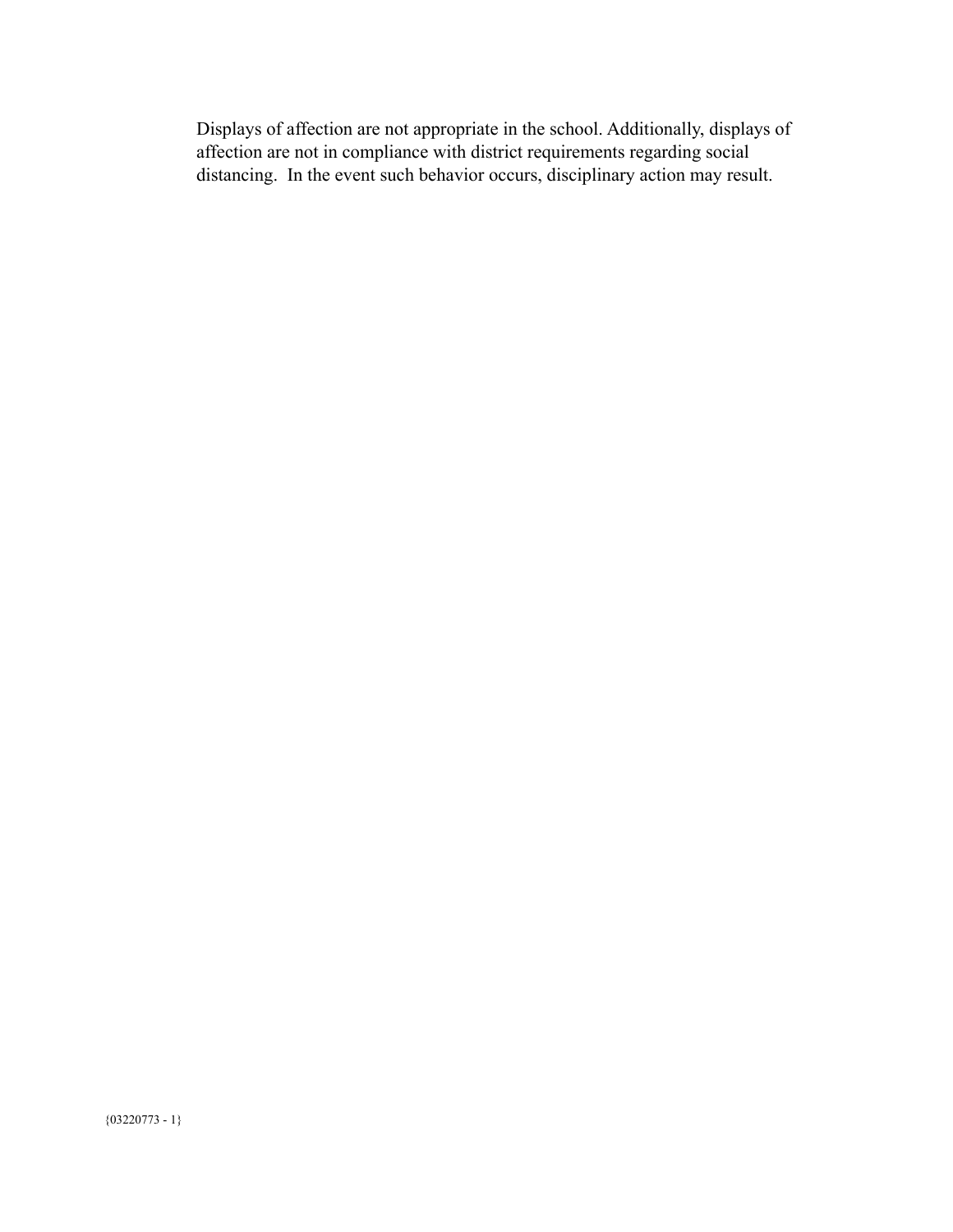Displays of affection are not appropriate in the school. Additionally, displays of affection are not in compliance with district requirements regarding social distancing.  In the event such behavior occurs, disciplinary action may result.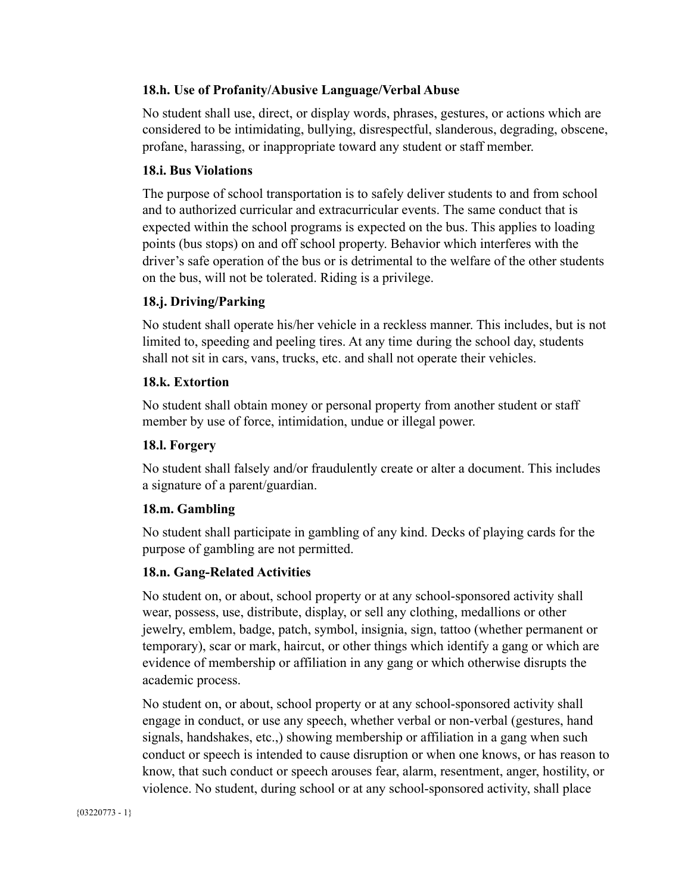### 18.h. Use of Profanity/Abusive Language/Verbal Abuse

No student shall use, direct, or display words, phrases, gestures, or actions which are considered to be intimidating, bullying, disrespectful, slanderous, degrading, obscene, profane, harassing, or inappropriate toward any student or staff member.

### 18.i. Bus Violations

The purpose of school transportation is to safely deliver students to and from school and to authorized curricular and extracurricular events. The same conduct that is expected within the school programs is expected on the bus. This applies to loading points (bus stops) on and off school property. Behavior which interferes with the driver's safe operation of the bus or is detrimental to the welfare of the other students on the bus, will not be tolerated. Riding is a privilege.

### 18.j. Driving/Parking

No student shall operate his/her vehicle in a reckless manner. This includes, but is not limited to, speeding and peeling tires. At any time during the school day, students shall not sit in cars, vans, trucks, etc. and shall not operate their vehicles.

### 18.k. Extortion

No student shall obtain money or personal property from another student or staff member by use of force, intimidation, undue or illegal power.

### 18.l. Forgery

No student shall falsely and/or fraudulently create or alter a document. This includes a signature of a parent/guardian.

### 18.m. Gambling

No student shall participate in gambling of any kind. Decks of playing cards for the purpose of gambling are not permitted.

### 18.n. Gang-Related Activities

No student on, or about, school property or at any school-sponsored activity shall wear, possess, use, distribute, display, or sell any clothing, medallions or other jewelry, emblem, badge, patch, symbol, insignia, sign, tattoo (whether permanent or temporary), scar or mark, haircut, or other things which identify a gang or which are evidence of membership or affiliation in any gang or which otherwise disrupts the academic process.

No student on, or about, school property or at any school-sponsored activity shall engage in conduct, or use any speech, whether verbal or non-verbal (gestures, hand signals, handshakes, etc.,) showing membership or affiliation in a gang when such conduct or speech is intended to cause disruption or when one knows, or has reason to know, that such conduct or speech arouses fear, alarm, resentment, anger, hostility, or violence. No student, during school or at any school-sponsored activity, shall place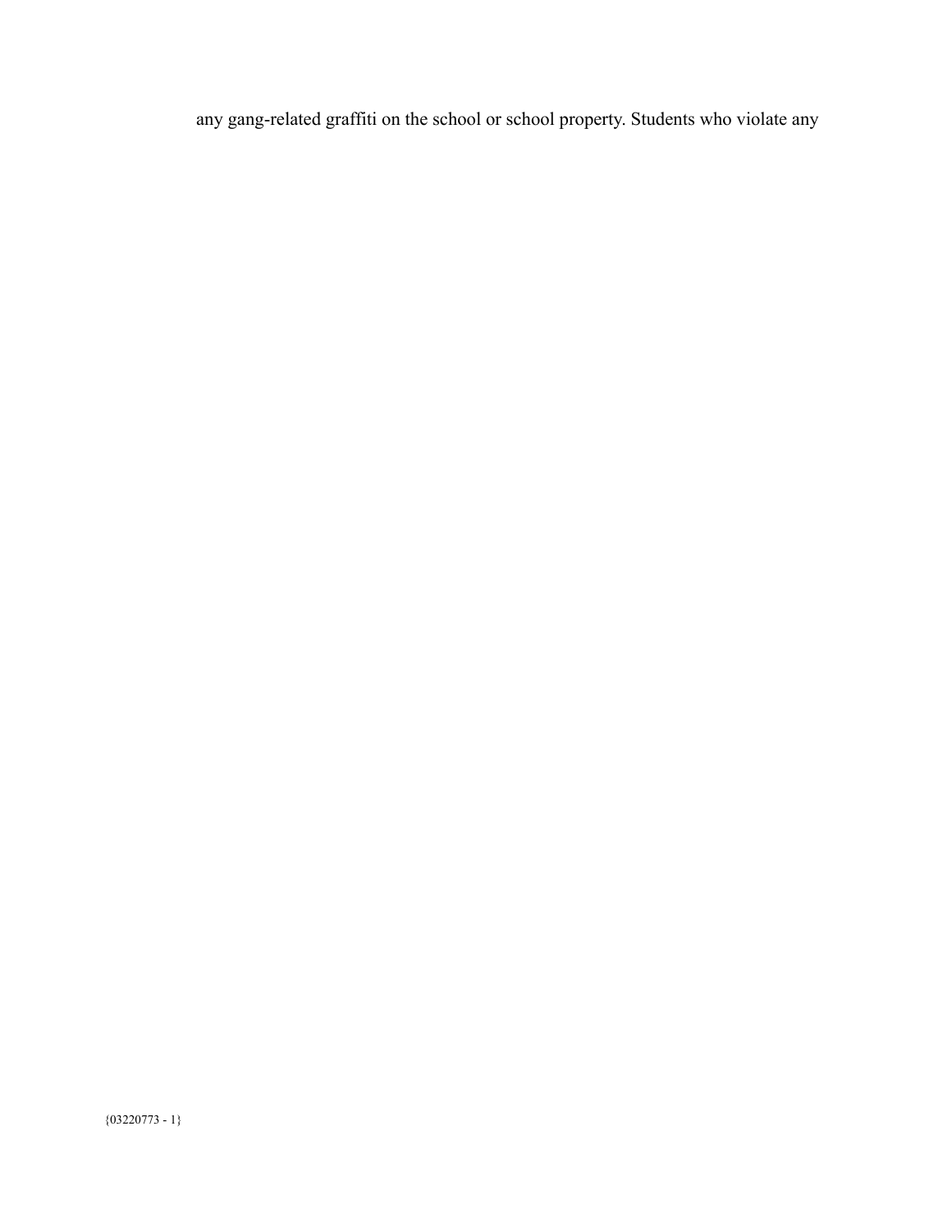any gang-related graffiti on the school or school property. Students who violate any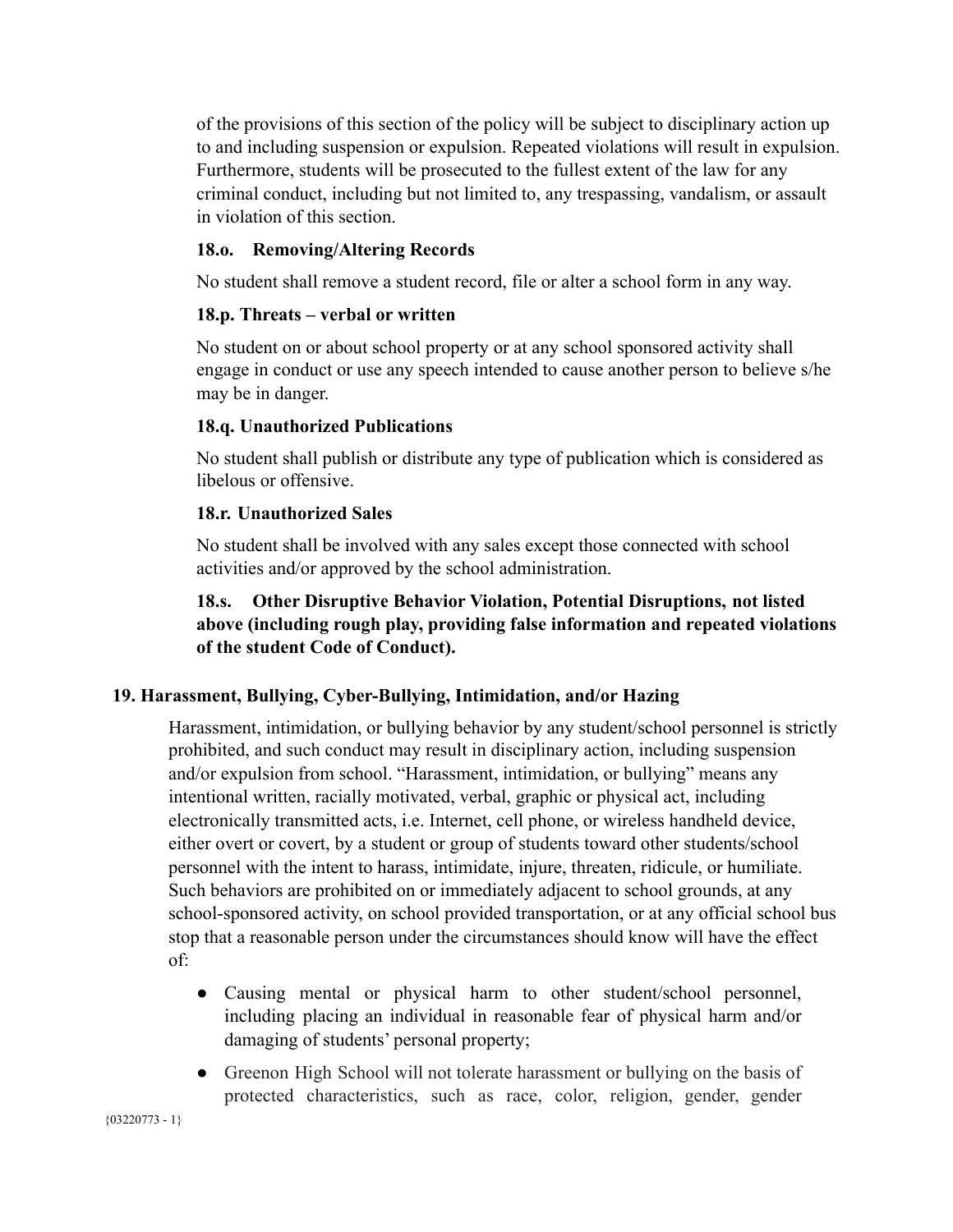of the provisions of this section of the policy will be subject to disciplinary action up to and including suspension or expulsion. Repeated violations will result in expulsion. Furthermore, students will be prosecuted to the fullest extent of the law for any criminal conduct, including but not limited to, any trespassing, vandalism, or assault in violation of this section.

**18.o. Removing/Altering Records**

No student shall remove a student record, file or alter a school form in any way.

**18.p. Threats – verbal or written**

No student on or about school property or at any school sponsored activity shall engage in conduct or use any speech intended to cause another person to believe s/he may be in danger.

**18.q. Unauthorized Publications**

No student shall publish or distribute any type of publication which is considered as libelous or offensive.

**18.r. Unauthorized Sales**

No student shall be involved with any sales except those connected with school activities and/or approved by the school administration.

**18.s. Other Disruptive Behavior Violation, Potential Disruptions, not listed above (including rough play, providing false information and repeated violations of the student Code of Conduct).**

## 19. Harassment, Bullying, Cyber-Bullying, Intimidation, and/or Hazing

Harassment, intimidation, or bullying behavior by any student/school personnel is strictly prohibited, and such conduct may result in disciplinary action, including suspension and/or expulsion from school. "Harassment, intimidation, or bullying" means any intentional written, racially motivated, verbal, graphic or physical act, including electronically transmitted acts, i.e. Internet, cell phone, or wireless handheld device, either overt or covert, by a student or group of students toward other students/school personnel with the intent to harass, intimidate, injure, threaten, ridicule, or humiliate. Such behaviors are prohibited on or immediately adjacent to school grounds, at any school-sponsored activity, on school provided transportation, or at any official school bus stop that a reasonable person under the circumstances should know will have the effect of:

- Causing mental or physical harm to other student/school personnel, including placing an individual in reasonable fear of physical harm and/or damaging of students' personal property;
- Greenon High School will not tolerate harassment or bullying on the basis of protected characteristics, such as race, color, religion, gender, gender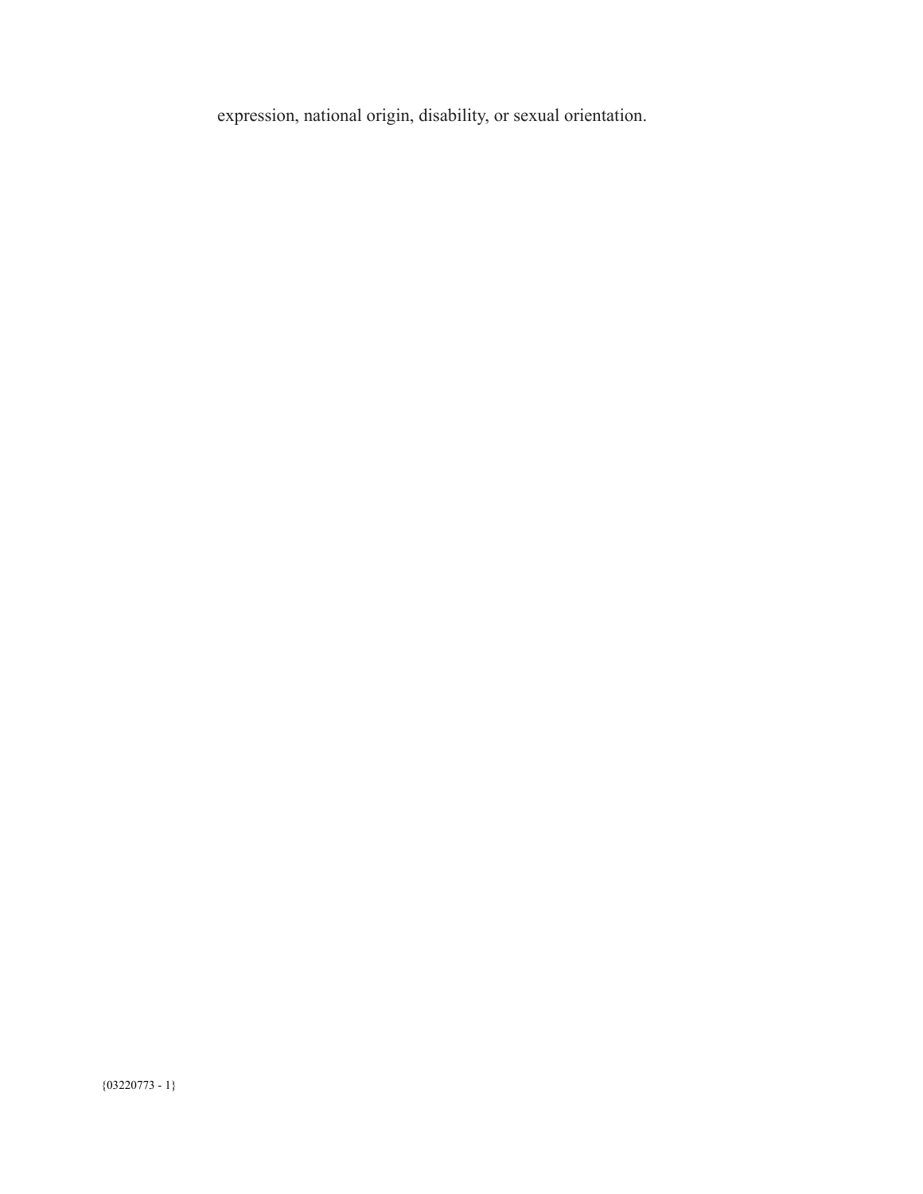expression, national origin, disability, or sexual orientation.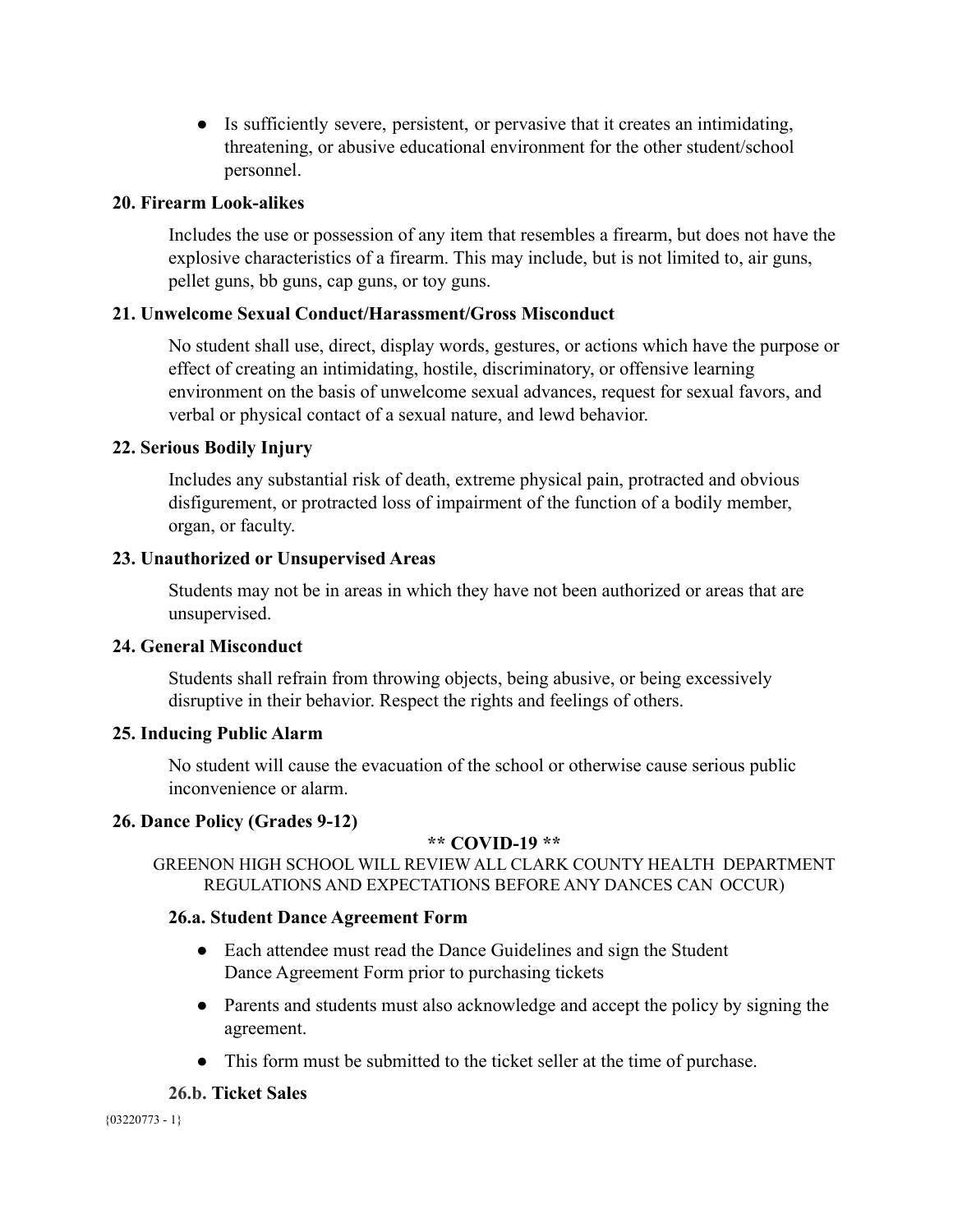- Is sufficiently severe, persistent, or pervasive that it creates an intimidating, threatening, or abusive educational environment for the other student/school personnel.

### 20. Firearm Look-alikes

Includes the use or possession of any item that resembles a firearm, but does not have the explosive characteristics of a firearm. This may include, but is not limited to, air guns, pellet guns, bb guns, cap guns, or toy guns.

### 21. Unwelcome Sexual Conduct/Harassment/Gross Misconduct

No student shall use, direct, display words, gestures, or actions which have the purpose or effect of creating an intimidating, hostile, discriminatory, or offensive learning environment on the basis of unwelcome sexual advances, request for sexual favors, and verbal or physical contact of a sexual nature, and lewd behavior.

### 22. Serious Bodily Injury

Includes any substantial risk of death, extreme physical pain, protracted and obvious disfigurement, or protracted loss of impairment of the function of a bodily member, organ, or faculty.

### 23. Unauthorized or Unsupervised Areas

Students may not be in areas in which they have not been authorized or areas that are unsupervised.

### 24. General Misconduct

Students shall refrain from throwing objects, being abusive, or being excessively disruptive in their behavior. Respect the rights and feelings of others.

### 25. Inducing Public Alarm

No student will cause the evacuation of the school or otherwise cause serious public inconvenience or alarm.

### 26. Dance Policy (Grades 9-12)

**\*\* COVID-19 \*\***

GREENON HIGH SCHOOL WILL REVIEW ALL CLARK COUNTY HEALTH DEPARTMENT REGULATIONS AND EXPECTATIONS BEFORE ANY DANCES CAN OCCUR)

#### 26.a. Student Dance Agreement Form

- Each attendee must read the Dance Guidelines and sign the Student Dance Agreement Form prior to purchasing tickets
- Parents and students must also acknowledge and accept the policy by signing the agreement.
- This form must be submitted to the ticket seller at the time of purchase.

#### 26.b. Ticket Sales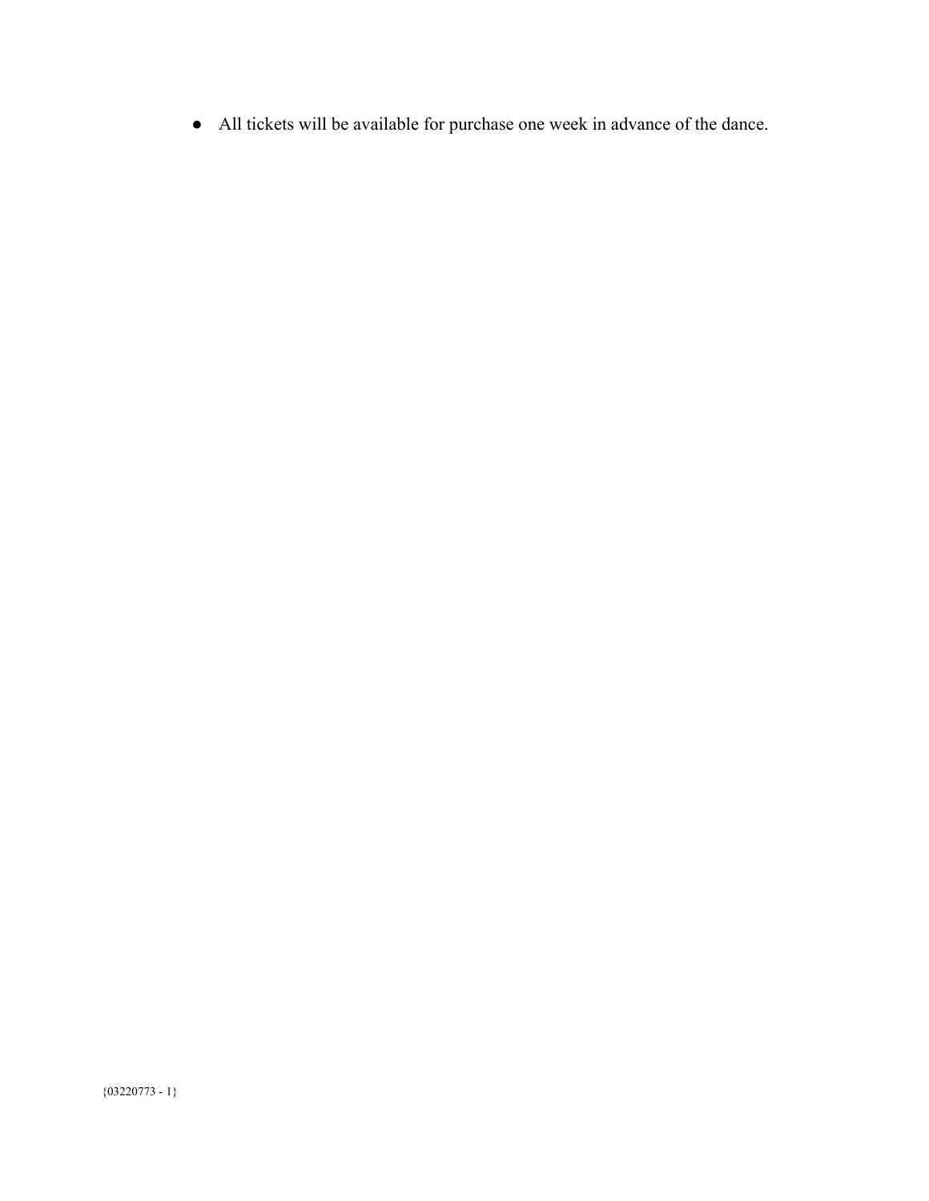- All tickets will be available for purchase one week in advance of the dance.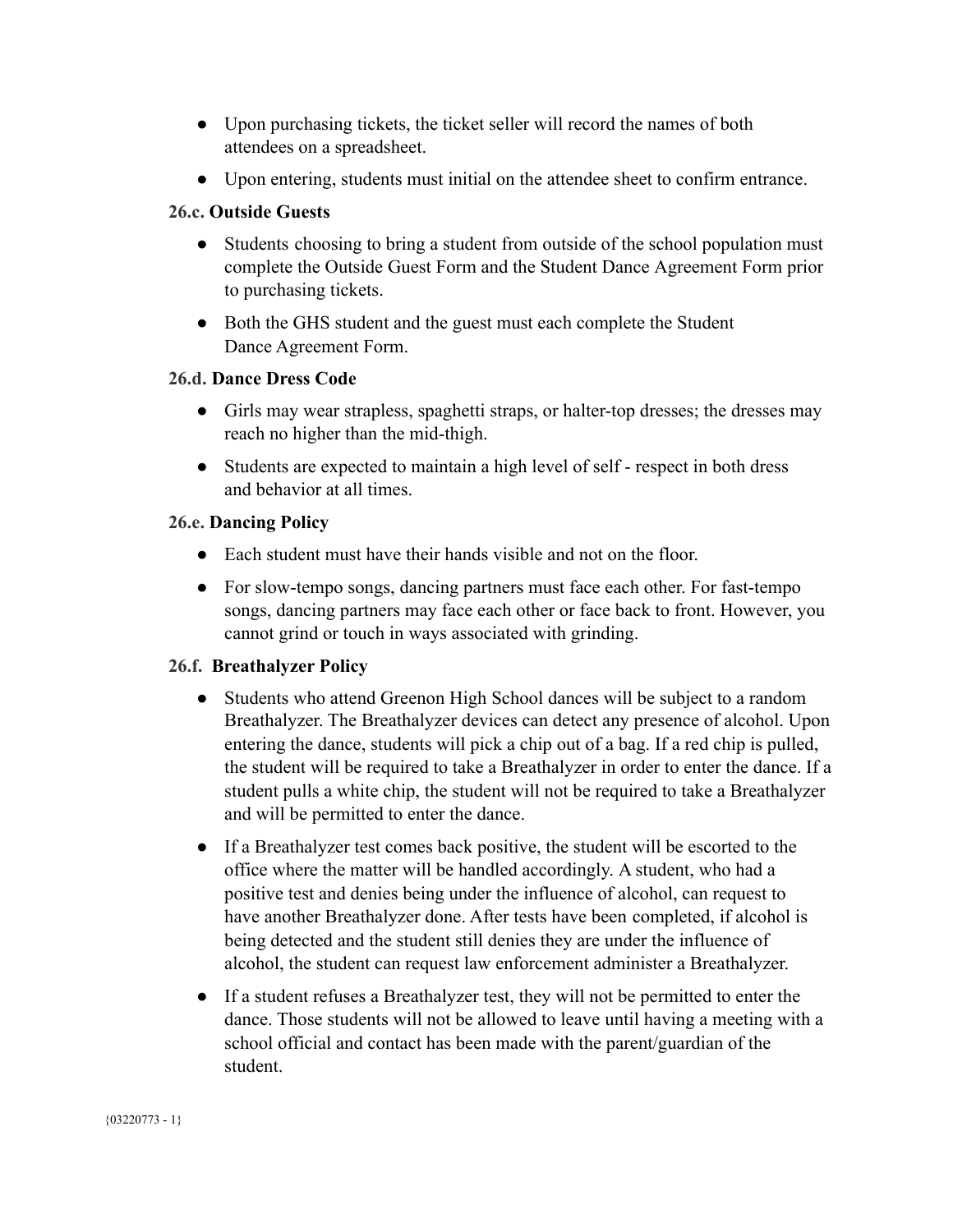- Upon purchasing tickets, the ticket seller will record the names of both attendees on a spreadsheet.
- Upon entering, students must initial on the attendee sheet to confirm entrance.

### 26.c. Outside Guests

- Students choosing to bring a student from outside of the school population must complete the Outside Guest Form and the Student Dance Agreement Form prior to purchasing tickets.
- Both the GHS student and the guest must each complete the Student Dance Agreement Form.

### 26.d. Dance Dress Code

- Girls may wear strapless, spaghetti straps, or halter-top dresses; the dresses may reach no higher than the mid-thigh.
- Students are expected to maintain a high level of self - respect in both dress and behavior at all times.

### 26.e. Dancing Policy

- Each student must have their hands visible and not on the floor.
- For slow-tempo songs, dancing partners must face each other. For fast-tempo songs, dancing partners may face each other or face back to front. However, you cannot grind or touch in ways associated with grinding.

### 26.f. Breathalyzer Policy

- Students who attend Greenon High School dances will be subject to a random Breathalyzer. The Breathalyzer devices can detect any presence of alcohol. Upon entering the dance, students will pick a chip out of a bag. If a red chip is pulled, the student will be required to take a Breathalyzer in order to enter the dance. If a student pulls a white chip, the student will not be required to take a Breathalyzer and will be permitted to enter the dance.
- If a Breathalyzer test comes back positive, the student will be escorted to the office where the matter will be handled accordingly. A student, who had a positive test and denies being under the influence of alcohol, can request to have another Breathalyzer done. After tests have been completed, if alcohol is being detected and the student still denies they are under the influence of alcohol, the student can request law enforcement administer a Breathalyzer.
- If a student refuses a Breathalyzer test, they will not be permitted to enter the dance. Those students will not be allowed to leave until having a meeting with a school official and contact has been made with the parent/guardian of the student.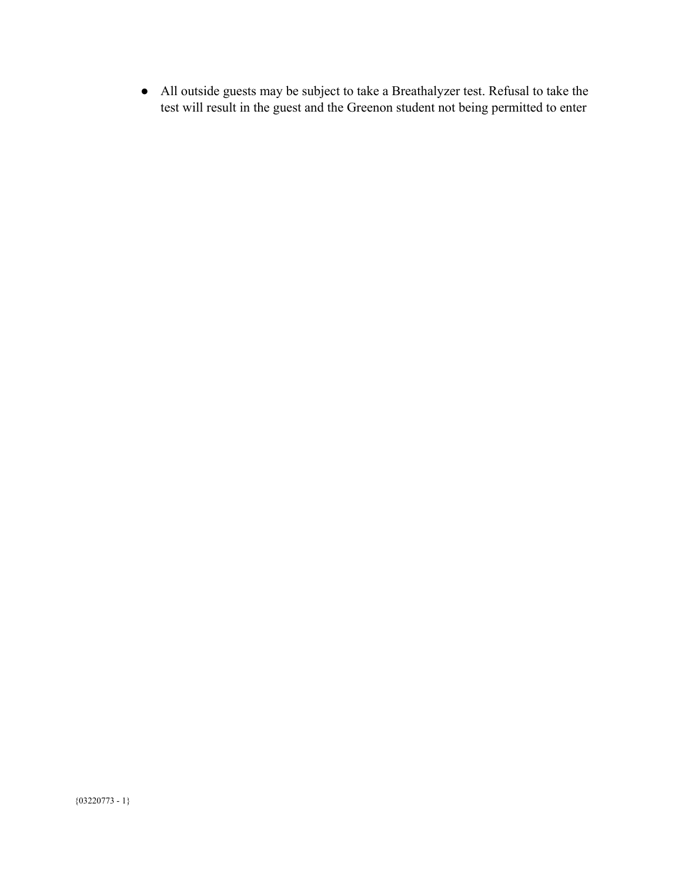- All outside guests may be subject to take a Breathalyzer test. Refusal to take the test will result in the guest and the Greenon student not being permitted to enter

{03220773 - 1}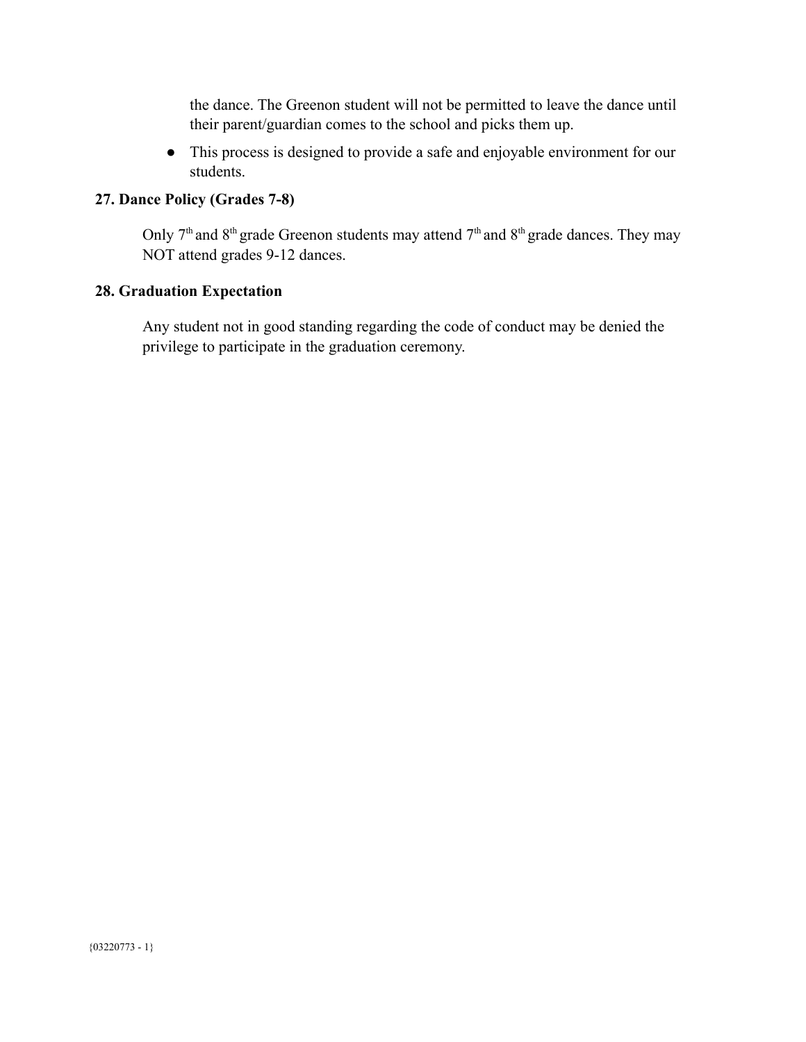the dance. The Greenon student will not be permitted to leave the dance until their parent/guardian comes to the school and picks them up.

- This process is designed to provide a safe and enjoyable environment for our students.

### 27. Dance Policy (Grades 7-8)

Only 7th and 8th grade Greenon students may attend 7th and 8th grade dances. They may NOT attend grades 9-12 dances.

### 28. Graduation Expectation

Any student not in good standing regarding the code of conduct may be denied the privilege to participate in the graduation ceremony.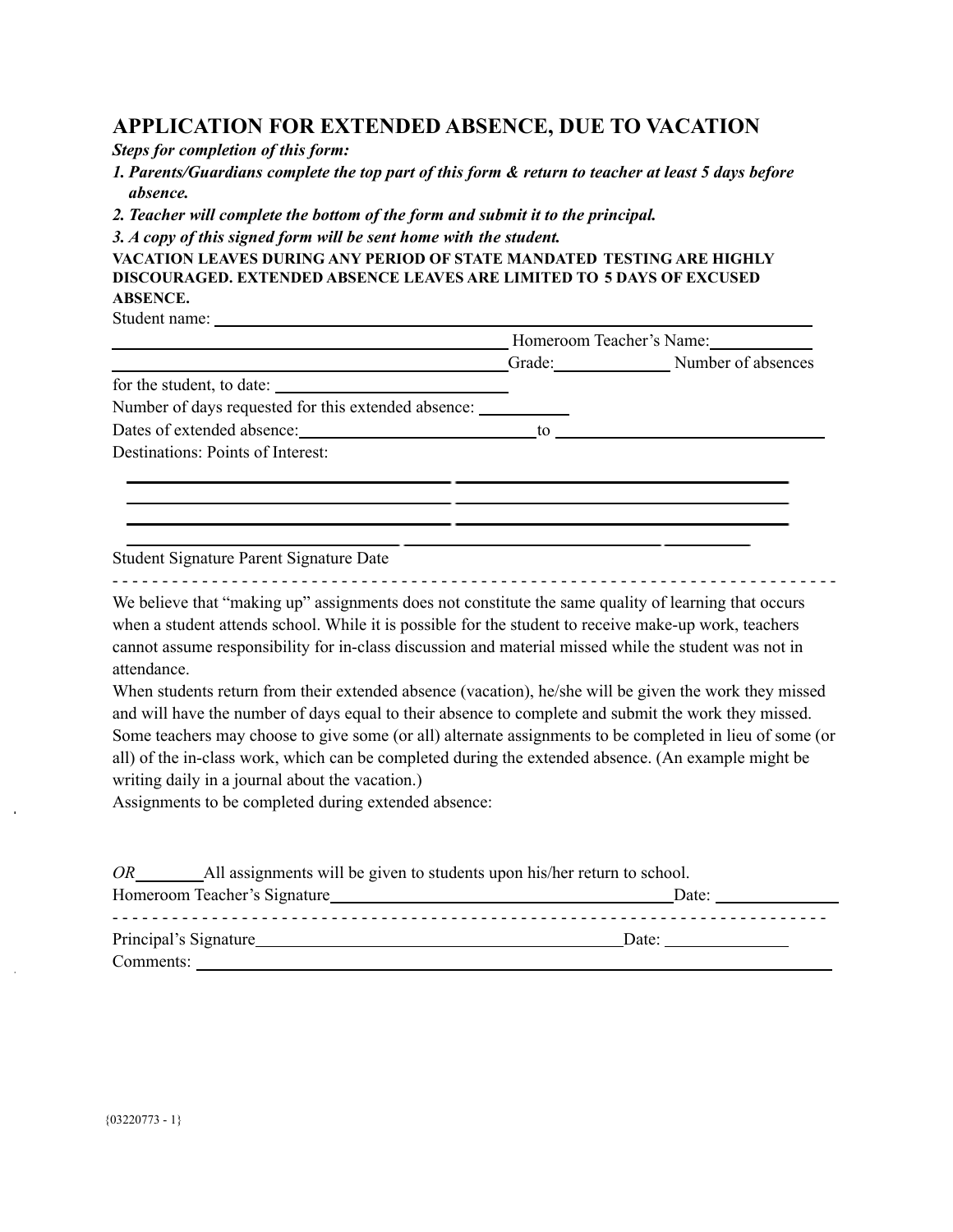## APPLICATION FOR EXTENDED ABSENCE, DUE TO VACATION

***Steps for completion of this form:***

1. ***Parents/Guardians complete the top part of this form & return to teacher at least 5 days before absence.***
2. ***Teacher will complete the bottom of the form and submit it to the principal.***
3. ***A copy of this signed form will be sent home with the student.***

**VACATION LEAVES DURING ANY PERIOD OF STATE MANDATED TESTING ARE HIGHLY DISCOURAGED. EXTENDED ABSENCE LEAVES ARE LIMITED TO 5 DAYS OF EXCUSED ABSENCE.**

Student name: ______________________________________________________________

______________________________________________ Homeroom Teacher's Name: ____________

______________________________________________ Grade: ____________ Number of absences for the student, to date: ____________________________

Number of days requested for this extended absence: __________

Dates of extended absence: __________________________ to ______________________________

Destinations: Points of Interest:

______________________________________ ______________________________________

______________________________________ ______________________________________

______________________________________ ______________________________________

______________________________ ______________________________ __________

Student Signature Parent Signature Date

- - - - - - - - - - - - - - - - - - - - - - - - - - - - - - - - - - - - - - - - - - - - - - - - - - - - - - - - - - - - - - - - - - - - - - - -

We believe that "making up" assignments does not constitute the same quality of learning that occurs when a student attends school. While it is possible for the student to receive make-up work, teachers cannot assume responsibility for in-class discussion and material missed while the student was not in attendance.

When students return from their extended absence (vacation), he/she will be given the work they missed and will have the number of days equal to their absence to complete and submit the work they missed. Some teachers may choose to give some (or all) alternate assignments to be completed in lieu of some (or all) of the in-class work, which can be completed during the extended absence. (An example might be writing daily in a journal about the vacation.)

Assignments to be completed during extended absence:

*OR* ________ All assignments will be given to students upon his/her return to school.

Homeroom Teacher's Signature ________________________________________ Date: ______________

- - - - - - - - - - - - - - - - - - - - - - - - - - - - - - - - - - - - - - - - - - - - - - - - - - - - - - - - - - - - - - - - - - - - - - - -

Principal's Signature ________________________________________ Date: ______________

Comments: ______________________________________________________________________

{03220773 - 1}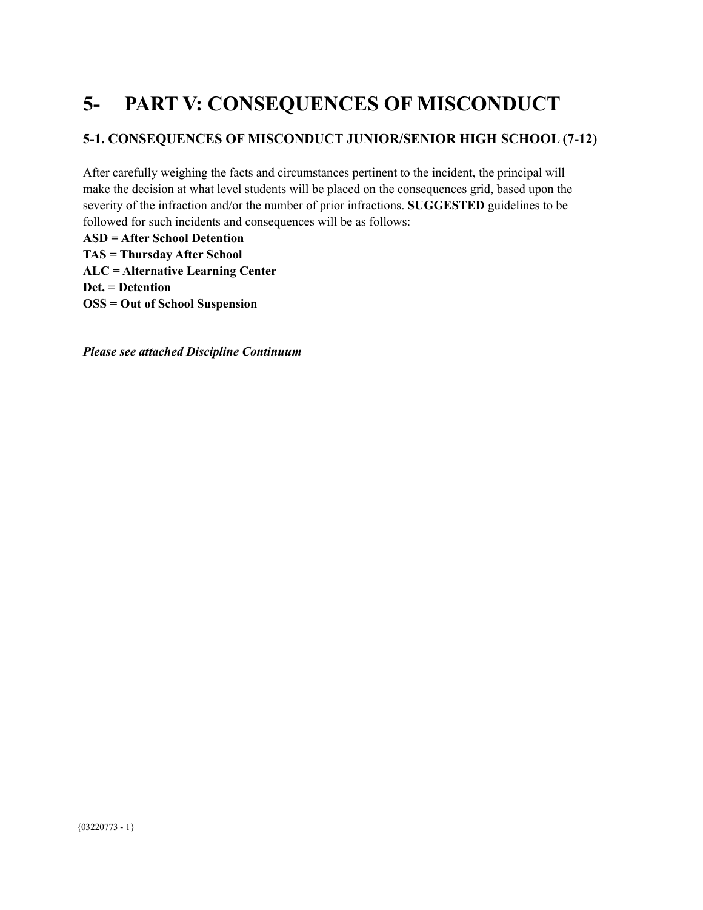# 5- PART V: CONSEQUENCES OF MISCONDUCT

## 5-1. CONSEQUENCES OF MISCONDUCT JUNIOR/SENIOR HIGH SCHOOL (7-12)

After carefully weighing the facts and circumstances pertinent to the incident, the principal will make the decision at what level students will be placed on the consequences grid, based upon the severity of the infraction and/or the number of prior infractions. **SUGGESTED** guidelines to be followed for such incidents and consequences will be as follows:

**ASD = After School Detention**
**TAS = Thursday After School**
**ALC = Alternative Learning Center**
**Det. = Detention**
**OSS = Out of School Suspension**

***Please see attached Discipline Continuum***

{03220773 - 1}